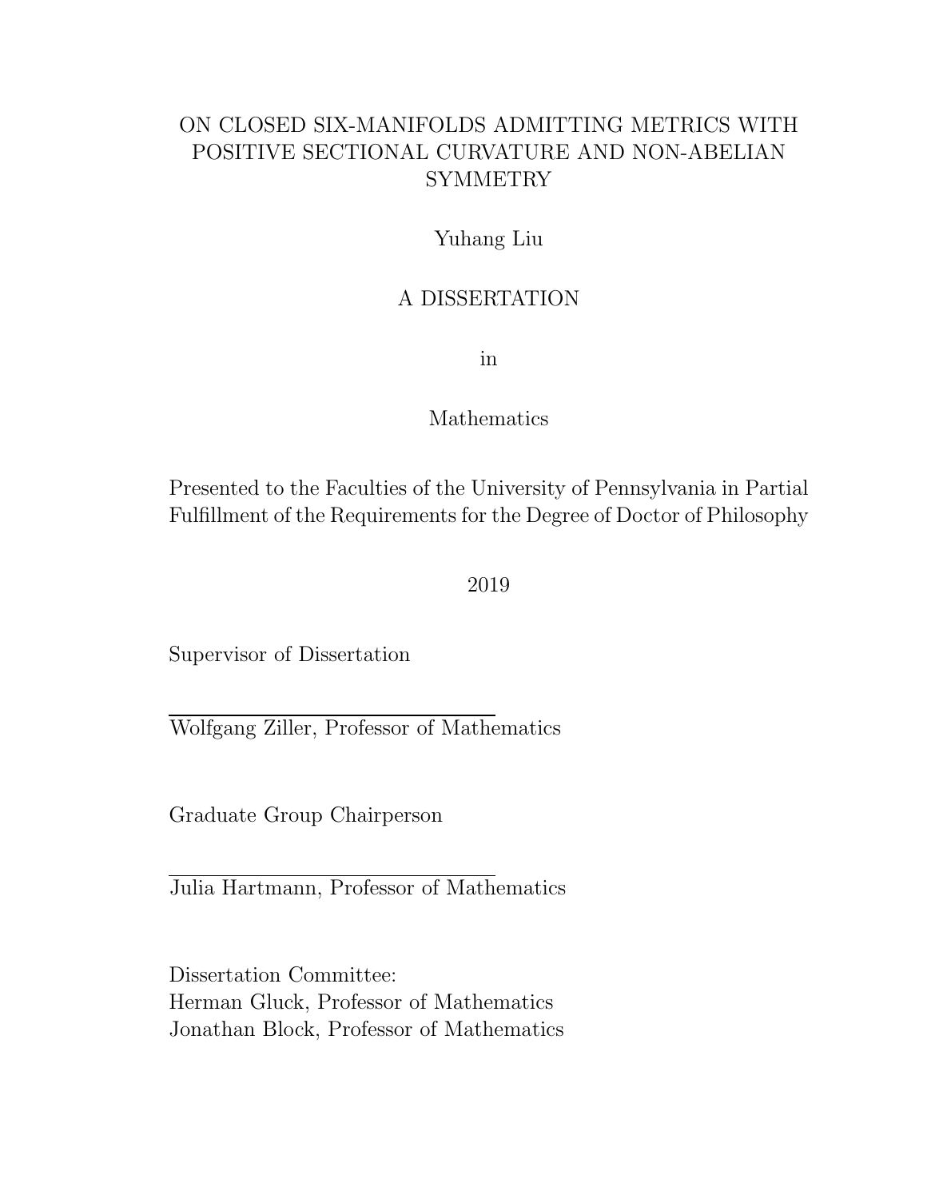# ON CLOSED SIX-MANIFOLDS ADMITTING METRICS WITH POSITIVE SECTIONAL CURVATURE AND NON-ABELIAN SYMMETRY

Yuhang Liu

A DISSERTATION

in

Mathematics

Presented to the Faculties of the University of Pennsylvania in Partial Fulfillment of the Requirements for the Degree of Doctor of Philosophy

2019

Supervisor of Dissertation

Wolfgang Ziller, Professor of Mathematics

Graduate Group Chairperson

Julia Hartmann, Professor of Mathematics

Dissertation Committee:
Herman Gluck, Professor of Mathematics
Jonathan Block, Professor of Mathematics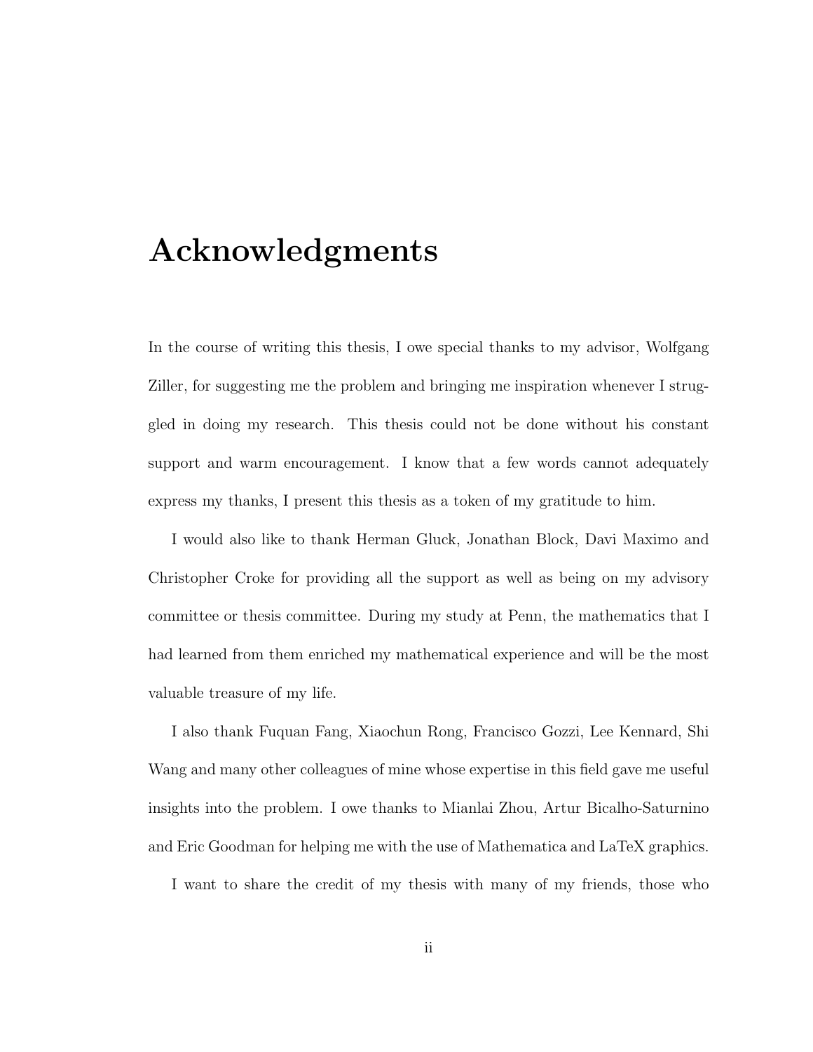# Acknowledgments

In the course of writing this thesis, I owe special thanks to my advisor, Wolfgang Ziller, for suggesting me the problem and bringing me inspiration whenever I struggled in doing my research. This thesis could not be done without his constant support and warm encouragement. I know that a few words cannot adequately express my thanks, I present this thesis as a token of my gratitude to him.

I would also like to thank Herman Gluck, Jonathan Block, Davi Maximo and Christopher Croke for providing all the support as well as being on my advisory committee or thesis committee. During my study at Penn, the mathematics that I had learned from them enriched my mathematical experience and will be the most valuable treasure of my life.

I also thank Fuquan Fang, Xiaochun Rong, Francisco Gozzi, Lee Kennard, Shi Wang and many other colleagues of mine whose expertise in this field gave me useful insights into the problem. I owe thanks to Mianlai Zhou, Artur Bicalho-Saturnino and Eric Goodman for helping me with the use of Mathematica and LaTeX graphics.

I want to share the credit of my thesis with many of my friends, those who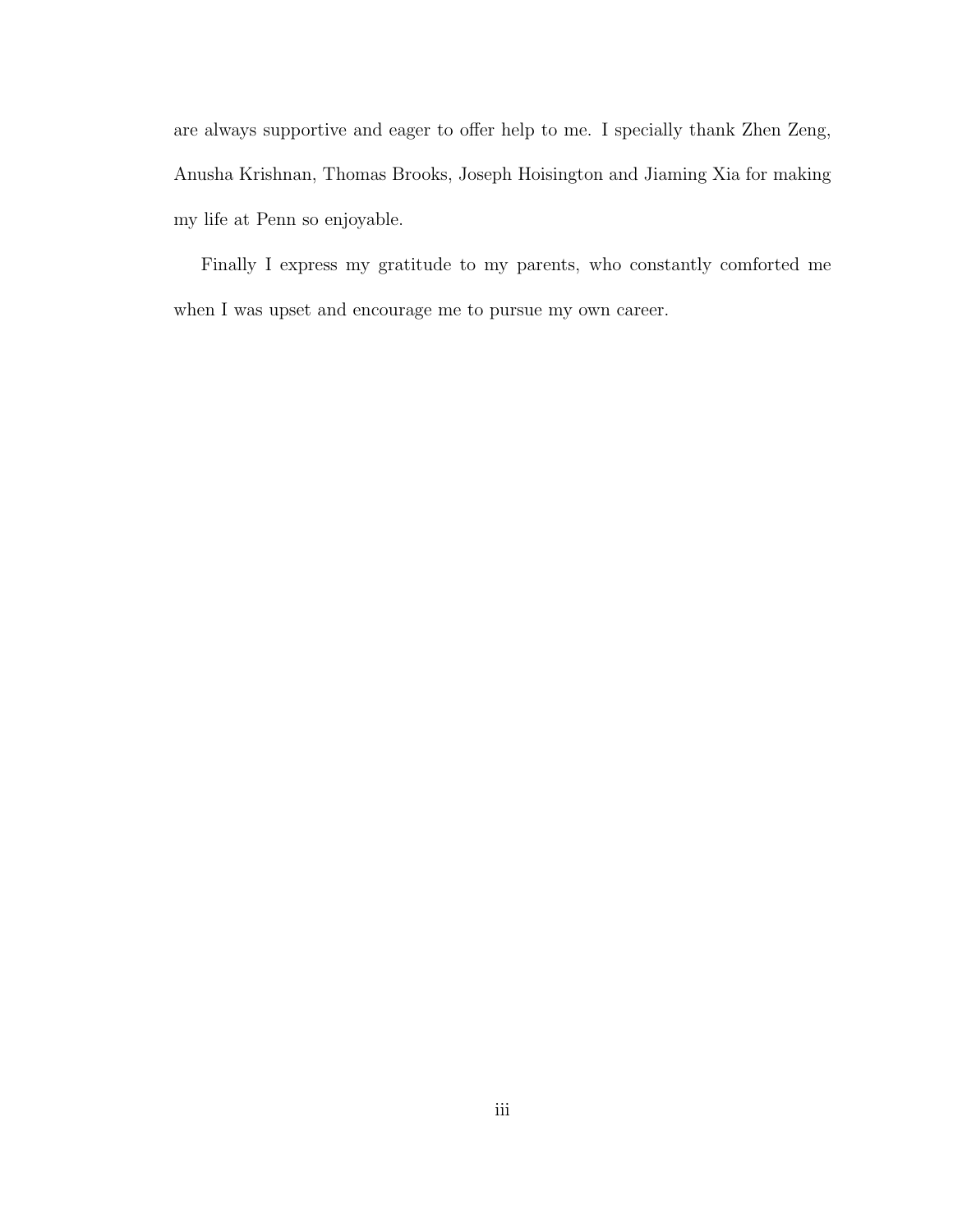are always supportive and eager to offer help to me. I specially thank Zhen Zeng, Anusha Krishnan, Thomas Brooks, Joseph Hoisington and Jiaming Xia for making my life at Penn so enjoyable.

Finally I express my gratitude to my parents, who constantly comforted me when I was upset and encourage me to pursue my own career.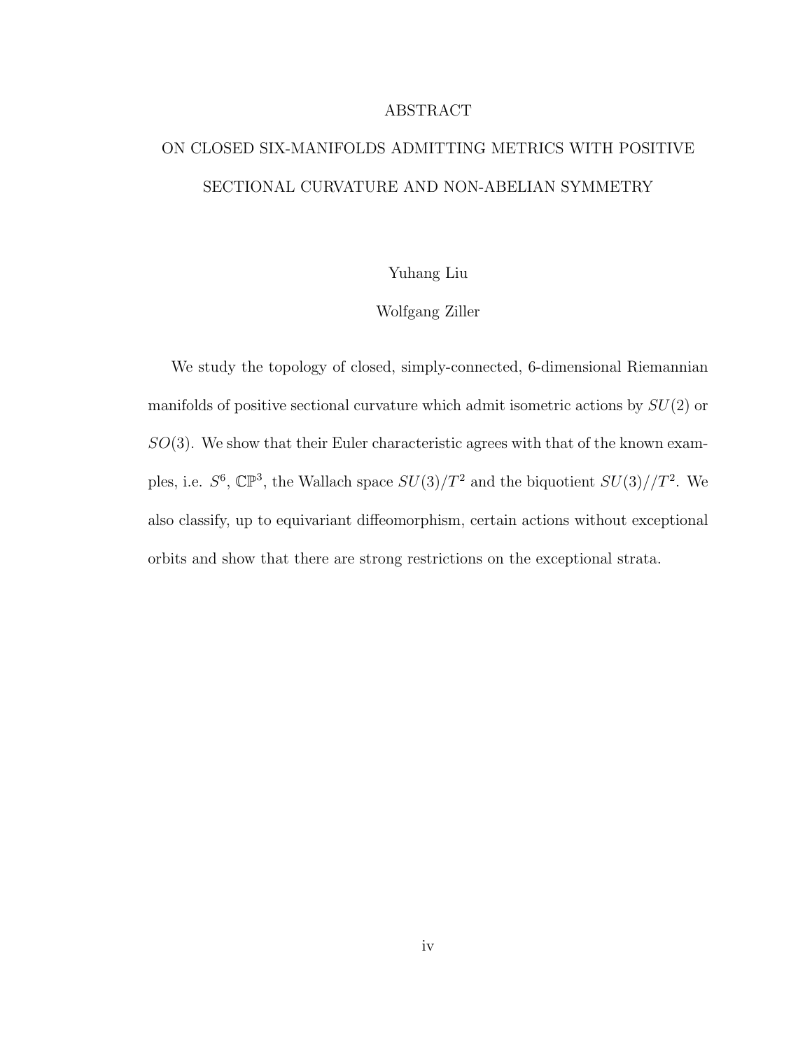# ABSTRACT

## ON CLOSED SIX-MANIFOLDS ADMITTING METRICS WITH POSITIVE SECTIONAL CURVATURE AND NON-ABELIAN SYMMETRY

Yuhang Liu

Wolfgang Ziller

We study the topology of closed, simply-connected, 6-dimensional Riemannian manifolds of positive sectional curvature which admit isometric actions by $SU(2)$ or $SO(3)$. We show that their Euler characteristic agrees with that of the known examples, i.e. $S^6$, $\mathbb{CP}^3$, the Wallach space $SU(3)/T^2$ and the biquotient $SU(3)//T^2$. We also classify, up to equivariant diffeomorphism, certain actions without exceptional orbits and show that there are strong restrictions on the exceptional strata.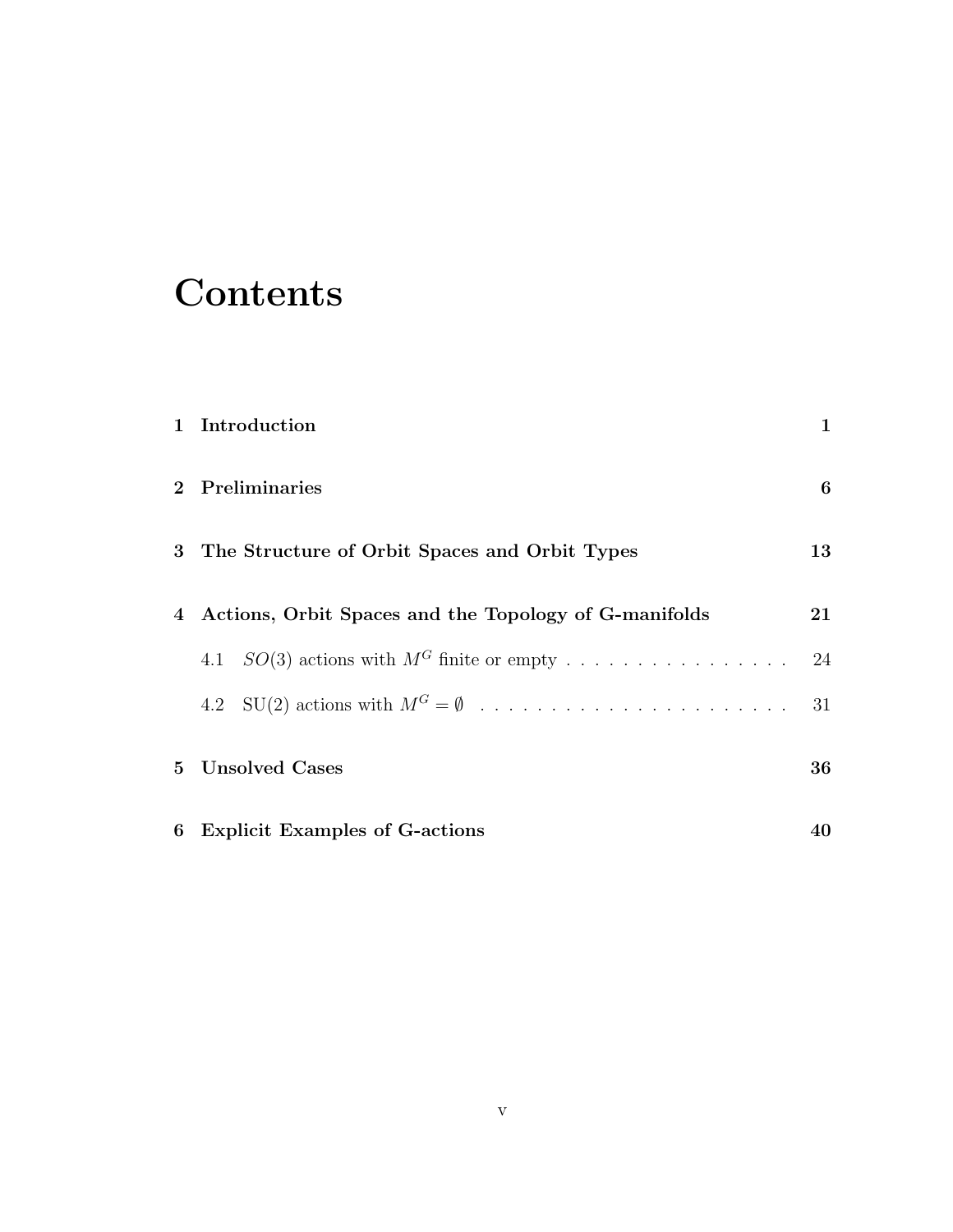# Contents

**1 Introduction** **1**

**2 Preliminaries** **6**

**3 The Structure of Orbit Spaces and Orbit Types** **13**

**4 Actions, Orbit Spaces and the Topology of G-manifolds** **21**

4.1 $SO(3)$ actions with $M^G$ finite or empty . . . . . . . . . . . . . . . . . 24

4.2 SU(2) actions with $M^G = \emptyset$ . . . . . . . . . . . . . . . . . . . . . . . 31

**5 Unsolved Cases** **36**

**6 Explicit Examples of G-actions** **40**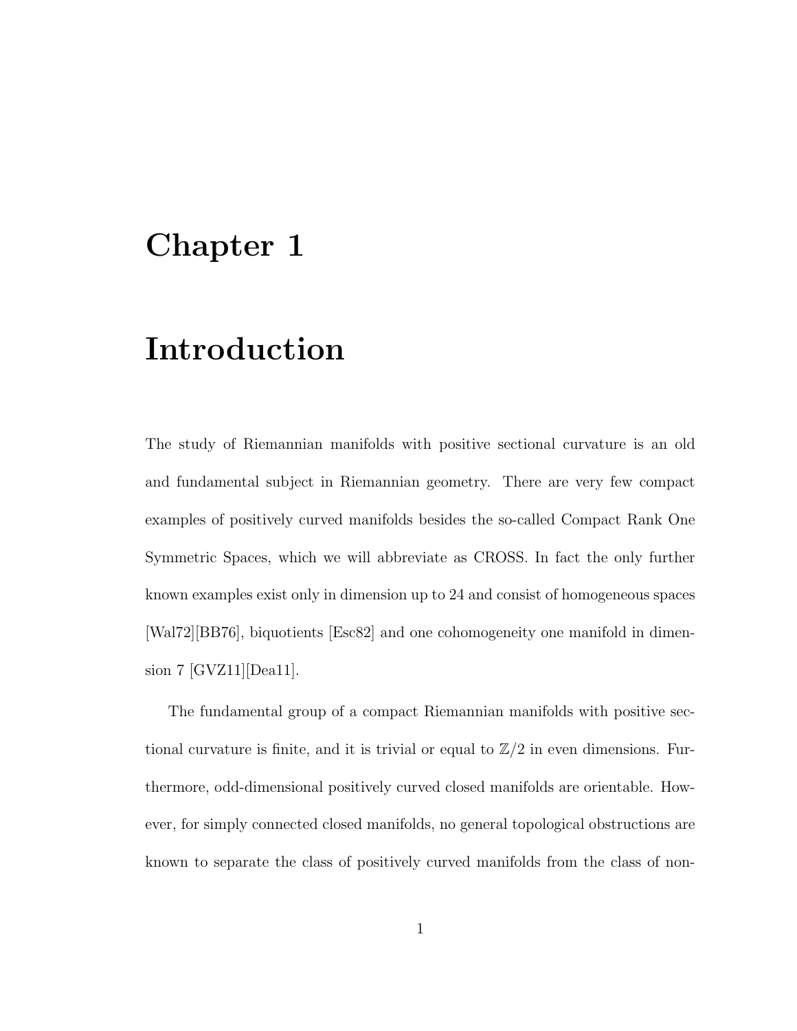# Chapter 1

# Introduction

The study of Riemannian manifolds with positive sectional curvature is an old and fundamental subject in Riemannian geometry. There are very few compact examples of positively curved manifolds besides the so-called Compact Rank One Symmetric Spaces, which we will abbreviate as CROSS. In fact the only further known examples exist only in dimension up to 24 and consist of homogeneous spaces [Wal72][BB76], biquotients [Esc82] and one cohomogeneity one manifold in dimension 7 [GVZ11][Dea11].

The fundamental group of a compact Riemannian manifolds with positive sectional curvature is finite, and it is trivial or equal to $\mathbb{Z}/2$ in even dimensions. Furthermore, odd-dimensional positively curved closed manifolds are orientable. However, for simply connected closed manifolds, no general topological obstructions are known to separate the class of positively curved manifolds from the class of non-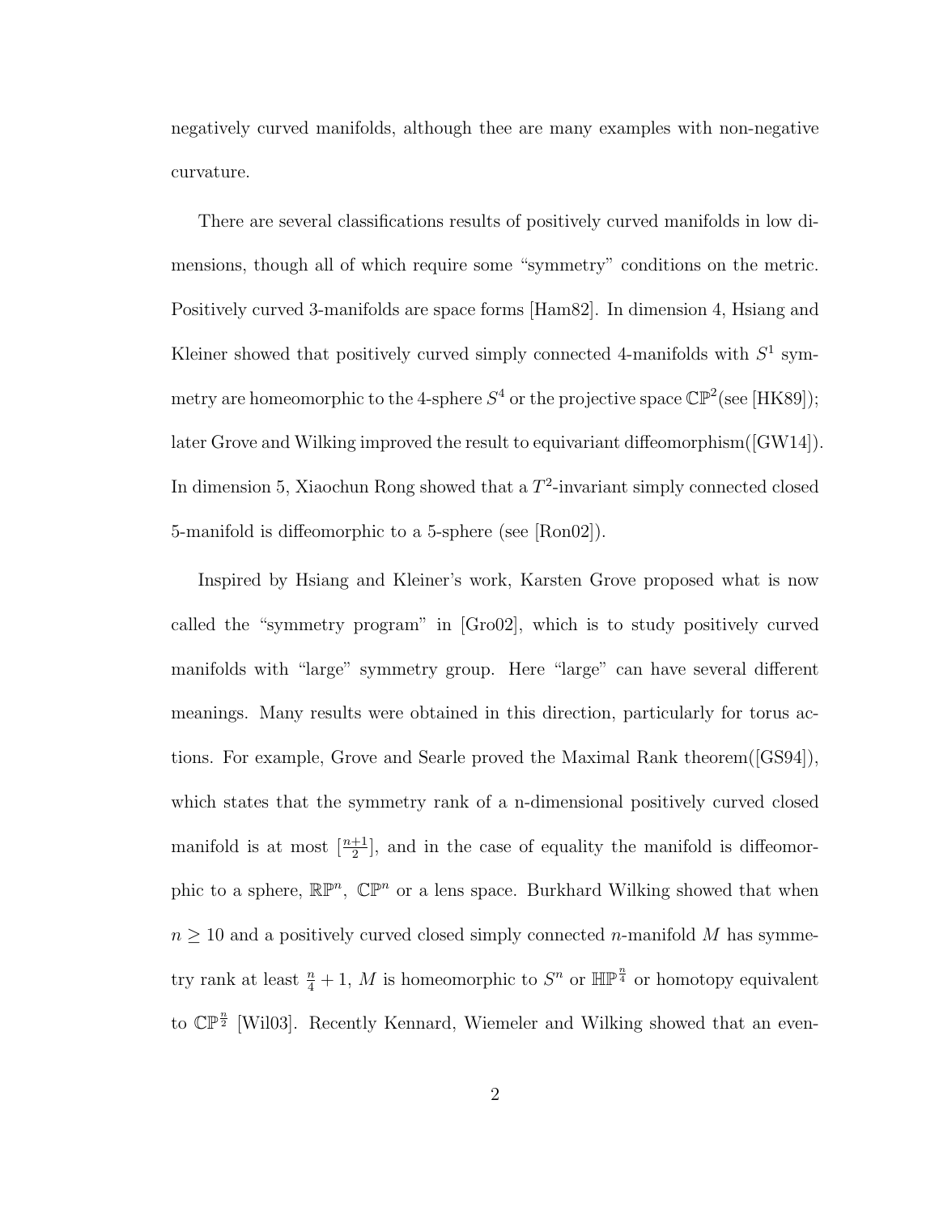negatively curved manifolds, although thee are many examples with non-negative curvature.

There are several classifications results of positively curved manifolds in low dimensions, though all of which require some "symmetry" conditions on the metric. Positively curved 3-manifolds are space forms [Ham82]. In dimension 4, Hsiang and Kleiner showed that positively curved simply connected 4-manifolds with $S^1$ symmetry are homeomorphic to the 4-sphere $S^4$ or the projective space $\mathbb{CP}^2$(see [HK89]); later Grove and Wilking improved the result to equivariant diffeomorphism([GW14]). In dimension 5, Xiaochun Rong showed that a $T^2$-invariant simply connected closed 5-manifold is diffeomorphic to a 5-sphere (see [Ron02]).

Inspired by Hsiang and Kleiner's work, Karsten Grove proposed what is now called the "symmetry program" in [Gro02], which is to study positively curved manifolds with "large" symmetry group. Here "large" can have several different meanings. Many results were obtained in this direction, particularly for torus actions. For example, Grove and Searle proved the Maximal Rank theorem([GS94]), which states that the symmetry rank of a n-dimensional positively curved closed manifold is at most $[\frac{n+1}{2}]$, and in the case of equality the manifold is diffeomorphic to a sphere, $\mathbb{RP}^n$, $\mathbb{CP}^n$ or a lens space. Burkhard Wilking showed that when $n \geq 10$ and a positively curved closed simply connected $n$-manifold $M$ has symmetry rank at least $\frac{n}{4}+1$, $M$ is homeomorphic to $S^n$ or $\mathbb{HP}^{\frac{n}{4}}$ or homotopy equivalent to $\mathbb{CP}^{\frac{n}{2}}$ [Wil03]. Recently Kennard, Wiemeler and Wilking showed that an even-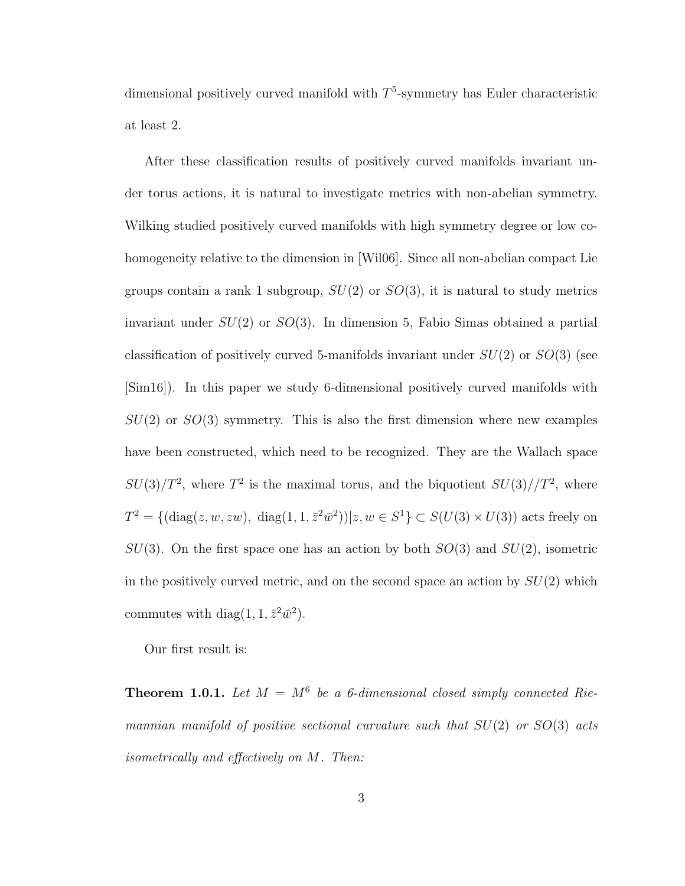dimensional positively curved manifold with $T^5$-symmetry has Euler characteristic at least 2.

After these classification results of positively curved manifolds invariant under torus actions, it is natural to investigate metrics with non-abelian symmetry. Wilking studied positively curved manifolds with high symmetry degree or low cohomogeneity relative to the dimension in [Wil06]. Since all non-abelian compact Lie groups contain a rank 1 subgroup, $SU(2)$ or $SO(3)$, it is natural to study metrics invariant under $SU(2)$ or $SO(3)$. In dimension 5, Fabio Simas obtained a partial classification of positively curved 5-manifolds invariant under $SU(2)$ or $SO(3)$ (see [Sim16]). In this paper we study 6-dimensional positively curved manifolds with $SU(2)$ or $SO(3)$ symmetry. This is also the first dimension where new examples have been constructed, which need to be recognized. They are the Wallach space $SU(3)/T^2$, where $T^2$ is the maximal torus, and the biquotient $SU(3)//T^2$, where $T^2 = \{(\mathrm{diag}(z, w, zw),\ \mathrm{diag}(1, 1, \bar{z}^2\bar{w}^2)) | z, w \in S^1\} \subset S(U(3) \times U(3))$ acts freely on $SU(3)$. On the first space one has an action by both $SO(3)$ and $SU(2)$, isometric in the positively curved metric, and on the second space an action by $SU(2)$ which commutes with $\mathrm{diag}(1, 1, \bar{z}^2\bar{w}^2)$.

Our first result is:

**Theorem 1.0.1.** *Let $M = M^6$ be a 6-dimensional closed simply connected Riemannian manifold of positive sectional curvature such that $SU(2)$ or $SO(3)$ acts isometrically and effectively on $M$. Then:*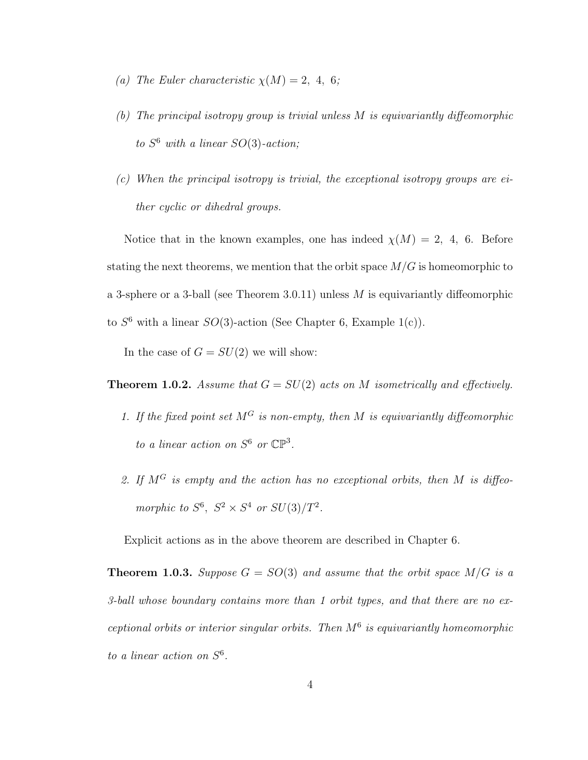*(a) The Euler characteristic $\chi(M) = 2,\ 4,\ 6$;*

*(b) The principal isotropy group is trivial unless $M$ is equivariantly diffeomorphic to $S^6$ with a linear $SO(3)$-action;*

*(c) When the principal isotropy is trivial, the exceptional isotropy groups are either cyclic or dihedral groups.*

Notice that in the known examples, one has indeed $\chi(M) = 2,\ 4,\ 6$. Before stating the next theorems, we mention that the orbit space $M/G$ is homeomorphic to a 3-sphere or a 3-ball (see Theorem 3.0.11) unless $M$ is equivariantly diffeomorphic to $S^6$ with a linear $SO(3)$-action (See Chapter 6, Example 1(c)).

In the case of $G = SU(2)$ we will show:

**Theorem 1.0.2.** *Assume that $G = SU(2)$ acts on $M$ isometrically and effectively.*

1. *If the fixed point set $M^G$ is non-empty, then $M$ is equivariantly diffeomorphic to a linear action on $S^6$ or $\mathbb{CP}^3$.*

2. *If $M^G$ is empty and the action has no exceptional orbits, then $M$ is diffeomorphic to $S^6,\ S^2 \times S^4$ or $SU(3)/T^2$.*

Explicit actions as in the above theorem are described in Chapter 6.

**Theorem 1.0.3.** *Suppose $G = SO(3)$ and assume that the orbit space $M/G$ is a 3-ball whose boundary contains more than 1 orbit types, and that there are no exceptional orbits or interior singular orbits. Then $M^6$ is equivariantly homeomorphic to a linear action on $S^6$.*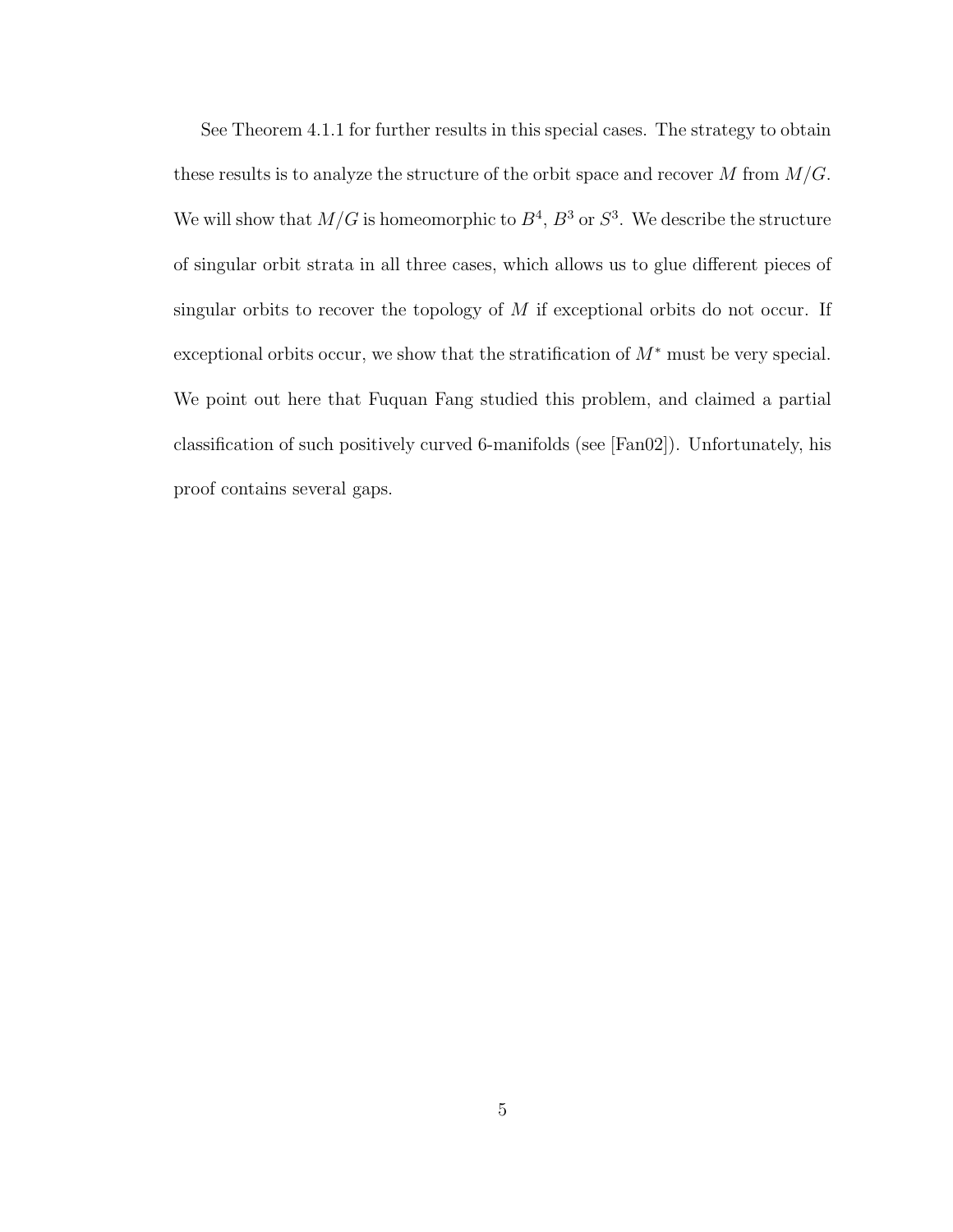See Theorem 4.1.1 for further results in this special cases. The strategy to obtain these results is to analyze the structure of the orbit space and recover $M$ from $M/G$. We will show that $M/G$ is homeomorphic to $B^4$, $B^3$ or $S^3$. We describe the structure of singular orbit strata in all three cases, which allows us to glue different pieces of singular orbits to recover the topology of $M$ if exceptional orbits do not occur. If exceptional orbits occur, we show that the stratification of $M^*$ must be very special. We point out here that Fuquan Fang studied this problem, and claimed a partial classification of such positively curved 6-manifolds (see [Fan02]). Unfortunately, his proof contains several gaps.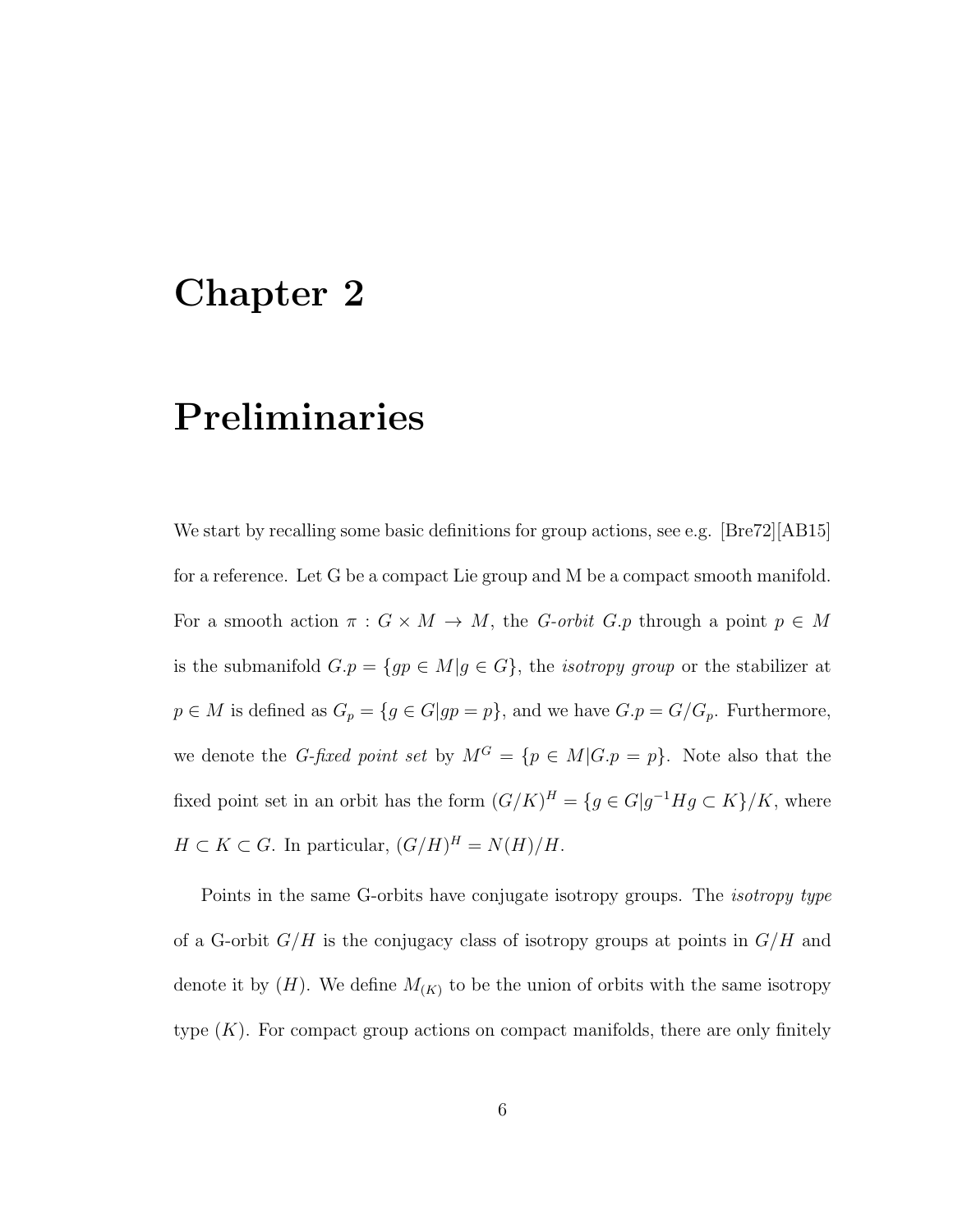# Chapter 2

# Preliminaries

We start by recalling some basic definitions for group actions, see e.g. [Bre72][AB15] for a reference. Let G be a compact Lie group and M be a compact smooth manifold. For a smooth action $\pi : G \times M \to M$, the *G-orbit* $G.p$ through a point $p \in M$ is the submanifold $G.p = \{gp \in M | g \in G\}$, the *isotropy group* or the stabilizer at $p \in M$ is defined as $G_p = \{g \in G | gp = p\}$, and we have $G.p = G/G_p$. Furthermore, we denote the *G-fixed point set* by $M^G = \{p \in M | G.p = p\}$. Note also that the fixed point set in an orbit has the form $(G/K)^H = \{g \in G | g^{-1}Hg \subset K\}/K$, where $H \subset K \subset G$. In particular, $(G/H)^H = N(H)/H$.

Points in the same G-orbits have conjugate isotropy groups. The *isotropy type* of a G-orbit $G/H$ is the conjugacy class of isotropy groups at points in $G/H$ and denote it by $(H)$. We define $M_{(K)}$ to be the union of orbits with the same isotropy type $(K)$. For compact group actions on compact manifolds, there are only finitely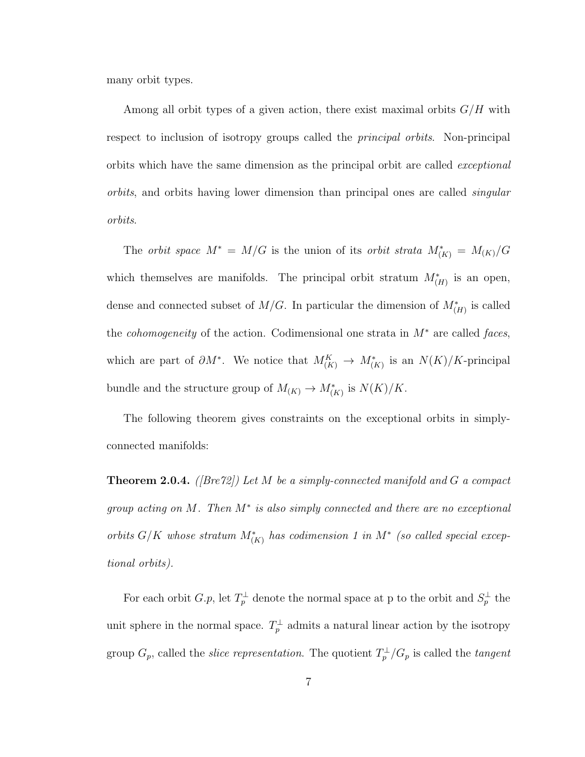many orbit types.

Among all orbit types of a given action, there exist maximal orbits $G/H$ with respect to inclusion of isotropy groups called the *principal orbits*. Non-principal orbits which have the same dimension as the principal orbit are called *exceptional orbits*, and orbits having lower dimension than principal ones are called *singular orbits*.

The *orbit space* $M^* = M/G$ is the union of its *orbit strata* $M^*_{(K)} = M_{(K)}/G$ which themselves are manifolds. The principal orbit stratum $M^*_{(H)}$ is an open, dense and connected subset of $M/G$. In particular the dimension of $M^*_{(H)}$ is called the *cohomogeneity* of the action. Codimensional one strata in $M^*$ are called *faces*, which are part of $\partial M^*$. We notice that $M^K_{(K)} \to M^*_{(K)}$ is an $N(K)/K$-principal bundle and the structure group of $M_{(K)} \to M^*_{(K)}$ is $N(K)/K$.

The following theorem gives constraints on the exceptional orbits in simply-connected manifolds:

**Theorem 2.0.4.** *([Bre72]) Let $M$ be a simply-connected manifold and $G$ a compact group acting on $M$. Then $M^*$ is also simply connected and there are no exceptional orbits $G/K$ whose stratum $M^*_{(K)}$ has codimension 1 in $M^*$ (so called special exceptional orbits).*

For each orbit $G.p$, let $T^\perp_p$ denote the normal space at p to the orbit and $S^\perp_p$ the unit sphere in the normal space. $T^\perp_p$ admits a natural linear action by the isotropy group $G_p$, called the *slice representation*. The quotient $T^\perp_p/G_p$ is called the *tangent*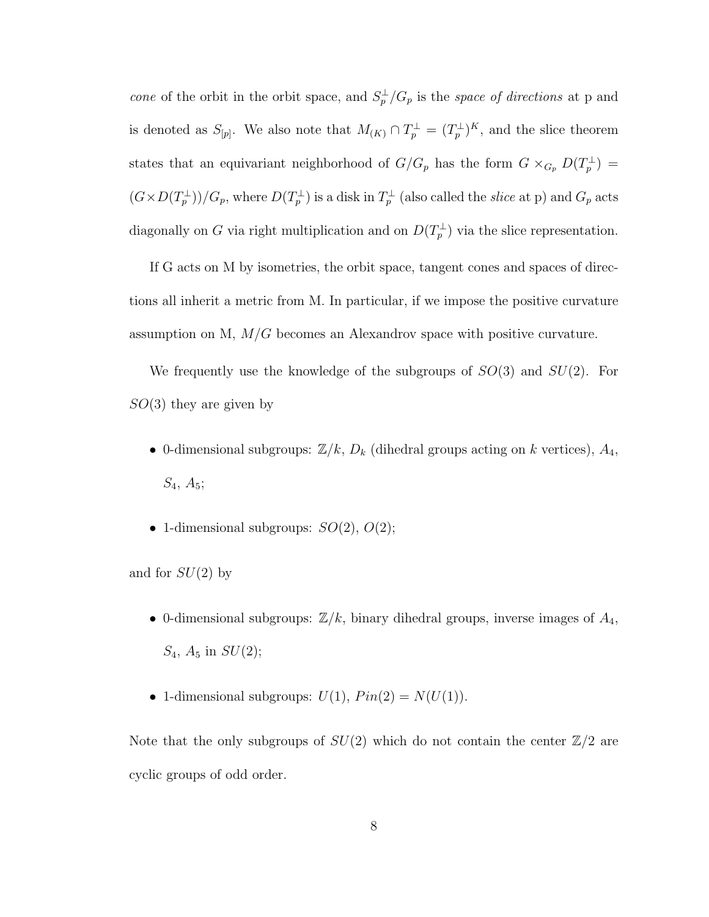*cone* of the orbit in the orbit space, and $S_p^\perp/G_p$ is the *space of directions* at p and is denoted as $S_{[p]}$. We also note that $M_{(K)} \cap T_p^\perp = (T_p^\perp)^K$, and the slice theorem states that an equivariant neighborhood of $G/G_p$ has the form $G \times_{G_p} D(T_p^\perp) = (G \times D(T_p^\perp))/G_p$, where $D(T_p^\perp)$ is a disk in $T_p^\perp$ (also called the *slice* at p) and $G_p$ acts diagonally on $G$ via right multiplication and on $D(T_p^\perp)$ via the slice representation.

If G acts on M by isometries, the orbit space, tangent cones and spaces of directions all inherit a metric from M. In particular, if we impose the positive curvature assumption on M, $M/G$ becomes an Alexandrov space with positive curvature.

We frequently use the knowledge of the subgroups of $SO(3)$ and $SU(2)$. For $SO(3)$ they are given by

- 0-dimensional subgroups: $\mathbb{Z}/k$, $D_k$ (dihedral groups acting on $k$ vertices), $A_4$, $S_4$, $A_5$;
- 1-dimensional subgroups: $SO(2)$, $O(2)$;

and for $SU(2)$ by

- 0-dimensional subgroups: $\mathbb{Z}/k$, binary dihedral groups, inverse images of $A_4$, $S_4$, $A_5$ in $SU(2)$;
- 1-dimensional subgroups: $U(1)$, $Pin(2) = N(U(1))$.

Note that the only subgroups of $SU(2)$ which do not contain the center $\mathbb{Z}/2$ are cyclic groups of odd order.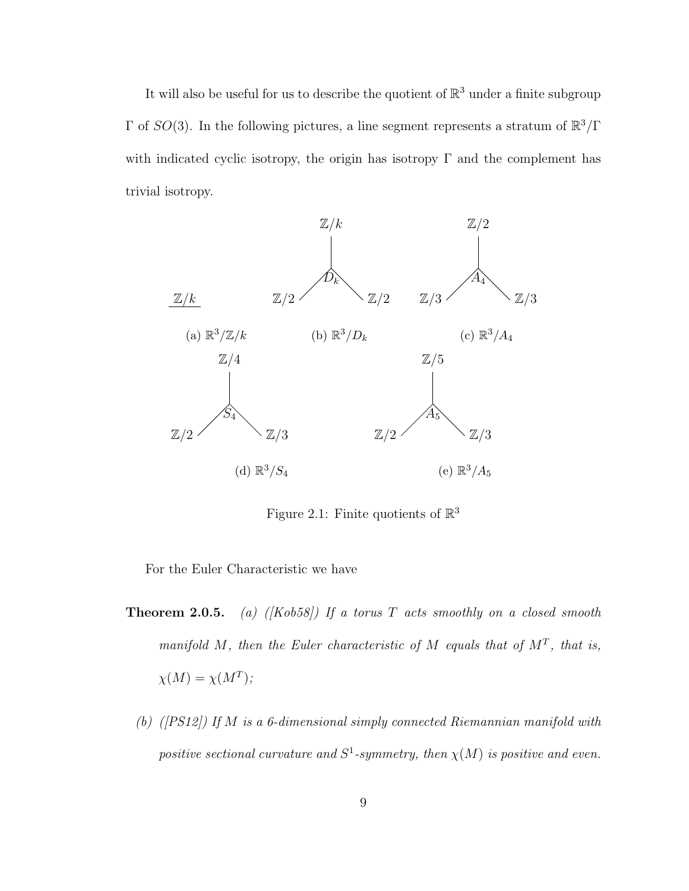It will also be useful for us to describe the quotient of $\mathbb{R}^3$ under a finite subgroup $\Gamma$ of $SO(3)$. In the following pictures, a line segment represents a stratum of $\mathbb{R}^3/\Gamma$ with indicated cyclic isotropy, the origin has isotropy $\Gamma$ and the complement has trivial isotropy.

$\mathbb{Z}/k$

(a) $\mathbb{R}^3/\mathbb{Z}/k$

$\mathbb{Z}/k$, $\mathbb{Z}/2$, $\mathbb{Z}/2$, $D_k$

(b) $\mathbb{R}^3/D_k$

$\mathbb{Z}/2$, $\mathbb{Z}/3$, $\mathbb{Z}/3$, $A_4$

(c) $\mathbb{R}^3/A_4$

$\mathbb{Z}/4$, $\mathbb{Z}/2$, $\mathbb{Z}/3$, $S_4$

(d) $\mathbb{R}^3/S_4$

$\mathbb{Z}/5$, $\mathbb{Z}/2$, $\mathbb{Z}/3$, $A_5$

(e) $\mathbb{R}^3/A_5$

Figure 2.1: Finite quotients of $\mathbb{R}^3$

For the Euler Characteristic we have

**Theorem 2.0.5.** *(a) ([Kob58]) If a torus $T$ acts smoothly on a closed smooth manifold $M$, then the Euler characteristic of $M$ equals that of $M^T$, that is, $\chi(M) = \chi(M^T)$;*

*(b) ([PS12]) If $M$ is a 6-dimensional simply connected Riemannian manifold with positive sectional curvature and $S^1$-symmetry, then $\chi(M)$ is positive and even.*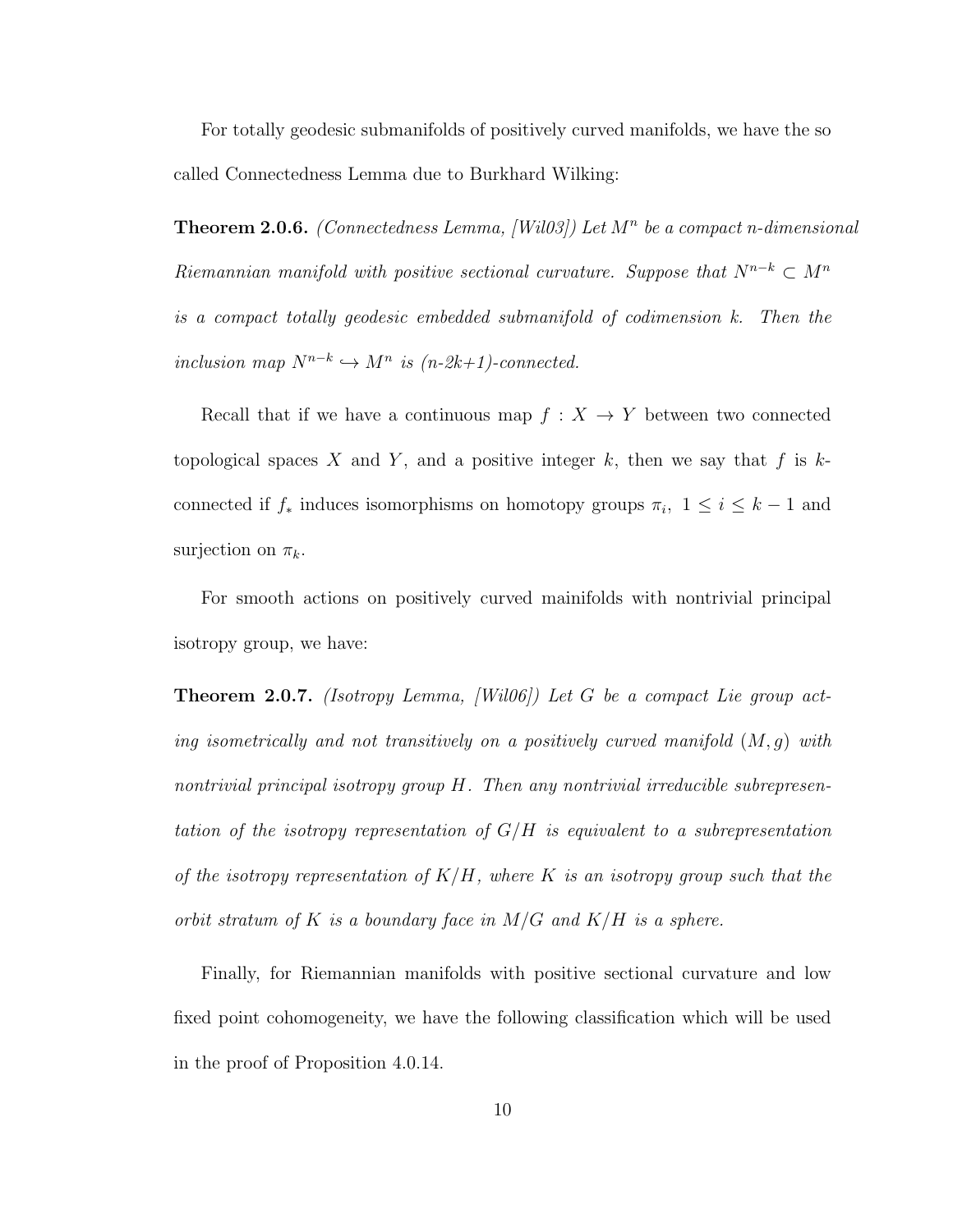For totally geodesic submanifolds of positively curved manifolds, we have the so called Connectedness Lemma due to Burkhard Wilking:

**Theorem 2.0.6.** *(Connectedness Lemma, [Wil03]) Let $M^n$ be a compact n-dimensional Riemannian manifold with positive sectional curvature. Suppose that $N^{n-k} \subset M^n$ is a compact totally geodesic embedded submanifold of codimension k. Then the inclusion map $N^{n-k} \hookrightarrow M^n$ is (n-2k+1)-connected.*

Recall that if we have a continuous map $f : X \to Y$ between two connected topological spaces $X$ and $Y$, and a positive integer $k$, then we say that $f$ is $k$-connected if $f_*$ induces isomorphisms on homotopy groups $\pi_i,\ 1 \leq i \leq k-1$ and surjection on $\pi_k$.

For smooth actions on positively curved mainifolds with nontrivial principal isotropy group, we have:

**Theorem 2.0.7.** *(Isotropy Lemma, [Wil06]) Let $G$ be a compact Lie group acting isometrically and not transitively on a positively curved manifold $(M, g)$ with nontrivial principal isotropy group $H$. Then any nontrivial irreducible subrepresentation of the isotropy representation of $G/H$ is equivalent to a subrepresentation of the isotropy representation of $K/H$, where $K$ is an isotropy group such that the orbit stratum of $K$ is a boundary face in $M/G$ and $K/H$ is a sphere.*

Finally, for Riemannian manifolds with positive sectional curvature and low fixed point cohomogeneity, we have the following classification which will be used in the proof of Proposition 4.0.14.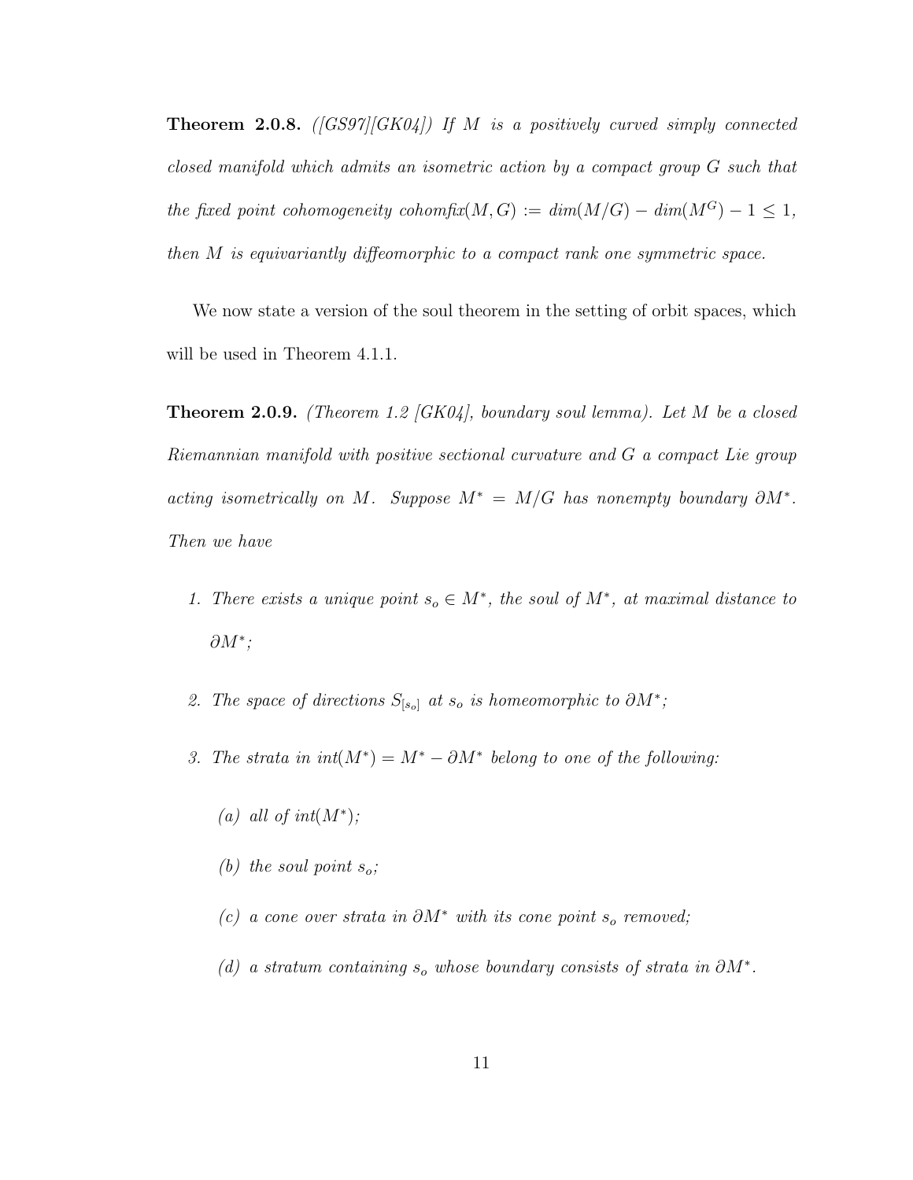**Theorem 2.0.8.** *([GS97][GK04]) If $M$ is a positively curved simply connected closed manifold which admits an isometric action by a compact group $G$ such that the fixed point cohomogeneity $cohomfix(M, G) := dim(M/G) - dim(M^G) - 1 \leq 1$, then $M$ is equivariantly diffeomorphic to a compact rank one symmetric space.*

We now state a version of the soul theorem in the setting of orbit spaces, which will be used in Theorem 4.1.1.

**Theorem 2.0.9.** *(Theorem 1.2 [GK04], boundary soul lemma). Let $M$ be a closed Riemannian manifold with positive sectional curvature and $G$ a compact Lie group acting isometrically on $M$. Suppose $M^* = M/G$ has nonempty boundary $\partial M^*$. Then we have*

1. *There exists a unique point $s_o \in M^*$, the soul of $M^*$, at maximal distance to $\partial M^*$;*
2. *The space of directions $S_{[s_o]}$ at $s_o$ is homeomorphic to $\partial M^*$;*
3. *The strata in $int(M^*) = M^* - \partial M^*$ belong to one of the following:*
   - *(a) all of $int(M^*)$;*
   - *(b) the soul point $s_o$;*
   - *(c) a cone over strata in $\partial M^*$ with its cone point $s_o$ removed;*
   - *(d) a stratum containing $s_o$ whose boundary consists of strata in $\partial M^*$.*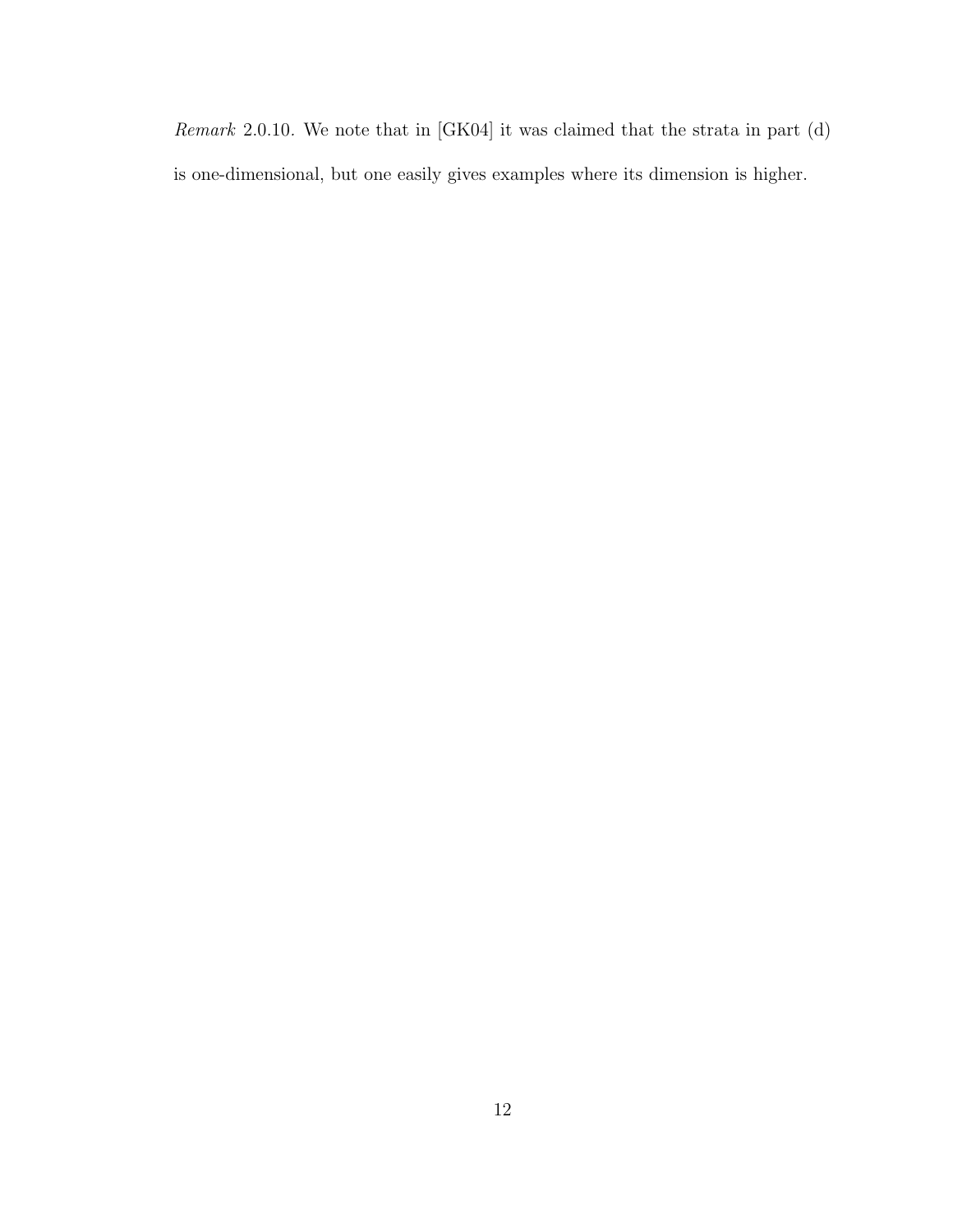*Remark* 2.0.10. We note that in [GK04] it was claimed that the strata in part (d) is one-dimensional, but one easily gives examples where its dimension is higher.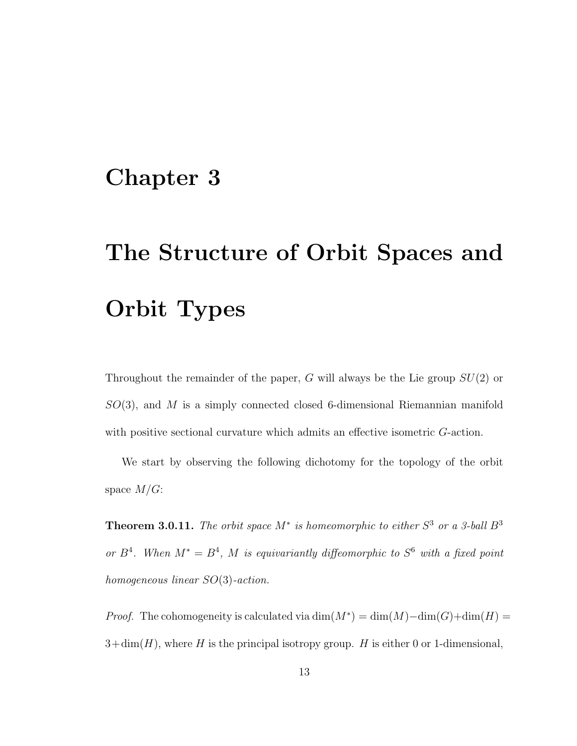# Chapter 3

# The Structure of Orbit Spaces and Orbit Types

Throughout the remainder of the paper, $G$ will always be the Lie group $SU(2)$ or $SO(3)$, and $M$ is a simply connected closed 6-dimensional Riemannian manifold with positive sectional curvature which admits an effective isometric $G$-action.

We start by observing the following dichotomy for the topology of the orbit space $M/G$:

**Theorem 3.0.11.** *The orbit space $M^*$ is homeomorphic to either $S^3$ or a 3-ball $B^3$ or $B^4$. When $M^* = B^4$, $M$ is equivariantly diffeomorphic to $S^6$ with a fixed point homogeneous linear $SO(3)$-action.*

*Proof.* The cohomogeneity is calculated via $\dim(M^*) = \dim(M) - \dim(G) + \dim(H) = 3 + \dim(H)$, where $H$ is the principal isotropy group. $H$ is either 0 or 1-dimensional,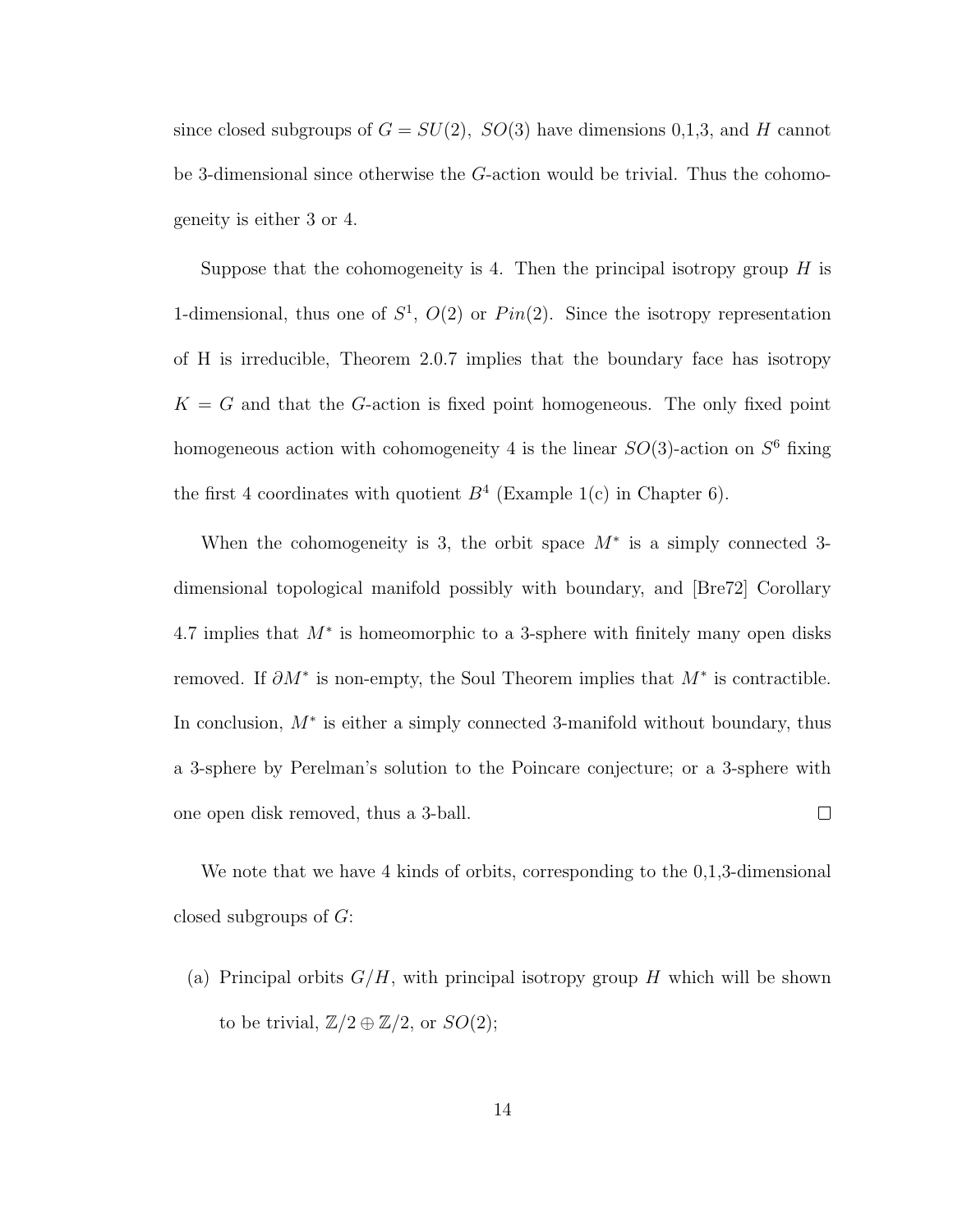since closed subgroups of $G = SU(2),\ SO(3)$ have dimensions 0,1,3, and $H$ cannot be 3-dimensional since otherwise the $G$-action would be trivial. Thus the cohomogeneity is either 3 or 4.

Suppose that the cohomogeneity is 4. Then the principal isotropy group $H$ is 1-dimensional, thus one of $S^1$, $O(2)$ or $Pin(2)$. Since the isotropy representation of H is irreducible, Theorem 2.0.7 implies that the boundary face has isotropy $K = G$ and that the $G$-action is fixed point homogeneous. The only fixed point homogeneous action with cohomogeneity 4 is the linear $SO(3)$-action on $S^6$ fixing the first 4 coordinates with quotient $B^4$ (Example 1(c) in Chapter 6).

When the cohomogeneity is 3, the orbit space $M^*$ is a simply connected 3-dimensional topological manifold possibly with boundary, and [Bre72] Corollary 4.7 implies that $M^*$ is homeomorphic to a 3-sphere with finitely many open disks removed. If $\partial M^*$ is non-empty, the Soul Theorem implies that $M^*$ is contractible. In conclusion, $M^*$ is either a simply connected 3-manifold without boundary, thus a 3-sphere by Perelman's solution to the Poincare conjecture; or a 3-sphere with one open disk removed, thus a 3-ball. □

We note that we have 4 kinds of orbits, corresponding to the 0,1,3-dimensional closed subgroups of $G$:

(a) Principal orbits $G/H$, with principal isotropy group $H$ which will be shown to be trivial, $\mathbb{Z}/2 \oplus \mathbb{Z}/2$, or $SO(2)$;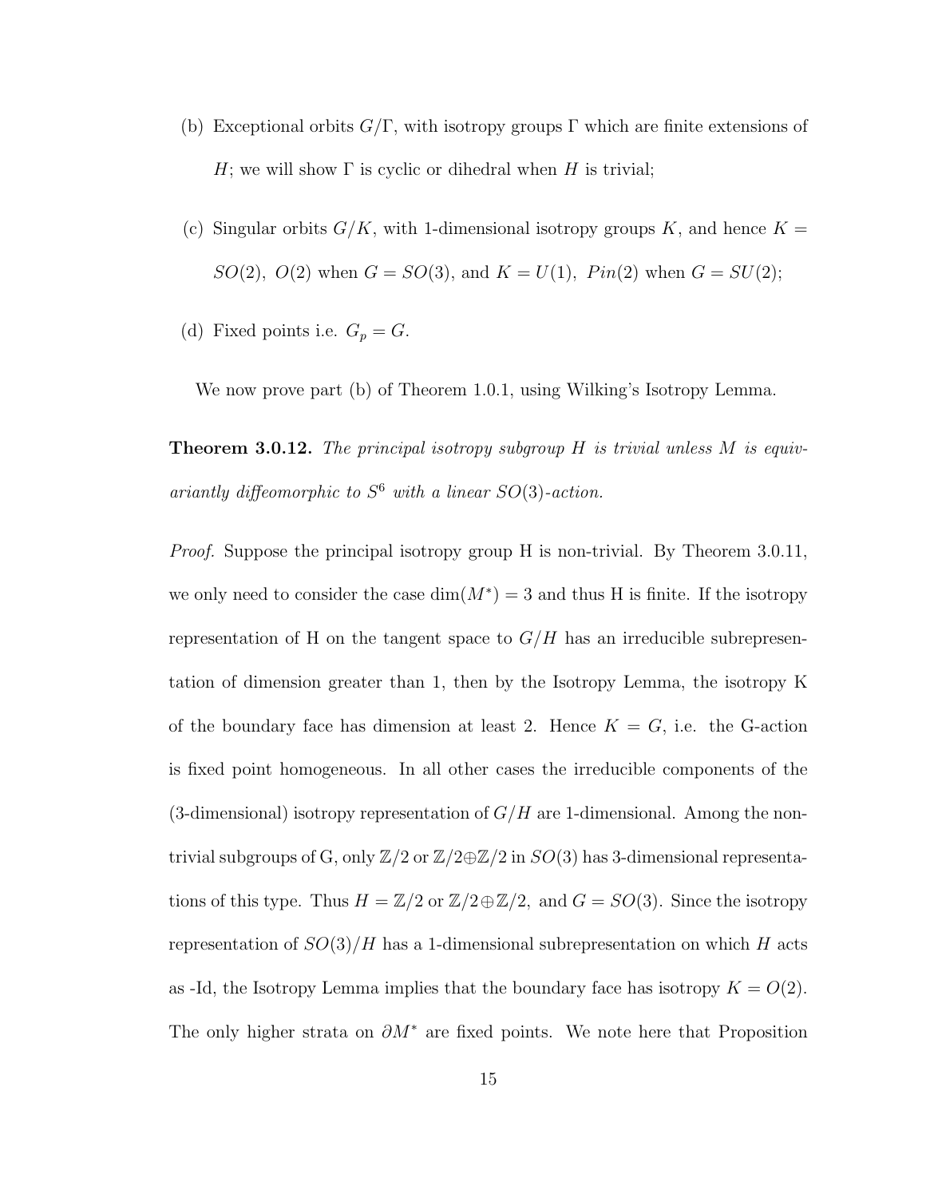(b) Exceptional orbits $G/\Gamma$, with isotropy groups $\Gamma$ which are finite extensions of $H$; we will show $\Gamma$ is cyclic or dihedral when $H$ is trivial;

(c) Singular orbits $G/K$, with 1-dimensional isotropy groups $K$, and hence $K = SO(2),\ O(2)$ when $G = SO(3)$, and $K = U(1),\ Pin(2)$ when $G = SU(2)$;

(d) Fixed points i.e. $G_p = G$.

We now prove part (b) of Theorem 1.0.1, using Wilking's Isotropy Lemma.

**Theorem 3.0.12.** *The principal isotropy subgroup $H$ is trivial unless $M$ is equivariantly diffeomorphic to $S^6$ with a linear $SO(3)$-action.*

*Proof.* Suppose the principal isotropy group H is non-trivial. By Theorem 3.0.11, we only need to consider the case $\dim(M^*) = 3$ and thus H is finite. If the isotropy representation of H on the tangent space to $G/H$ has an irreducible subrepresentation of dimension greater than 1, then by the Isotropy Lemma, the isotropy K of the boundary face has dimension at least 2. Hence $K = G$, i.e. the G-action is fixed point homogeneous. In all other cases the irreducible components of the (3-dimensional) isotropy representation of $G/H$ are 1-dimensional. Among the non-trivial subgroups of G, only $\mathbb{Z}/2$ or $\mathbb{Z}/2 \oplus \mathbb{Z}/2$ in $SO(3)$ has 3-dimensional representations of this type. Thus $H = \mathbb{Z}/2$ or $\mathbb{Z}/2 \oplus \mathbb{Z}/2$, and $G = SO(3)$. Since the isotropy representation of $SO(3)/H$ has a 1-dimensional subrepresentation on which $H$ acts as -Id, the Isotropy Lemma implies that the boundary face has isotropy $K = O(2)$. The only higher strata on $\partial M^*$ are fixed points. We note here that Proposition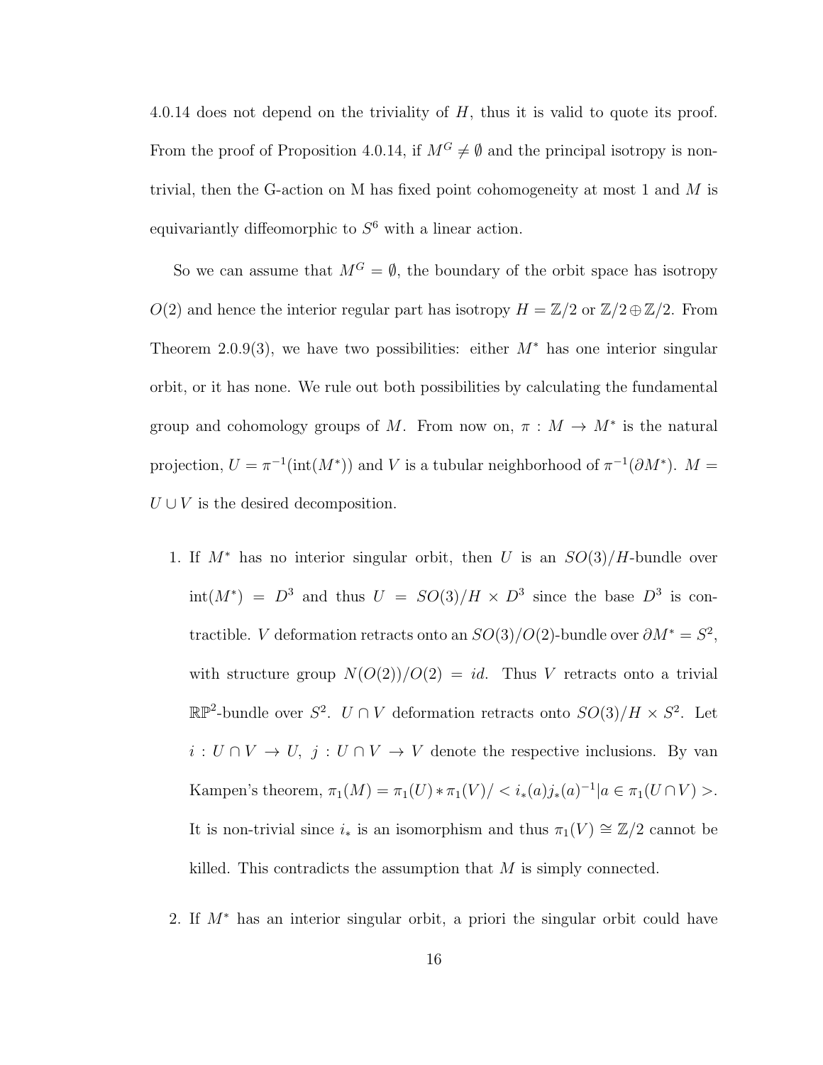4.0.14 does not depend on the triviality of $H$, thus it is valid to quote its proof. From the proof of Proposition 4.0.14, if $M^G \neq \emptyset$ and the principal isotropy is non-trivial, then the G-action on M has fixed point cohomogeneity at most 1 and $M$ is equivariantly diffeomorphic to $S^6$ with a linear action.

So we can assume that $M^G = \emptyset$, the boundary of the orbit space has isotropy $O(2)$ and hence the interior regular part has isotropy $H = \mathbb{Z}/2$ or $\mathbb{Z}/2 \oplus \mathbb{Z}/2$. From Theorem 2.0.9(3), we have two possibilities: either $M^*$ has one interior singular orbit, or it has none. We rule out both possibilities by calculating the fundamental group and cohomology groups of $M$. From now on, $\pi : M \to M^*$ is the natural projection, $U = \pi^{-1}(\text{int}(M^*))$ and $V$ is a tubular neighborhood of $\pi^{-1}(\partial M^*)$. $M = U \cup V$ is the desired decomposition.

1. If $M^*$ has no interior singular orbit, then $U$ is an $SO(3)/H$-bundle over $\text{int}(M^*) = D^3$ and thus $U = SO(3)/H \times D^3$ since the base $D^3$ is contractible. $V$ deformation retracts onto an $SO(3)/O(2)$-bundle over $\partial M^* = S^2$, with structure group $N(O(2))/O(2) = id$. Thus $V$ retracts onto a trivial $\mathbb{RP}^2$-bundle over $S^2$. $U \cap V$ deformation retracts onto $SO(3)/H \times S^2$. Let $i : U \cap V \to U,\ j : U \cap V \to V$ denote the respective inclusions. By van Kampen's theorem, $\pi_1(M) = \pi_1(U) * \pi_1(V) / < i_*(a) j_*(a)^{-1} | a \in \pi_1(U \cap V) >$. It is non-trivial since $i_*$ is an isomorphism and thus $\pi_1(V) \cong \mathbb{Z}/2$ cannot be killed. This contradicts the assumption that $M$ is simply connected.

2. If $M^*$ has an interior singular orbit, a priori the singular orbit could have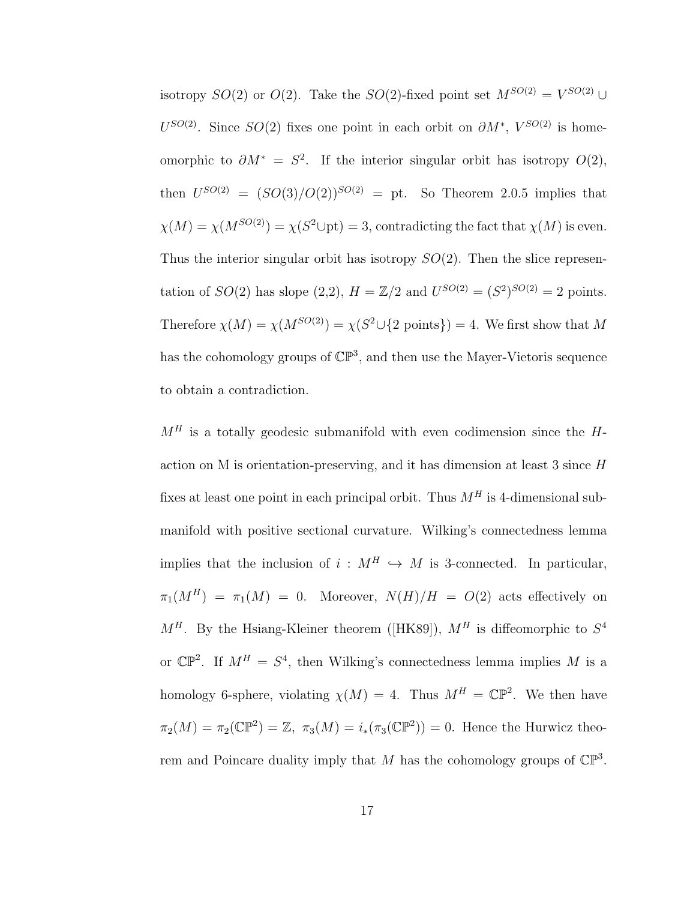isotropy $SO(2)$ or $O(2)$. Take the $SO(2)$-fixed point set $M^{SO(2)} = V^{SO(2)} \cup U^{SO(2)}$. Since $SO(2)$ fixes one point in each orbit on $\partial M^*$, $V^{SO(2)}$ is homeomorphic to $\partial M^* = S^2$. If the interior singular orbit has isotropy $O(2)$, then $U^{SO(2)} = (SO(3)/O(2))^{SO(2)} = \text{pt}$. So Theorem 2.0.5 implies that $\chi(M) = \chi(M^{SO(2)}) = \chi(S^2 \cup \text{pt}) = 3$, contradicting the fact that $\chi(M)$ is even. Thus the interior singular orbit has isotropy $SO(2)$. Then the slice representation of $SO(2)$ has slope (2,2), $H = \mathbb{Z}/2$ and $U^{SO(2)} = (S^2)^{SO(2)} = 2$ points. Therefore $\chi(M) = \chi(M^{SO(2)}) = \chi(S^2 \cup \{2 \text{ points}\}) = 4$. We first show that $M$ has the cohomology groups of $\mathbb{CP}^3$, and then use the Mayer-Vietoris sequence to obtain a contradiction.

$M^H$ is a totally geodesic submanifold with even codimension since the $H$-action on M is orientation-preserving, and it has dimension at least 3 since $H$ fixes at least one point in each principal orbit. Thus $M^H$ is 4-dimensional submanifold with positive sectional curvature. Wilking's connectedness lemma implies that the inclusion of $i : M^H \hookrightarrow M$ is 3-connected. In particular, $\pi_1(M^H) = \pi_1(M) = 0$. Moreover, $N(H)/H = O(2)$ acts effectively on $M^H$. By the Hsiang-Kleiner theorem ([HK89]), $M^H$ is diffeomorphic to $S^4$ or $\mathbb{CP}^2$. If $M^H = S^4$, then Wilking's connectedness lemma implies $M$ is a homology 6-sphere, violating $\chi(M) = 4$. Thus $M^H = \mathbb{CP}^2$. We then have $\pi_2(M) = \pi_2(\mathbb{CP}^2) = \mathbb{Z}$, $\pi_3(M) = i_*(\pi_3(\mathbb{CP}^2)) = 0$. Hence the Hurwicz theorem and Poincare duality imply that $M$ has the cohomology groups of $\mathbb{CP}^3$.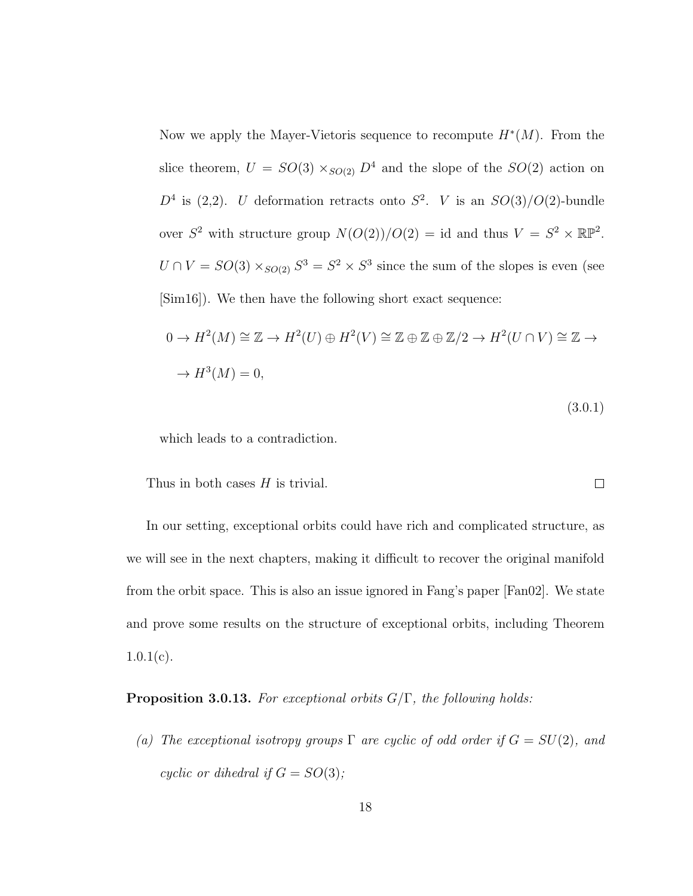Now we apply the Mayer-Vietoris sequence to recompute $H^*(M)$. From the slice theorem, $U = SO(3) \times_{SO(2)} D^4$ and the slope of the $SO(2)$ action on $D^4$ is (2,2). $U$ deformation retracts onto $S^2$. $V$ is an $SO(3)/O(2)$-bundle over $S^2$ with structure group $N(O(2))/O(2) = \text{id}$ and thus $V = S^2 \times \mathbb{RP}^2$. $U \cap V = SO(3) \times_{SO(2)} S^3 = S^2 \times S^3$ since the sum of the slopes is even (see [Sim16]). We then have the following short exact sequence:

$$
\begin{aligned}
0 \to H^2(M) \cong \mathbb{Z} \to H^2(U) \oplus H^2(V) \cong \mathbb{Z} \oplus \mathbb{Z} \oplus \mathbb{Z}/2 \to H^2(U \cap V) \cong \mathbb{Z} \to \\
\to H^3(M) = 0,
\end{aligned}
\tag{3.0.1}
$$

which leads to a contradiction.

Thus in both cases $H$ is trivial. □

In our setting, exceptional orbits could have rich and complicated structure, as we will see in the next chapters, making it difficult to recover the original manifold from the orbit space. This is also an issue ignored in Fang's paper [Fan02]. We state and prove some results on the structure of exceptional orbits, including Theorem 1.0.1(c).

**Proposition 3.0.13.** *For exceptional orbits $G/\Gamma$, the following holds:*

*(a) The exceptional isotropy groups $\Gamma$ are cyclic of odd order if $G = SU(2)$, and cyclic or dihedral if $G = SO(3)$;*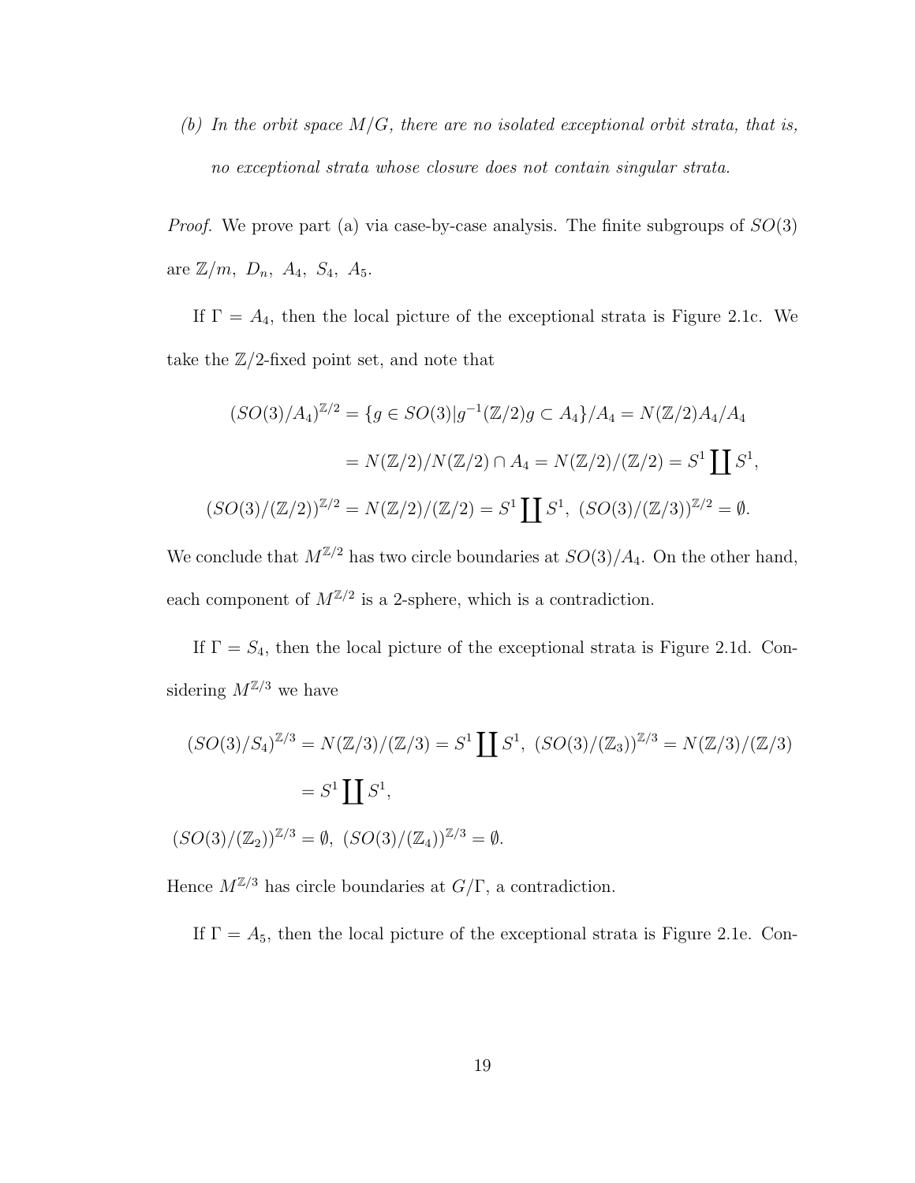*(b) In the orbit space $M/G$, there are no isolated exceptional orbit strata, that is, no exceptional strata whose closure does not contain singular strata.*

*Proof.* We prove part (a) via case-by-case analysis. The finite subgroups of $SO(3)$ are $\mathbb{Z}/m,\ D_n,\ A_4,\ S_4,\ A_5$.

If $\Gamma = A_4$, then the local picture of the exceptional strata is Figure 2.1c. We take the $\mathbb{Z}/2$-fixed point set, and note that

$$
\begin{aligned}
(SO(3)/A_4)^{\mathbb{Z}/2} &= \{g \in SO(3) | g^{-1}(\mathbb{Z}/2)g \subset A_4\}/A_4 = N(\mathbb{Z}/2)A_4/A_4 \\
&= N(\mathbb{Z}/2)/N(\mathbb{Z}/2) \cap A_4 = N(\mathbb{Z}/2)/(\mathbb{Z}/2) = S^1 \coprod S^1, \\
(SO(3)/(\mathbb{Z}/2))^{\mathbb{Z}/2} &= N(\mathbb{Z}/2)/(\mathbb{Z}/2) = S^1 \coprod S^1,\ (SO(3)/(\mathbb{Z}/3))^{\mathbb{Z}/2} = \emptyset.
\end{aligned}
$$

We conclude that $M^{\mathbb{Z}/2}$ has two circle boundaries at $SO(3)/A_4$. On the other hand, each component of $M^{\mathbb{Z}/2}$ is a 2-sphere, which is a contradiction.

If $\Gamma = S_4$, then the local picture of the exceptional strata is Figure 2.1d. Considering $M^{\mathbb{Z}/3}$ we have

$$
\begin{aligned}
(SO(3)/S_4)^{\mathbb{Z}/3} &= N(\mathbb{Z}/3)/(\mathbb{Z}/3) = S^1 \coprod S^1,\ (SO(3)/(\mathbb{Z}_3))^{\mathbb{Z}/3} = N(\mathbb{Z}/3)/(\mathbb{Z}/3) \\
&= S^1 \coprod S^1,
\end{aligned}
$$

$$
(SO(3)/(\mathbb{Z}_2))^{\mathbb{Z}/3} = \emptyset,\ (SO(3)/(\mathbb{Z}_4))^{\mathbb{Z}/3} = \emptyset.
$$

Hence $M^{\mathbb{Z}/3}$ has circle boundaries at $G/\Gamma$, a contradiction.

If $\Gamma = A_5$, then the local picture of the exceptional strata is Figure 2.1e. Con-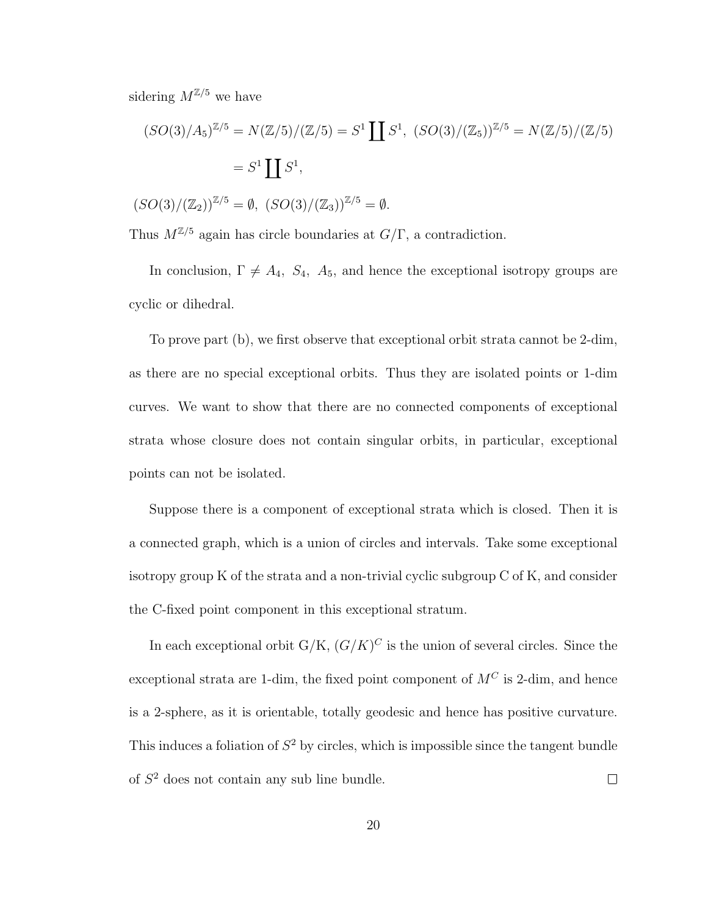sidering $M^{\mathbb{Z}/5}$ we have

$$(SO(3)/A_5)^{\mathbb{Z}/5} = N(\mathbb{Z}/5)/(\mathbb{Z}/5) = S^1 \coprod S^1,\ (SO(3)/(\mathbb{Z}_5))^{\mathbb{Z}/5} = N(\mathbb{Z}/5)/(\mathbb{Z}/5)$$

$$= S^1 \coprod S^1,$$

$$(SO(3)/(\mathbb{Z}_2))^{\mathbb{Z}/5} = \emptyset,\ (SO(3)/(\mathbb{Z}_3))^{\mathbb{Z}/5} = \emptyset.$$

Thus $M^{\mathbb{Z}/5}$ again has circle boundaries at $G/\Gamma$, a contradiction.

In conclusion, $\Gamma \neq A_4,\ S_4,\ A_5$, and hence the exceptional isotropy groups are cyclic or dihedral.

To prove part (b), we first observe that exceptional orbit strata cannot be 2-dim, as there are no special exceptional orbits. Thus they are isolated points or 1-dim curves. We want to show that there are no connected components of exceptional strata whose closure does not contain singular orbits, in particular, exceptional points can not be isolated.

Suppose there is a component of exceptional strata which is closed. Then it is a connected graph, which is a union of circles and intervals. Take some exceptional isotropy group K of the strata and a non-trivial cyclic subgroup C of K, and consider the C-fixed point component in this exceptional stratum.

In each exceptional orbit G/K, $(G/K)^C$ is the union of several circles. Since the exceptional strata are 1-dim, the fixed point component of $M^C$ is 2-dim, and hence is a 2-sphere, as it is orientable, totally geodesic and hence has positive curvature. This induces a foliation of $S^2$ by circles, which is impossible since the tangent bundle of $S^2$ does not contain any sub line bundle. $\square$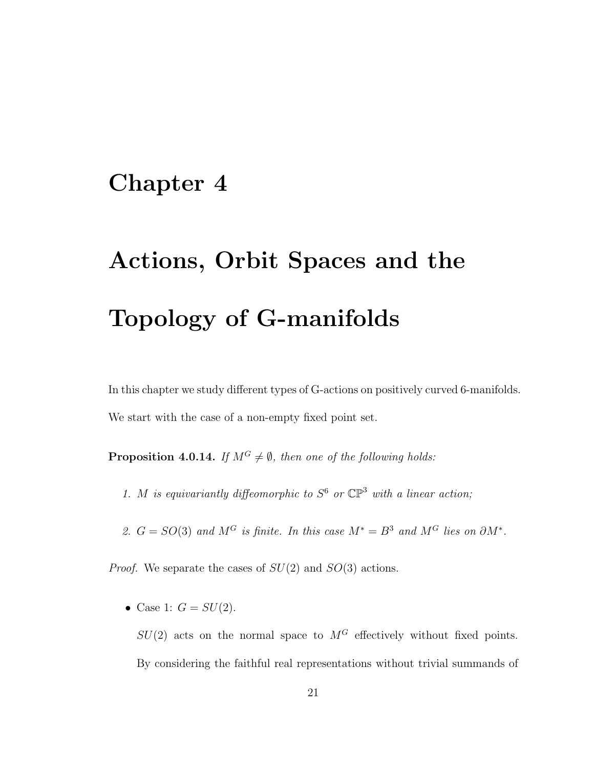# Chapter 4

# Actions, Orbit Spaces and the Topology of G-manifolds

In this chapter we study different types of G-actions on positively curved 6-manifolds. We start with the case of a non-empty fixed point set.

**Proposition 4.0.14.** *If $M^G \neq \emptyset$, then one of the following holds:*

1. *$M$ is equivariantly diffeomorphic to $S^6$ or $\mathbb{CP}^3$ with a linear action;*
2. *$G = SO(3)$ and $M^G$ is finite. In this case $M^* = B^3$ and $M^G$ lies on $\partial M^*$.*

*Proof.* We separate the cases of $SU(2)$ and $SO(3)$ actions.

- Case 1: $G = SU(2)$.

  $SU(2)$ acts on the normal space to $M^G$ effectively without fixed points. By considering the faithful real representations without trivial summands of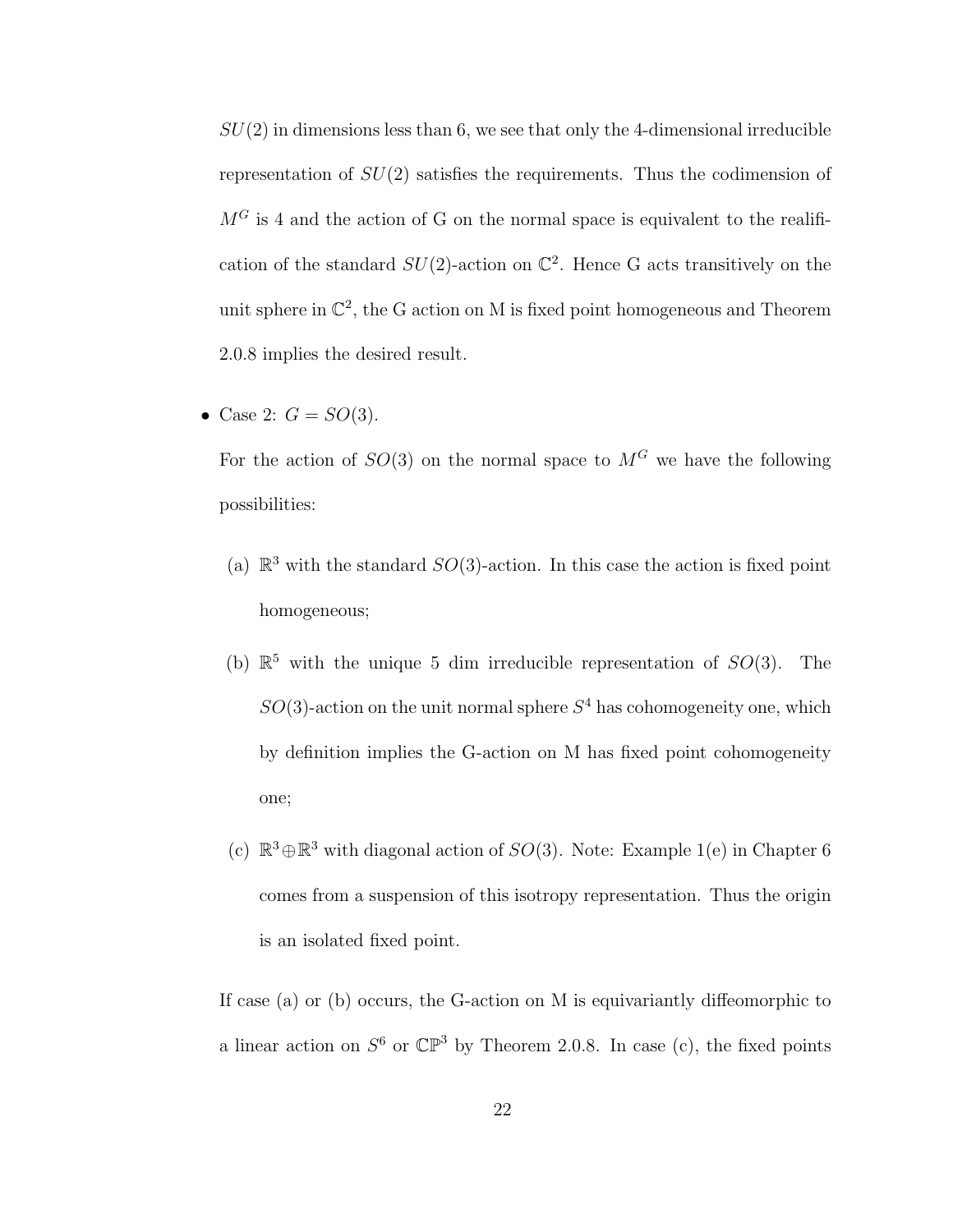$SU(2)$ in dimensions less than 6, we see that only the 4-dimensional irreducible representation of $SU(2)$ satisfies the requirements. Thus the codimension of $M^G$ is 4 and the action of G on the normal space is equivalent to the realification of the standard $SU(2)$-action on $\mathbb{C}^2$. Hence G acts transitively on the unit sphere in $\mathbb{C}^2$, the G action on M is fixed point homogeneous and Theorem 2.0.8 implies the desired result.

- Case 2: $G = SO(3)$.

  For the action of $SO(3)$ on the normal space to $M^G$ we have the following possibilities:

  (a) $\mathbb{R}^3$ with the standard $SO(3)$-action. In this case the action is fixed point homogeneous;

  (b) $\mathbb{R}^5$ with the unique 5 dim irreducible representation of $SO(3)$. The $SO(3)$-action on the unit normal sphere $S^4$ has cohomogeneity one, which by definition implies the G-action on M has fixed point cohomogeneity one;

  (c) $\mathbb{R}^3 \oplus \mathbb{R}^3$ with diagonal action of $SO(3)$. Note: Example 1(e) in Chapter 6 comes from a suspension of this isotropy representation. Thus the origin is an isolated fixed point.

  If case (a) or (b) occurs, the G-action on M is equivariantly diffeomorphic to a linear action on $S^6$ or $\mathbb{CP}^3$ by Theorem 2.0.8. In case (c), the fixed points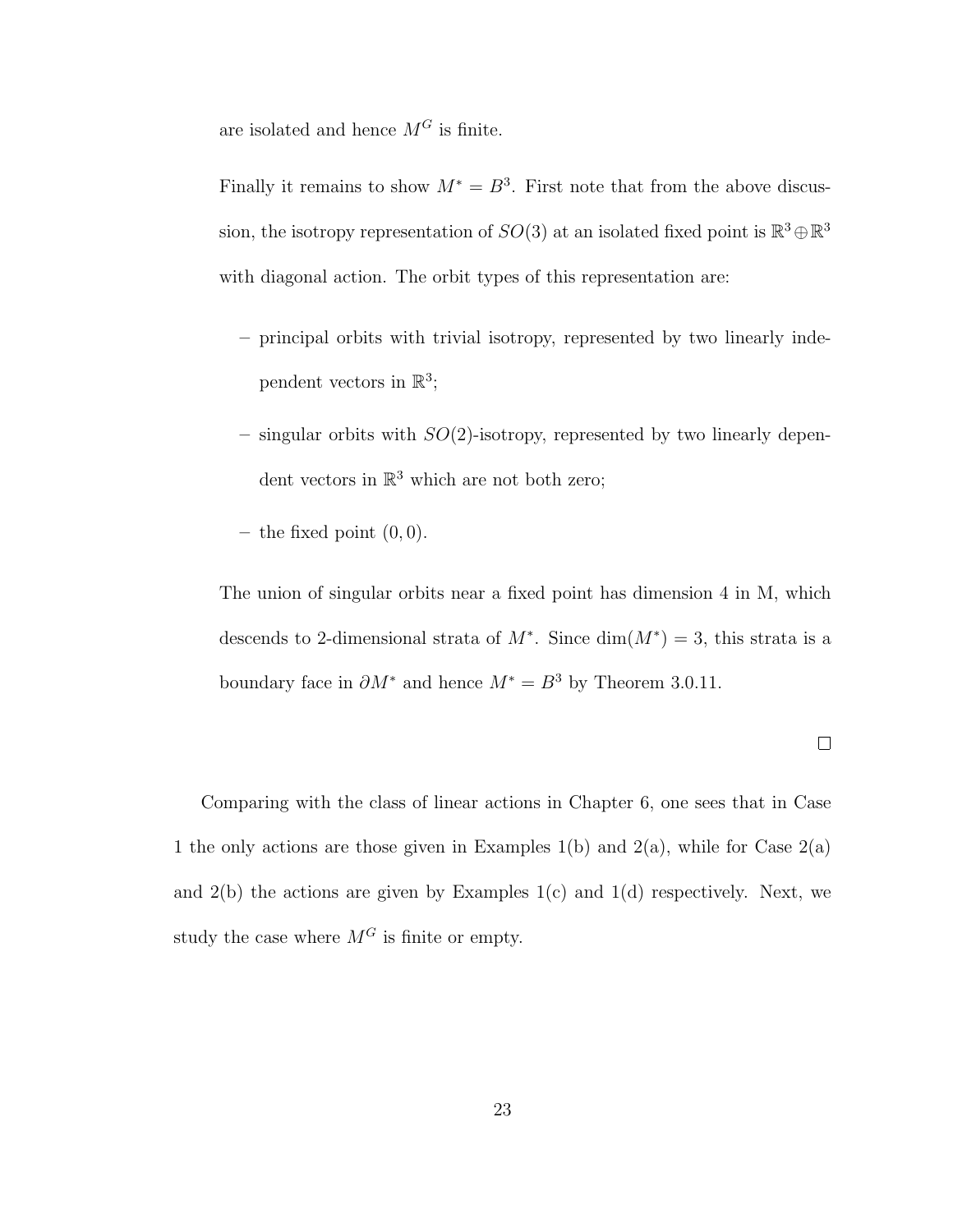are isolated and hence $M^G$ is finite.

Finally it remains to show $M^* = B^3$. First note that from the above discussion, the isotropy representation of $SO(3)$ at an isolated fixed point is $\mathbb{R}^3 \oplus \mathbb{R}^3$ with diagonal action. The orbit types of this representation are:

- principal orbits with trivial isotropy, represented by two linearly independent vectors in $\mathbb{R}^3$;
- singular orbits with $SO(2)$-isotropy, represented by two linearly dependent vectors in $\mathbb{R}^3$ which are not both zero;
- the fixed point $(0, 0)$.

The union of singular orbits near a fixed point has dimension 4 in M, which descends to 2-dimensional strata of $M^*$. Since $\dim(M^*) = 3$, this strata is a boundary face in $\partial M^*$ and hence $M^* = B^3$ by Theorem 3.0.11.

□

Comparing with the class of linear actions in Chapter 6, one sees that in Case 1 the only actions are those given in Examples 1(b) and 2(a), while for Case 2(a) and 2(b) the actions are given by Examples 1(c) and 1(d) respectively. Next, we study the case where $M^G$ is finite or empty.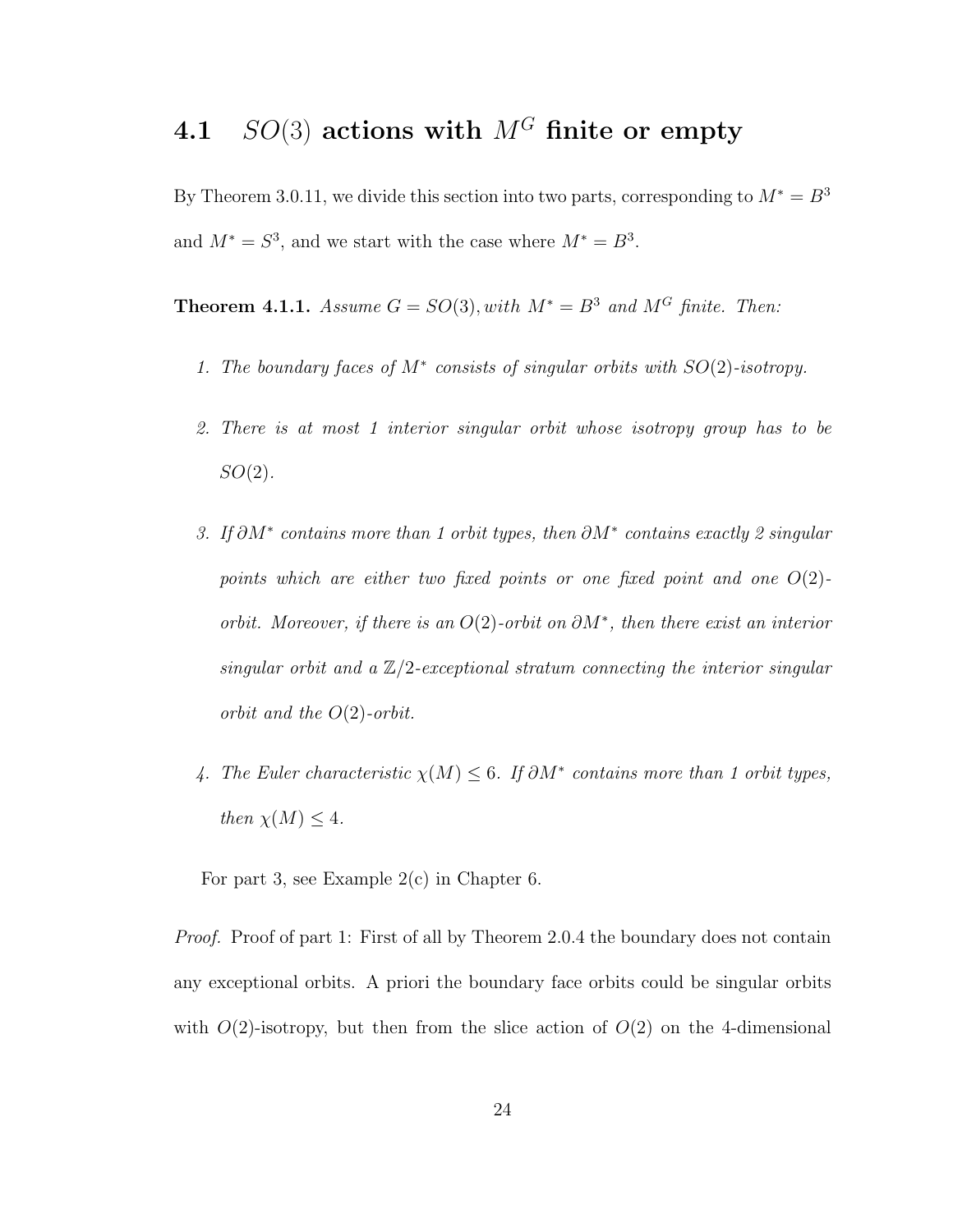## 4.1 $SO(3)$ actions with $M^G$ finite or empty

By Theorem 3.0.11, we divide this section into two parts, corresponding to $M^* = B^3$ and $M^* = S^3$, and we start with the case where $M^* = B^3$.

**Theorem 4.1.1.** *Assume $G = SO(3)$, with $M^* = B^3$ and $M^G$ finite. Then:*

1. *The boundary faces of $M^*$ consists of singular orbits with $SO(2)$-isotropy.*
2. *There is at most 1 interior singular orbit whose isotropy group has to be $SO(2)$.*
3. *If $\partial M^*$ contains more than 1 orbit types, then $\partial M^*$ contains exactly 2 singular points which are either two fixed points or one fixed point and one $O(2)$-orbit. Moreover, if there is an $O(2)$-orbit on $\partial M^*$, then there exist an interior singular orbit and a $\mathbb{Z}/2$-exceptional stratum connecting the interior singular orbit and the $O(2)$-orbit.*
4. *The Euler characteristic $\chi(M) \leq 6$. If $\partial M^*$ contains more than 1 orbit types, then $\chi(M) \leq 4$.*

For part 3, see Example 2(c) in Chapter 6.

*Proof.* Proof of part 1: First of all by Theorem 2.0.4 the boundary does not contain any exceptional orbits. A priori the boundary face orbits could be singular orbits with $O(2)$-isotropy, but then from the slice action of $O(2)$ on the 4-dimensional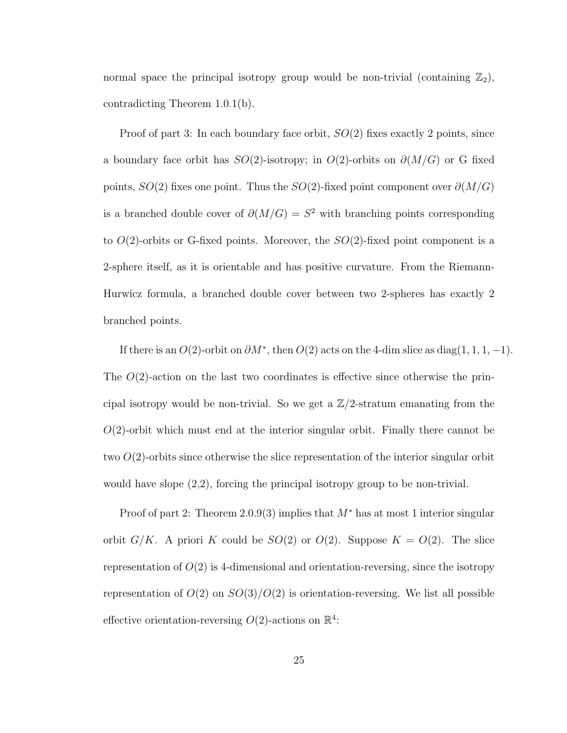normal space the principal isotropy group would be non-trivial (containing $\mathbb{Z}_2$), contradicting Theorem 1.0.1(b).

Proof of part 3: In each boundary face orbit, $SO(2)$ fixes exactly 2 points, since a boundary face orbit has $SO(2)$-isotropy; in $O(2)$-orbits on $\partial(M/G)$ or G fixed points, $SO(2)$ fixes one point. Thus the $SO(2)$-fixed point component over $\partial(M/G)$ is a branched double cover of $\partial(M/G) = S^2$ with branching points corresponding to $O(2)$-orbits or G-fixed points. Moreover, the $SO(2)$-fixed point component is a 2-sphere itself, as it is orientable and has positive curvature. From the Riemann-Hurwicz formula, a branched double cover between two 2-spheres has exactly 2 branched points.

If there is an $O(2)$-orbit on $\partial M^*$, then $O(2)$ acts on the 4-dim slice as $\mathrm{diag}(1, 1, 1, -1)$. The $O(2)$-action on the last two coordinates is effective since otherwise the principal isotropy would be non-trivial. So we get a $\mathbb{Z}/2$-stratum emanating from the $O(2)$-orbit which must end at the interior singular orbit. Finally there cannot be two $O(2)$-orbits since otherwise the slice representation of the interior singular orbit would have slope (2,2), forcing the principal isotropy group to be non-trivial.

Proof of part 2: Theorem 2.0.9(3) implies that $M^*$ has at most 1 interior singular orbit $G/K$. A priori $K$ could be $SO(2)$ or $O(2)$. Suppose $K = O(2)$. The slice representation of $O(2)$ is 4-dimensional and orientation-reversing, since the isotropy representation of $O(2)$ on $SO(3)/O(2)$ is orientation-reversing. We list all possible effective orientation-reversing $O(2)$-actions on $\mathbb{R}^4$: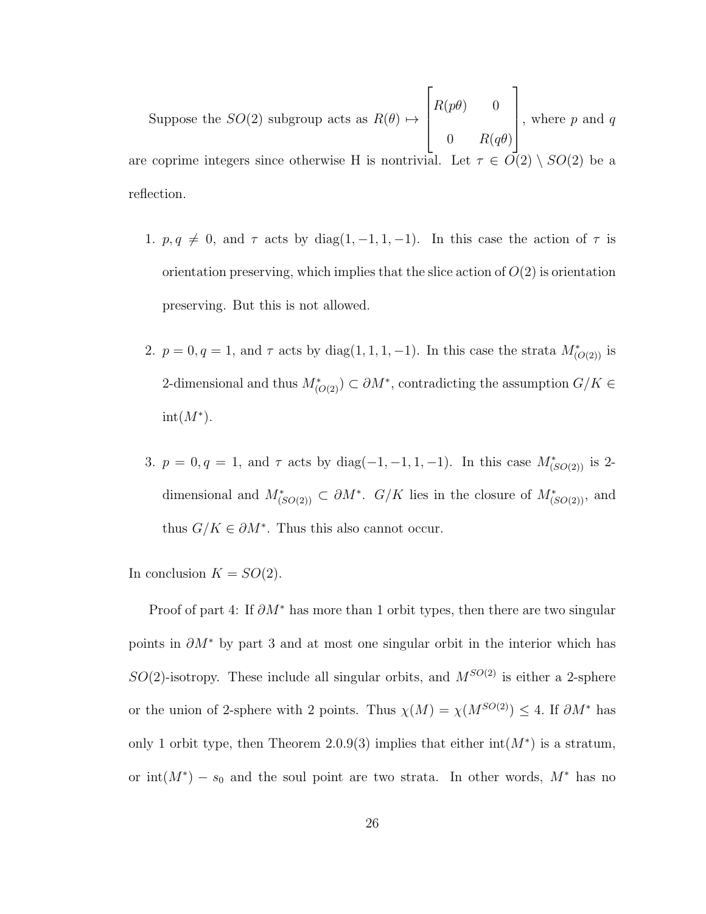Suppose the $SO(2)$ subgroup acts as $R(\theta) \mapsto \begin{bmatrix} R(p\theta) & 0 \\ 0 & R(q\theta) \end{bmatrix}$, where $p$ and $q$ are coprime integers since otherwise H is nontrivial. Let $\tau \in O(2) \setminus SO(2)$ be a reflection.

1. $p, q \neq 0$, and $\tau$ acts by $\text{diag}(1, -1, 1, -1)$. In this case the action of $\tau$ is orientation preserving, which implies that the slice action of $O(2)$ is orientation preserving. But this is not allowed.

2. $p = 0, q = 1$, and $\tau$ acts by $\text{diag}(1, 1, 1, -1)$. In this case the strata $M^*_{(O(2))}$ is 2-dimensional and thus $M^*_{(O(2))}) \subset \partial M^*$, contradicting the assumption $G/K \in \text{int}(M^*)$.

3. $p = 0, q = 1$, and $\tau$ acts by $\text{diag}(-1, -1, 1, -1)$. In this case $M^*_{(SO(2))}$ is 2-dimensional and $M^*_{(SO(2))} \subset \partial M^*$. $G/K$ lies in the closure of $M^*_{(SO(2))}$, and thus $G/K \in \partial M^*$. Thus this also cannot occur.

In conclusion $K = SO(2)$.

Proof of part 4: If $\partial M^*$ has more than 1 orbit types, then there are two singular points in $\partial M^*$ by part 3 and at most one singular orbit in the interior which has $SO(2)$-isotropy. These include all singular orbits, and $M^{SO(2)}$ is either a 2-sphere or the union of 2-sphere with 2 points. Thus $\chi(M) = \chi(M^{SO(2)}) \leq 4$. If $\partial M^*$ has only 1 orbit type, then Theorem 2.0.9(3) implies that either $\text{int}(M^*)$ is a stratum, or $\text{int}(M^*) - s_0$ and the soul point are two strata. In other words, $M^*$ has no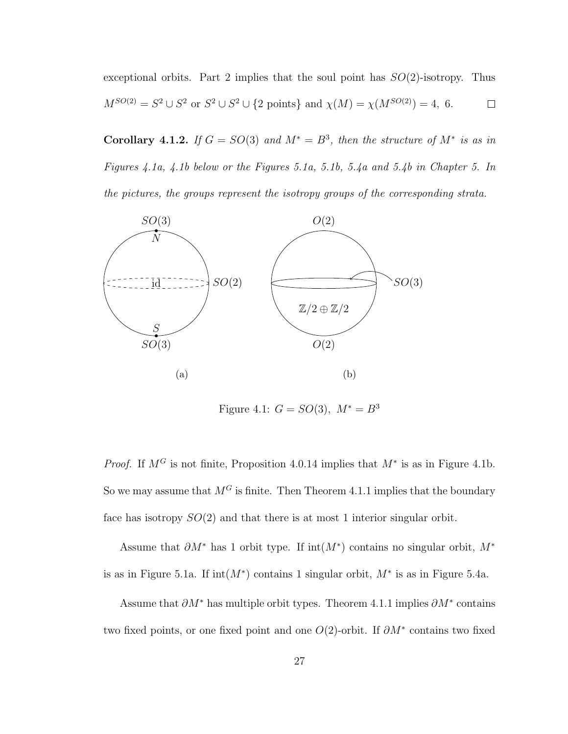exceptional orbits. Part 2 implies that the soul point has $SO(2)$-isotropy. Thus $M^{SO(2)} = S^2 \cup S^2$ or $S^2 \cup S^2 \cup \{2 \text{ points}\}$ and $\chi(M) = \chi(M^{SO(2)}) = 4,\ 6$. $\square$

**Corollary 4.1.2.** *If $G = SO(3)$ and $M^* = B^3$, then the structure of $M^*$ is as in Figures 4.1a, 4.1b below or the Figures 5.1a, 5.1b, 5.4a and 5.4b in Chapter 5. In the pictures, the groups represent the isotropy groups of the corresponding strata.*

Figure 4.1: $G = SO(3),\ M^* = B^3$

*Proof.* If $M^G$ is not finite, Proposition 4.0.14 implies that $M^*$ is as in Figure 4.1b. So we may assume that $M^G$ is finite. Then Theorem 4.1.1 implies that the boundary face has isotropy $SO(2)$ and that there is at most 1 interior singular orbit.

Assume that $\partial M^*$ has 1 orbit type. If $\text{int}(M^*)$ contains no singular orbit, $M^*$ is as in Figure 5.1a. If $\text{int}(M^*)$ contains 1 singular orbit, $M^*$ is as in Figure 5.4a.

Assume that $\partial M^*$ has multiple orbit types. Theorem 4.1.1 implies $\partial M^*$ contains two fixed points, or one fixed point and one $O(2)$-orbit. If $\partial M^*$ contains two fixed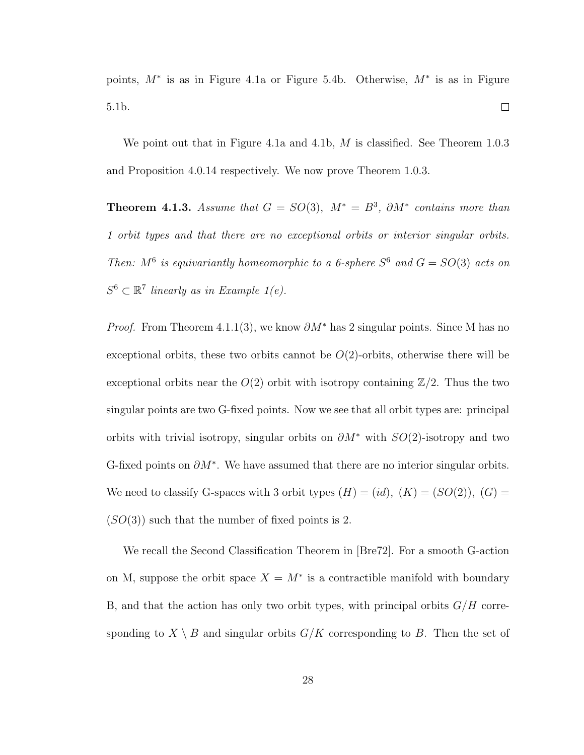points, $M^*$ is as in Figure 4.1a or Figure 5.4b. Otherwise, $M^*$ is as in Figure 5.1b. □

We point out that in Figure 4.1a and 4.1b, $M$ is classified. See Theorem 1.0.3 and Proposition 4.0.14 respectively. We now prove Theorem 1.0.3.

**Theorem 4.1.3.** *Assume that $G = SO(3)$, $M^* = B^3$, $\partial M^*$ contains more than 1 orbit types and that there are no exceptional orbits or interior singular orbits. Then: $M^6$ is equivariantly homeomorphic to a 6-sphere $S^6$ and $G = SO(3)$ acts on $S^6 \subset \mathbb{R}^7$ linearly as in Example 1(e).*

*Proof.* From Theorem 4.1.1(3), we know $\partial M^*$ has 2 singular points. Since M has no exceptional orbits, these two orbits cannot be $O(2)$-orbits, otherwise there will be exceptional orbits near the $O(2)$ orbit with isotropy containing $\mathbb{Z}/2$. Thus the two singular points are two G-fixed points. Now we see that all orbit types are: principal orbits with trivial isotropy, singular orbits on $\partial M^*$ with $SO(2)$-isotropy and two G-fixed points on $\partial M^*$. We have assumed that there are no interior singular orbits. We need to classify G-spaces with 3 orbit types $(H) = (id)$, $(K) = (SO(2))$, $(G) = (SO(3))$ such that the number of fixed points is 2.

We recall the Second Classification Theorem in [Bre72]. For a smooth G-action on M, suppose the orbit space $X = M^*$ is a contractible manifold with boundary B, and that the action has only two orbit types, with principal orbits $G/H$ corresponding to $X \setminus B$ and singular orbits $G/K$ corresponding to $B$. Then the set of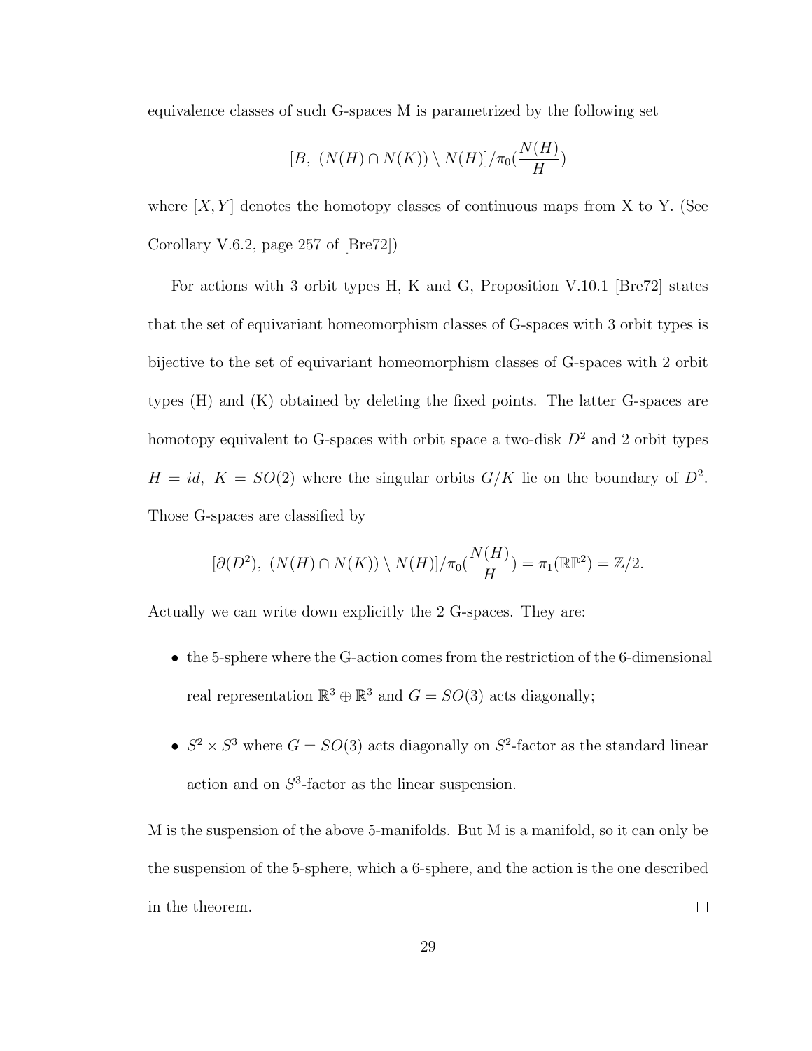equivalence classes of such G-spaces M is parametrized by the following set

$$[B,\ (N(H)\cap N(K))\setminus N(H)]/\pi_0(\frac{N(H)}{H})$$

where $[X,Y]$ denotes the homotopy classes of continuous maps from X to Y. (See Corollary V.6.2, page 257 of [Bre72])

For actions with 3 orbit types H, K and G, Proposition V.10.1 [Bre72] states that the set of equivariant homeomorphism classes of G-spaces with 3 orbit types is bijective to the set of equivariant homeomorphism classes of G-spaces with 2 orbit types (H) and (K) obtained by deleting the fixed points. The latter G-spaces are homotopy equivalent to G-spaces with orbit space a two-disk $D^2$ and 2 orbit types $H = id,\ K = SO(2)$ where the singular orbits $G/K$ lie on the boundary of $D^2$. Those G-spaces are classified by

$$[\partial(D^2),\ (N(H)\cap N(K))\setminus N(H)]/\pi_0(\frac{N(H)}{H}) = \pi_1(\mathbb{RP}^2) = \mathbb{Z}/2.$$

Actually we can write down explicitly the 2 G-spaces. They are:

- the 5-sphere where the G-action comes from the restriction of the 6-dimensional real representation $\mathbb{R}^3\oplus\mathbb{R}^3$ and $G = SO(3)$ acts diagonally;
- $S^2\times S^3$ where $G = SO(3)$ acts diagonally on $S^2$-factor as the standard linear action and on $S^3$-factor as the linear suspension.

M is the suspension of the above 5-manifolds. But M is a manifold, so it can only be the suspension of the 5-sphere, which a 6-sphere, and the action is the one described in the theorem. □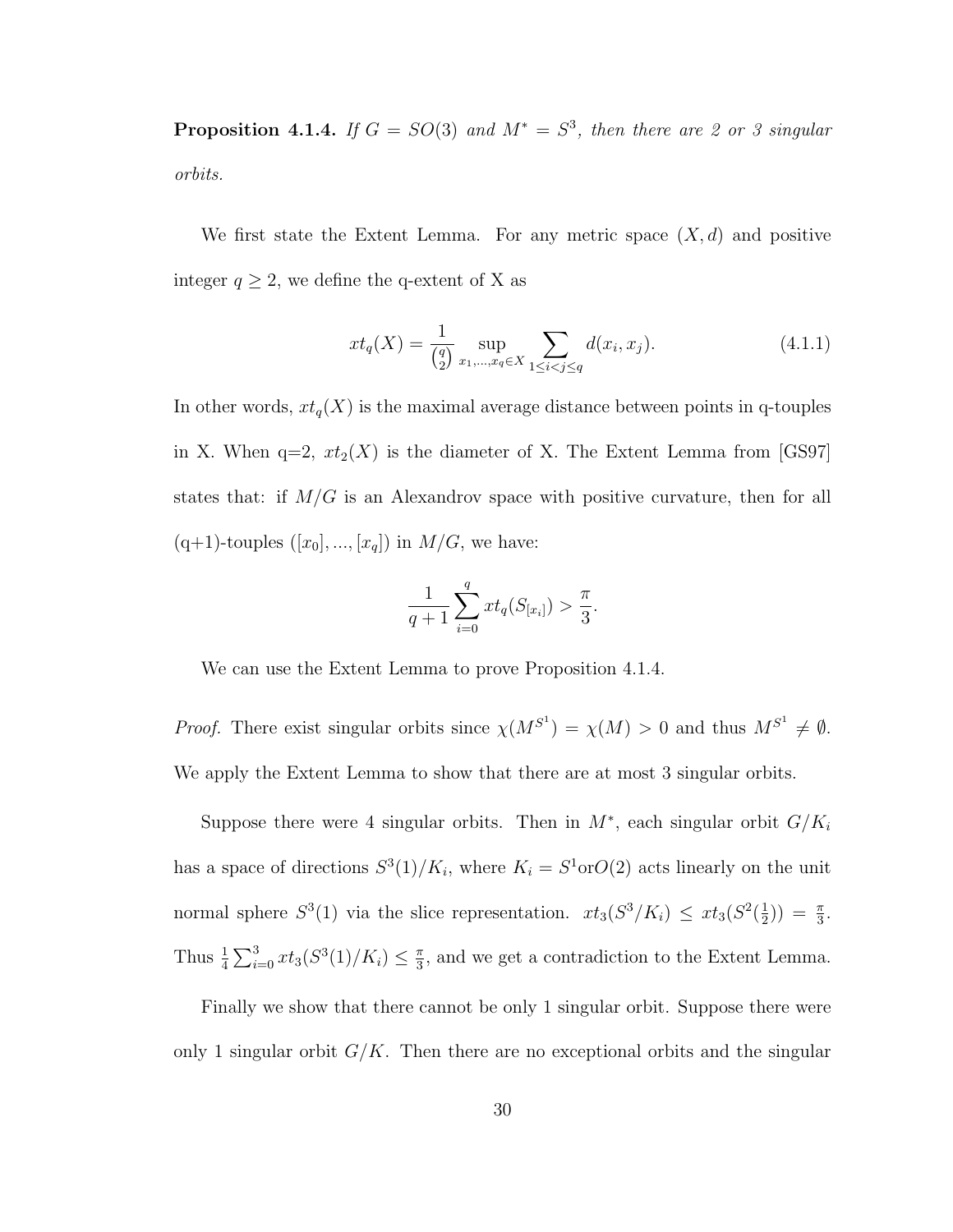**Proposition 4.1.4.** *If $G = SO(3)$ and $M^* = S^3$, then there are 2 or 3 singular orbits.*

We first state the Extent Lemma. For any metric space $(X, d)$ and positive integer $q \geq 2$, we define the q-extent of X as

$$xt_q(X) = \frac{1}{\binom{q}{2}} \sup_{x_1,...,x_q \in X} \sum_{1 \leq i < j \leq q} d(x_i, x_j). \tag{4.1.1}$$

In other words, $xt_q(X)$ is the maximal average distance between points in q-touples in X. When q=2, $xt_2(X)$ is the diameter of X. The Extent Lemma from [GS97] states that: if $M/G$ is an Alexandrov space with positive curvature, then for all (q+1)-touples $([x_0], ..., [x_q])$ in $M/G$, we have:

$$\frac{1}{q+1} \sum_{i=0}^{q} xt_q(S_{[x_i]}) > \frac{\pi}{3}.$$

We can use the Extent Lemma to prove Proposition 4.1.4.

*Proof.* There exist singular orbits since $\chi(M^{S^1}) = \chi(M) > 0$ and thus $M^{S^1} \neq \emptyset$. We apply the Extent Lemma to show that there are at most 3 singular orbits.

Suppose there were 4 singular orbits. Then in $M^*$, each singular orbit $G/K_i$ has a space of directions $S^3(1)/K_i$, where $K_i = S^1$or$O(2)$ acts linearly on the unit normal sphere $S^3(1)$ via the slice representation. $xt_3(S^3/K_i) \leq xt_3(S^2(\frac{1}{2})) = \frac{\pi}{3}$. Thus $\frac{1}{4} \sum_{i=0}^{3} xt_3(S^3(1)/K_i) \leq \frac{\pi}{3}$, and we get a contradiction to the Extent Lemma.

Finally we show that there cannot be only 1 singular orbit. Suppose there were only 1 singular orbit $G/K$. Then there are no exceptional orbits and the singular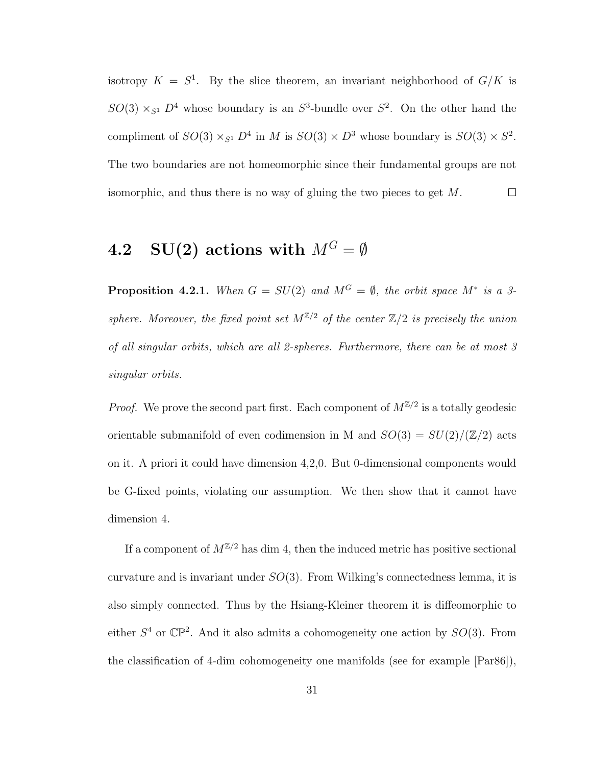isotropy $K = S^1$. By the slice theorem, an invariant neighborhood of $G/K$ is $SO(3) \times_{S^1} D^4$ whose boundary is an $S^3$-bundle over $S^2$. On the other hand the compliment of $SO(3) \times_{S^1} D^4$ in $M$ is $SO(3) \times D^3$ whose boundary is $SO(3) \times S^2$. The two boundaries are not homeomorphic since their fundamental groups are not isomorphic, and thus there is no way of gluing the two pieces to get $M$. □

## 4.2 SU(2) actions with $M^G = \emptyset$

**Proposition 4.2.1.** *When $G = SU(2)$ and $M^G = \emptyset$, the orbit space $M^*$ is a 3-sphere. Moreover, the fixed point set $M^{\mathbb{Z}/2}$ of the center $\mathbb{Z}/2$ is precisely the union of all singular orbits, which are all 2-spheres. Furthermore, there can be at most 3 singular orbits.*

*Proof.* We prove the second part first. Each component of $M^{\mathbb{Z}/2}$ is a totally geodesic orientable submanifold of even codimension in M and $SO(3) = SU(2)/(\mathbb{Z}/2)$ acts on it. A priori it could have dimension 4,2,0. But 0-dimensional components would be G-fixed points, violating our assumption. We then show that it cannot have dimension 4.

If a component of $M^{\mathbb{Z}/2}$ has dim 4, then the induced metric has positive sectional curvature and is invariant under $SO(3)$. From Wilking's connectedness lemma, it is also simply connected. Thus by the Hsiang-Kleiner theorem it is diffeomorphic to either $S^4$ or $\mathbb{CP}^2$. And it also admits a cohomogeneity one action by $SO(3)$. From the classification of 4-dim cohomogeneity one manifolds (see for example [Par86]),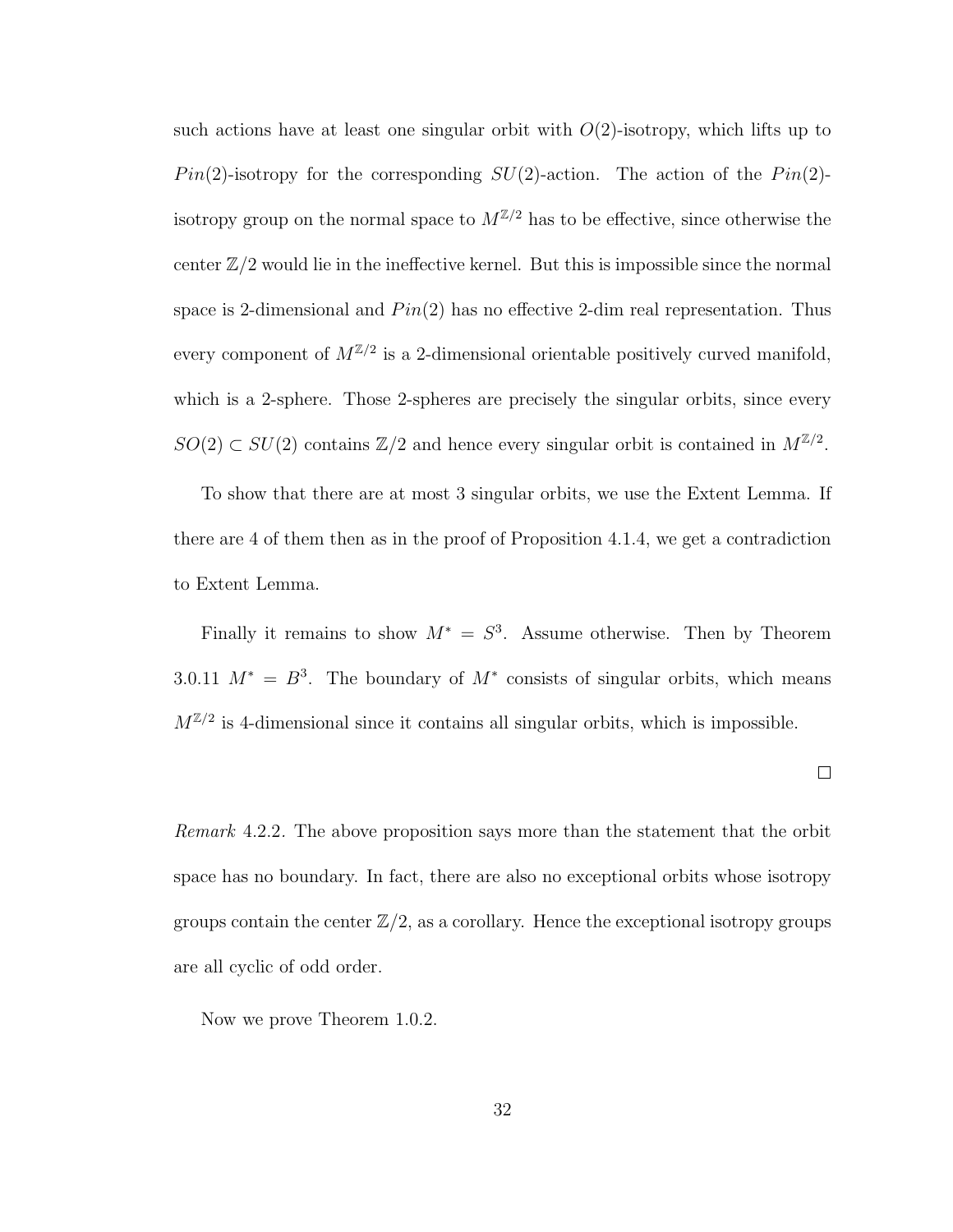such actions have at least one singular orbit with $O(2)$-isotropy, which lifts up to $Pin(2)$-isotropy for the corresponding $SU(2)$-action. The action of the $Pin(2)$-isotropy group on the normal space to $M^{\mathbb{Z}/2}$ has to be effective, since otherwise the center $\mathbb{Z}/2$ would lie in the ineffective kernel. But this is impossible since the normal space is 2-dimensional and $Pin(2)$ has no effective 2-dim real representation. Thus every component of $M^{\mathbb{Z}/2}$ is a 2-dimensional orientable positively curved manifold, which is a 2-sphere. Those 2-spheres are precisely the singular orbits, since every $SO(2) \subset SU(2)$ contains $\mathbb{Z}/2$ and hence every singular orbit is contained in $M^{\mathbb{Z}/2}$.

To show that there are at most 3 singular orbits, we use the Extent Lemma. If there are 4 of them then as in the proof of Proposition 4.1.4, we get a contradiction to Extent Lemma.

Finally it remains to show $M^* = S^3$. Assume otherwise. Then by Theorem 3.0.11 $M^* = B^3$. The boundary of $M^*$ consists of singular orbits, which means $M^{\mathbb{Z}/2}$ is 4-dimensional since it contains all singular orbits, which is impossible.

□

*Remark* 4.2.2. The above proposition says more than the statement that the orbit space has no boundary. In fact, there are also no exceptional orbits whose isotropy groups contain the center $\mathbb{Z}/2$, as a corollary. Hence the exceptional isotropy groups are all cyclic of odd order.

Now we prove Theorem 1.0.2.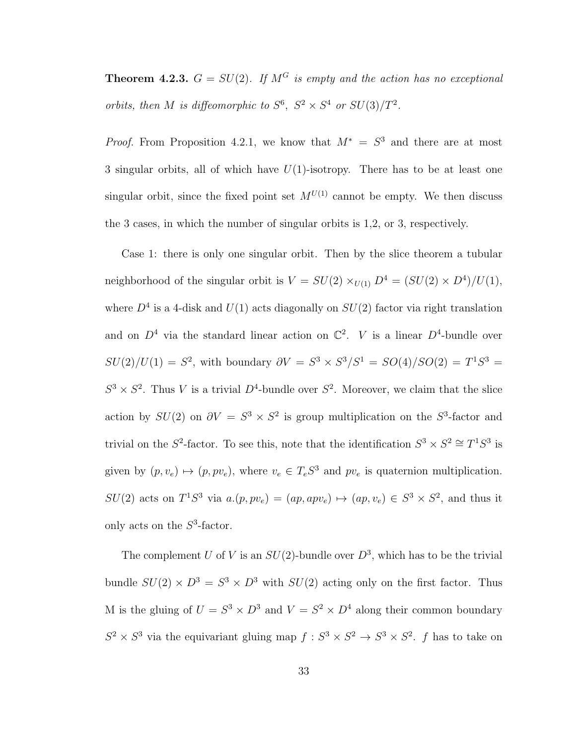**Theorem 4.2.3.** $G = SU(2)$. *If $M^G$ is empty and the action has no exceptional orbits, then $M$ is diffeomorphic to $S^6$, $S^2 \times S^4$ or $SU(3)/T^2$.*

*Proof.* From Proposition 4.2.1, we know that $M^* = S^3$ and there are at most 3 singular orbits, all of which have $U(1)$-isotropy. There has to be at least one singular orbit, since the fixed point set $M^{U(1)}$ cannot be empty. We then discuss the 3 cases, in which the number of singular orbits is 1,2, or 3, respectively.

Case 1: there is only one singular orbit. Then by the slice theorem a tubular neighborhood of the singular orbit is $V = SU(2) \times_{U(1)} D^4 = (SU(2) \times D^4)/U(1)$, where $D^4$ is a 4-disk and $U(1)$ acts diagonally on $SU(2)$ factor via right translation and on $D^4$ via the standard linear action on $\mathbb{C}^2$. $V$ is a linear $D^4$-bundle over $SU(2)/U(1) = S^2$, with boundary $\partial V = S^3 \times S^3/S^1 = SO(4)/SO(2) = T^1S^3 = S^3 \times S^2$. Thus $V$ is a trivial $D^4$-bundle over $S^2$. Moreover, we claim that the slice action by $SU(2)$ on $\partial V = S^3 \times S^2$ is group multiplication on the $S^3$-factor and trivial on the $S^2$-factor. To see this, note that the identification $S^3 \times S^2 \cong T^1S^3$ is given by $(p, v_e) \mapsto (p, pv_e)$, where $v_e \in T_eS^3$ and $pv_e$ is quaternion multiplication. $SU(2)$ acts on $T^1S^3$ via $a.(p, pv_e) = (ap, apv_e) \mapsto (ap, v_e) \in S^3 \times S^2$, and thus it only acts on the $S^3$-factor.

The complement $U$ of $V$ is an $SU(2)$-bundle over $D^3$, which has to be the trivial bundle $SU(2) \times D^3 = S^3 \times D^3$ with $SU(2)$ acting only on the first factor. Thus M is the gluing of $U = S^3 \times D^3$ and $V = S^2 \times D^4$ along their common boundary $S^2 \times S^3$ via the equivariant gluing map $f : S^3 \times S^2 \to S^3 \times S^2$. $f$ has to take on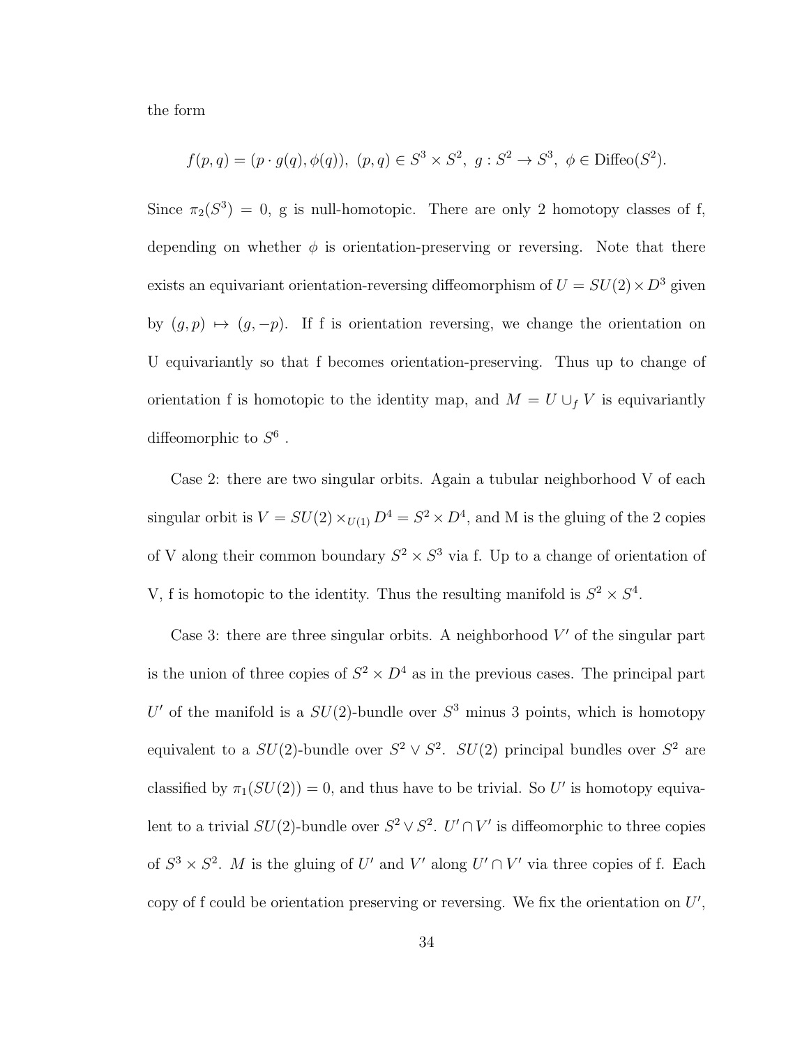the form

$$f(p,q) = (p \cdot g(q), \phi(q)),\ (p,q) \in S^3 \times S^2,\ g : S^2 \to S^3,\ \phi \in \text{Diffeo}(S^2).$$

Since $\pi_2(S^3) = 0$, g is null-homotopic. There are only 2 homotopy classes of f, depending on whether $\phi$ is orientation-preserving or reversing. Note that there exists an equivariant orientation-reversing diffeomorphism of $U = SU(2) \times D^3$ given by $(g,p) \mapsto (g,-p)$. If f is orientation reversing, we change the orientation on U equivariantly so that f becomes orientation-preserving. Thus up to change of orientation f is homotopic to the identity map, and $M = U \cup_f V$ is equivariantly diffeomorphic to $S^6$ .

Case 2: there are two singular orbits. Again a tubular neighborhood V of each singular orbit is $V = SU(2) \times_{U(1)} D^4 = S^2 \times D^4$, and M is the gluing of the 2 copies of V along their common boundary $S^2 \times S^3$ via f. Up to a change of orientation of V, f is homotopic to the identity. Thus the resulting manifold is $S^2 \times S^4$.

Case 3: there are three singular orbits. A neighborhood $V'$ of the singular part is the union of three copies of $S^2 \times D^4$ as in the previous cases. The principal part $U'$ of the manifold is a $SU(2)$-bundle over $S^3$ minus 3 points, which is homotopy equivalent to a $SU(2)$-bundle over $S^2 \vee S^2$. $SU(2)$ principal bundles over $S^2$ are classified by $\pi_1(SU(2)) = 0$, and thus have to be trivial. So $U'$ is homotopy equivalent to a trivial $SU(2)$-bundle over $S^2 \vee S^2$. $U' \cap V'$ is diffeomorphic to three copies of $S^3 \times S^2$. $M$ is the gluing of $U'$ and $V'$ along $U' \cap V'$ via three copies of f. Each copy of f could be orientation preserving or reversing. We fix the orientation on $U'$,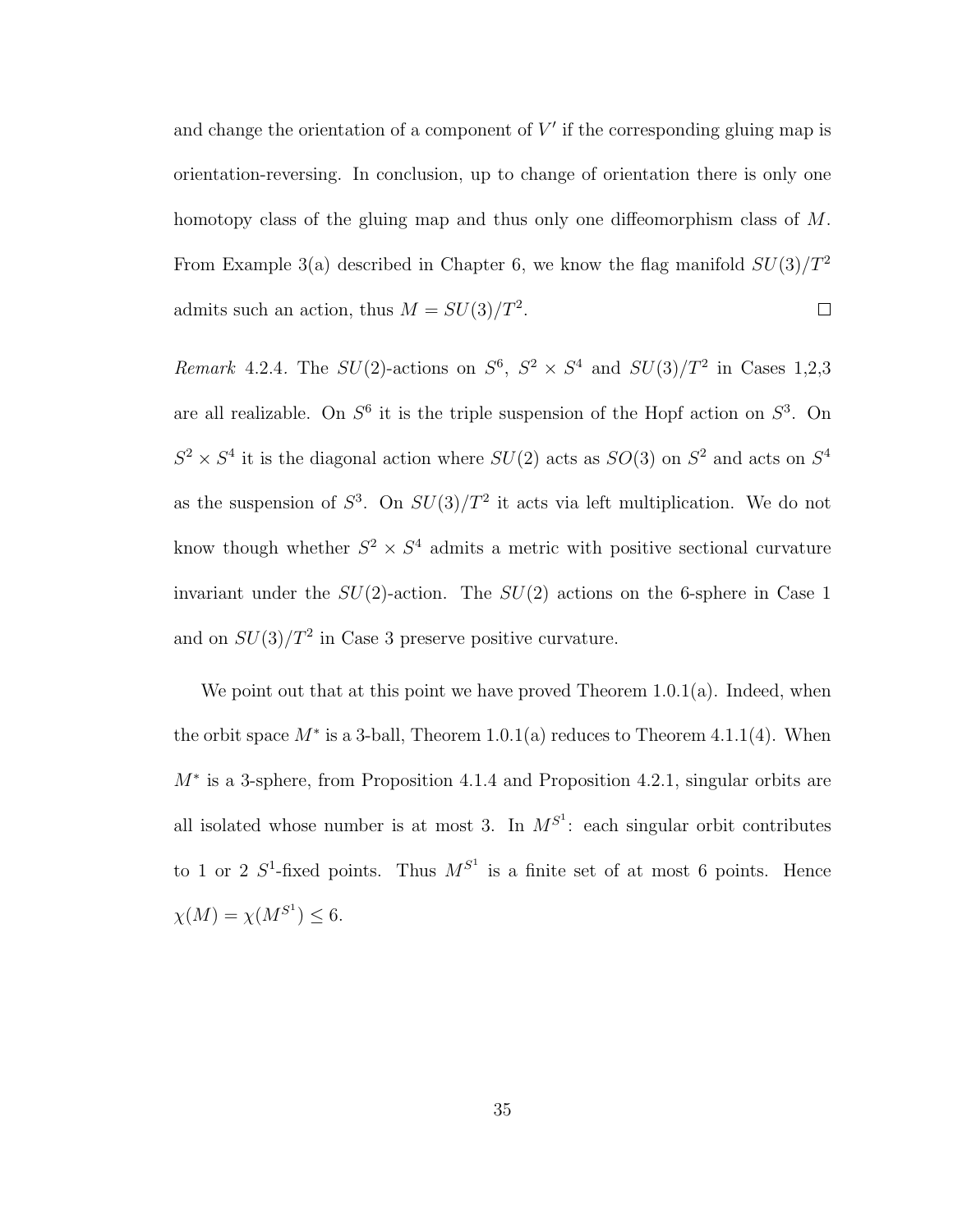and change the orientation of a component of $V'$ if the corresponding gluing map is orientation-reversing. In conclusion, up to change of orientation there is only one homotopy class of the gluing map and thus only one diffeomorphism class of $M$. From Example 3(a) described in Chapter 6, we know the flag manifold $SU(3)/T^2$ admits such an action, thus $M = SU(3)/T^2$. □

*Remark* 4.2.4. The $SU(2)$-actions on $S^6$, $S^2 \times S^4$ and $SU(3)/T^2$ in Cases 1,2,3 are all realizable. On $S^6$ it is the triple suspension of the Hopf action on $S^3$. On $S^2 \times S^4$ it is the diagonal action where $SU(2)$ acts as $SO(3)$ on $S^2$ and acts on $S^4$ as the suspension of $S^3$. On $SU(3)/T^2$ it acts via left multiplication. We do not know though whether $S^2 \times S^4$ admits a metric with positive sectional curvature invariant under the $SU(2)$-action. The $SU(2)$ actions on the 6-sphere in Case 1 and on $SU(3)/T^2$ in Case 3 preserve positive curvature.

We point out that at this point we have proved Theorem 1.0.1(a). Indeed, when the orbit space $M^*$ is a 3-ball, Theorem 1.0.1(a) reduces to Theorem 4.1.1(4). When $M^*$ is a 3-sphere, from Proposition 4.1.4 and Proposition 4.2.1, singular orbits are all isolated whose number is at most 3. In $M^{S^1}$: each singular orbit contributes to 1 or 2 $S^1$-fixed points. Thus $M^{S^1}$ is a finite set of at most 6 points. Hence $\chi(M) = \chi(M^{S^1}) \leq 6$.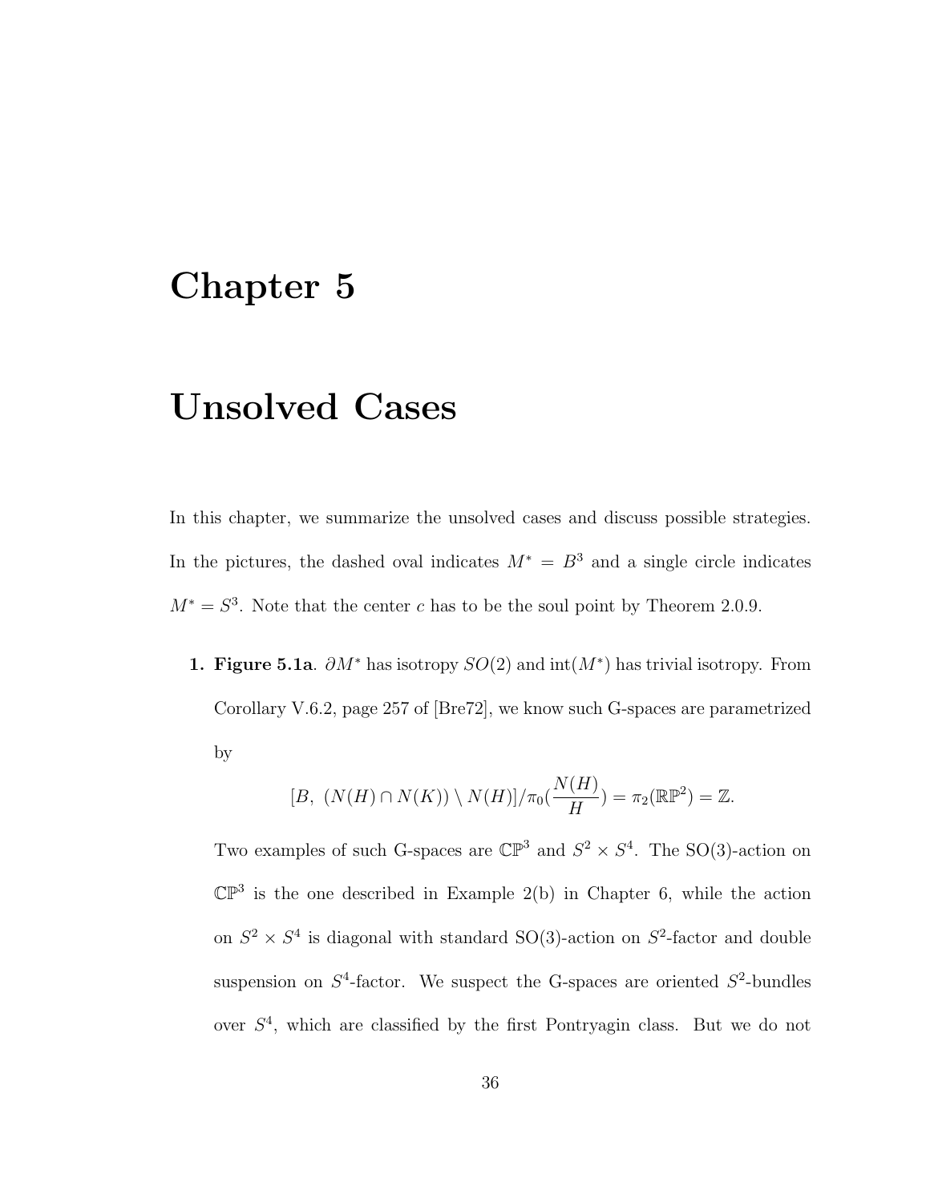# Chapter 5

# Unsolved Cases

In this chapter, we summarize the unsolved cases and discuss possible strategies. In the pictures, the dashed oval indicates $M^* = B^3$ and a single circle indicates $M^* = S^3$. Note that the center $c$ has to be the soul point by Theorem 2.0.9.

1. **Figure 5.1a**. $\partial M^*$ has isotropy $SO(2)$ and $\mathrm{int}(M^*)$ has trivial isotropy. From Corollary V.6.2, page 257 of [Bre72], we know such G-spaces are parametrized by

$$[B,\ (N(H) \cap N(K)) \setminus N(H)]/\pi_0(\frac{N(H)}{H}) = \pi_2(\mathbb{RP}^2) = \mathbb{Z}.$$

Two examples of such G-spaces are $\mathbb{CP}^3$ and $S^2 \times S^4$. The SO(3)-action on $\mathbb{CP}^3$ is the one described in Example 2(b) in Chapter 6, while the action on $S^2 \times S^4$ is diagonal with standard SO(3)-action on $S^2$-factor and double suspension on $S^4$-factor. We suspect the G-spaces are oriented $S^2$-bundles over $S^4$, which are classified by the first Pontryagin class. But we do not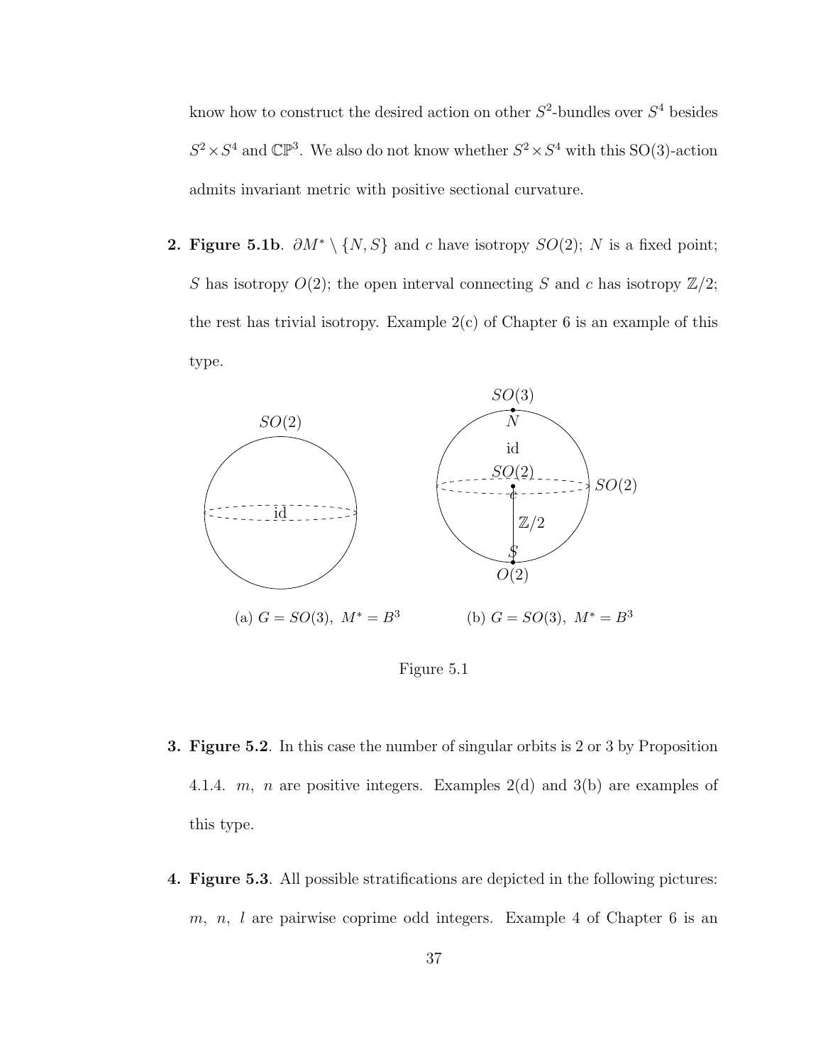know how to construct the desired action on other $S^2$-bundles over $S^4$ besides $S^2 \times S^4$ and $\mathbb{CP}^3$. We also do not know whether $S^2 \times S^4$ with this SO(3)-action admits invariant metric with positive sectional curvature.

**2. Figure 5.1b**. $\partial M^* \setminus \{N, S\}$ and $c$ have isotropy $SO(2)$; $N$ is a fixed point; $S$ has isotropy $O(2)$; the open interval connecting $S$ and $c$ has isotropy $\mathbb{Z}/2$; the rest has trivial isotropy. Example 2(c) of Chapter 6 is an example of this type.

(a) $G = SO(3),\ M^* = B^3$ (b) $G = SO(3),\ M^* = B^3$

Figure 5.1

**3. Figure 5.2**. In this case the number of singular orbits is 2 or 3 by Proposition 4.1.4. $m$, $n$ are positive integers. Examples 2(d) and 3(b) are examples of this type.

**4. Figure 5.3**. All possible stratifications are depicted in the following pictures: $m$, $n$, $l$ are pairwise coprime odd integers. Example 4 of Chapter 6 is an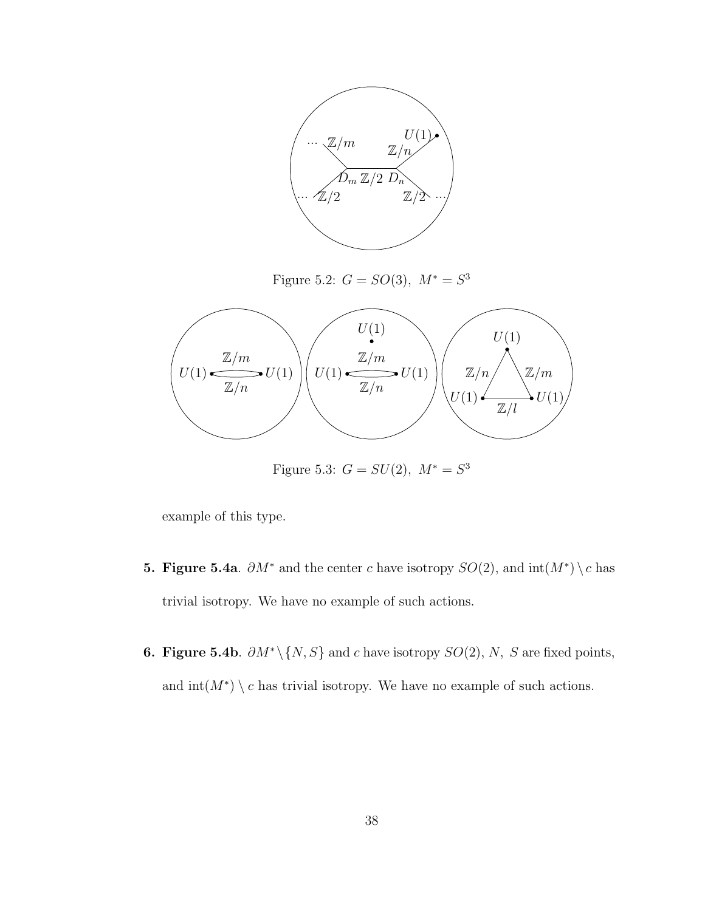Figure 5.2: $G = SO(3),\ M^* = S^3$

Figure 5.3: $G = SU(2),\ M^* = S^3$

example of this type.

**5. Figure 5.4a**. $\partial M^*$ and the center $c$ have isotropy $SO(2)$, and $\mathrm{int}(M^*) \setminus c$ has trivial isotropy. We have no example of such actions.

**6. Figure 5.4b**. $\partial M^* \setminus \{N, S\}$ and $c$ have isotropy $SO(2)$, $N,\ S$ are fixed points, and $\mathrm{int}(M^*) \setminus c$ has trivial isotropy. We have no example of such actions.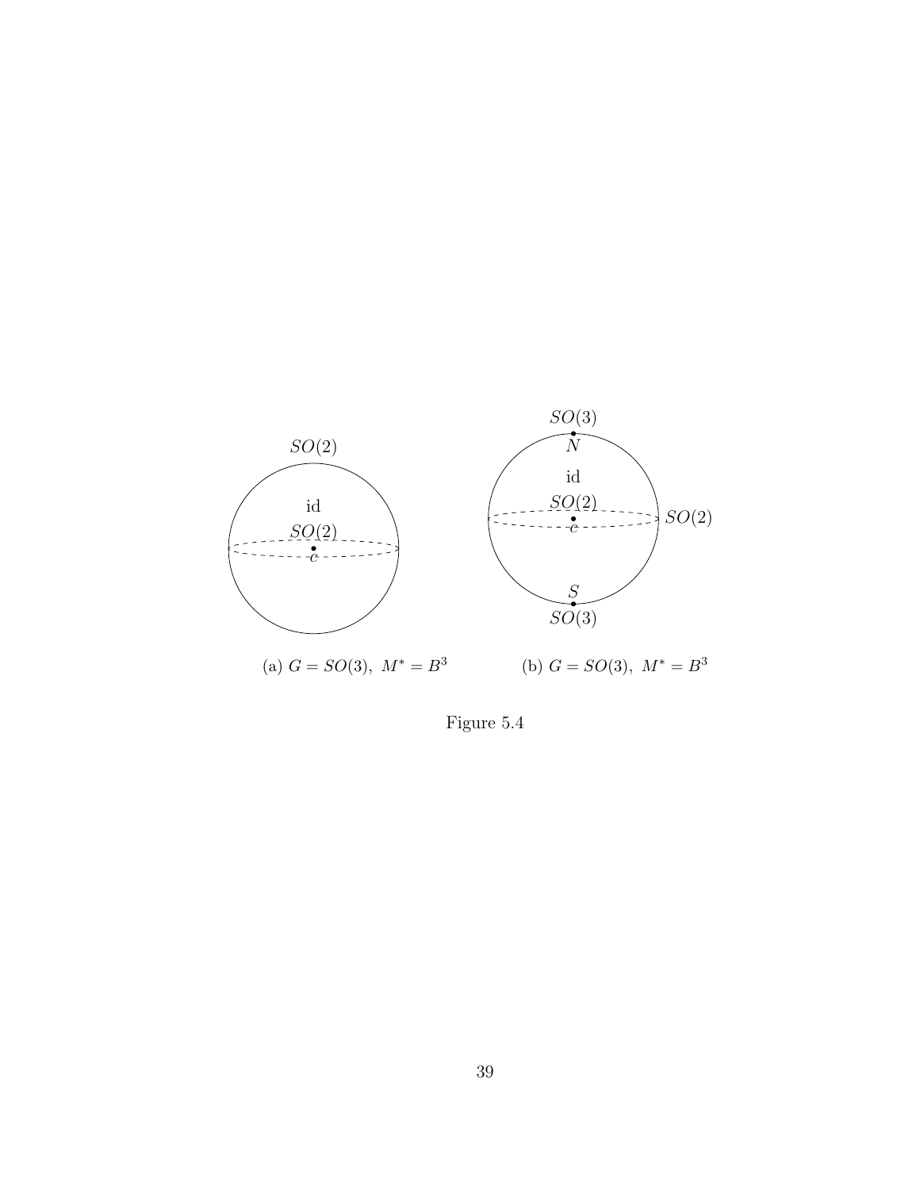(a) $G = SO(3),\ M^* = B^3$

(b) $G = SO(3),\ M^* = B^3$

Figure 5.4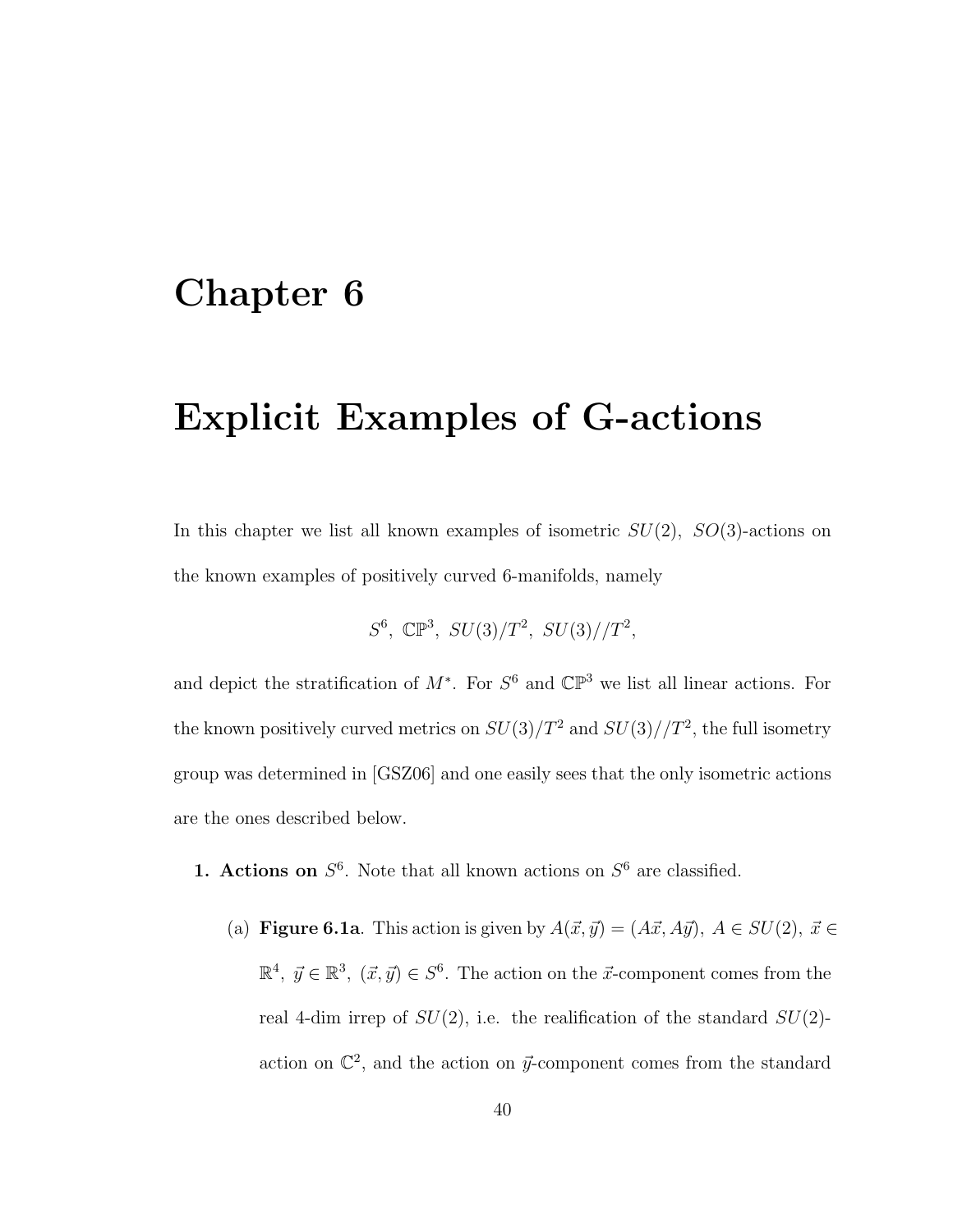# Chapter 6

# Explicit Examples of G-actions

In this chapter we list all known examples of isometric $SU(2)$, $SO(3)$-actions on the known examples of positively curved 6-manifolds, namely

$$S^6,\ \mathbb{CP}^3,\ SU(3)/T^2,\ SU(3)//T^2,$$

and depict the stratification of $M^*$. For $S^6$ and $\mathbb{CP}^3$ we list all linear actions. For the known positively curved metrics on $SU(3)/T^2$ and $SU(3)//T^2$, the full isometry group was determined in [GSZ06] and one easily sees that the only isometric actions are the ones described below.

1. **Actions on** $S^6$. Note that all known actions on $S^6$ are classified.

   (a) **Figure 6.1a**. This action is given by $A(\vec{x}, \vec{y}) = (A\vec{x}, A\vec{y}),\ A \in SU(2),\ \vec{x} \in \mathbb{R}^4,\ \vec{y} \in \mathbb{R}^3,\ (\vec{x}, \vec{y}) \in S^6$. The action on the $\vec{x}$-component comes from the real 4-dim irrep of $SU(2)$, i.e. the realification of the standard $SU(2)$-action on $\mathbb{C}^2$, and the action on $\vec{y}$-component comes from the standard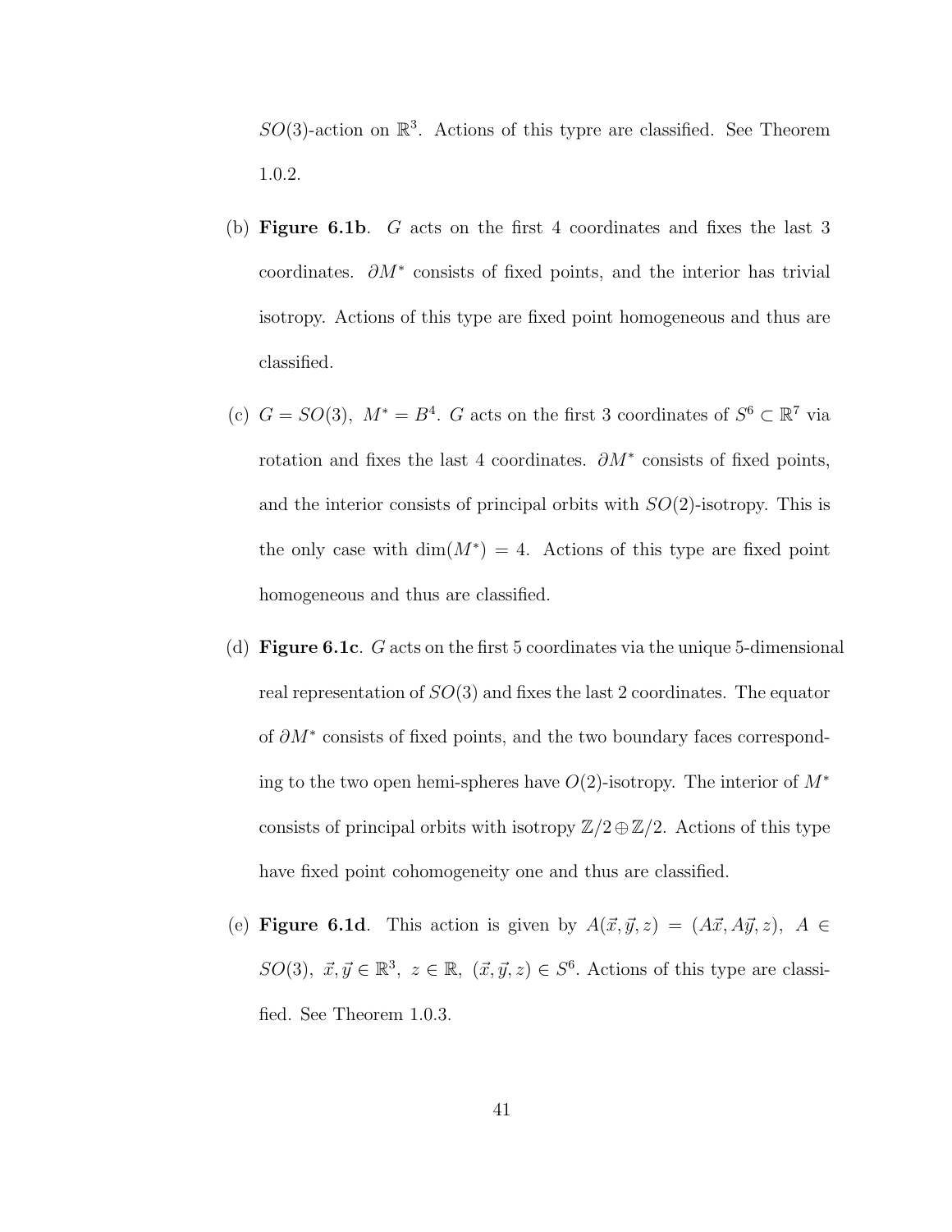$SO(3)$-action on $\mathbb{R}^3$. Actions of this typre are classified. See Theorem 1.0.2.

(b) **Figure 6.1b**. $G$ acts on the first 4 coordinates and fixes the last 3 coordinates. $\partial M^*$ consists of fixed points, and the interior has trivial isotropy. Actions of this type are fixed point homogeneous and thus are classified.

(c) $G = SO(3),\ M^* = B^4$. $G$ acts on the first 3 coordinates of $S^6 \subset \mathbb{R}^7$ via rotation and fixes the last 4 coordinates. $\partial M^*$ consists of fixed points, and the interior consists of principal orbits with $SO(2)$-isotropy. This is the only case with $\dim(M^*) = 4$. Actions of this type are fixed point homogeneous and thus are classified.

(d) **Figure 6.1c**. $G$ acts on the first 5 coordinates via the unique 5-dimensional real representation of $SO(3)$ and fixes the last 2 coordinates. The equator of $\partial M^*$ consists of fixed points, and the two boundary faces corresponding to the two open hemi-spheres have $O(2)$-isotropy. The interior of $M^*$ consists of principal orbits with isotropy $\mathbb{Z}/2 \oplus \mathbb{Z}/2$. Actions of this type have fixed point cohomogeneity one and thus are classified.

(e) **Figure 6.1d**. This action is given by $A(\vec{x}, \vec{y}, z) = (A\vec{x}, A\vec{y}, z),\ A \in SO(3),\ \vec{x}, \vec{y} \in \mathbb{R}^3,\ z \in \mathbb{R},\ (\vec{x}, \vec{y}, z) \in S^6$. Actions of this type are classified. See Theorem 1.0.3.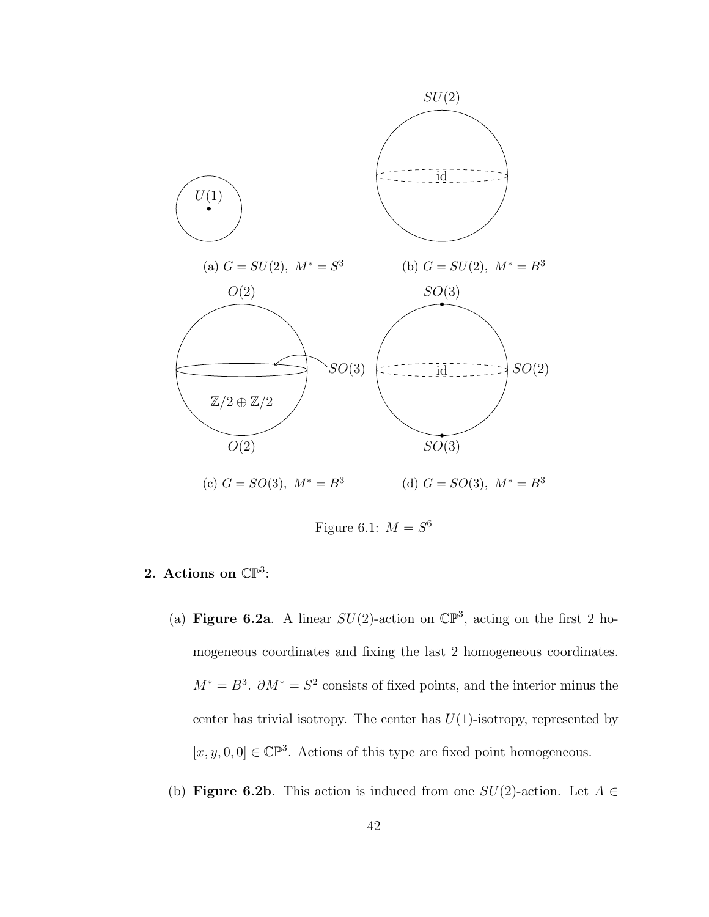(a) $G = SU(2),\ M^* = S^3$

(b) $G = SU(2),\ M^* = B^3$

(c) $G = SO(3),\ M^* = B^3$

(d) $G = SO(3),\ M^* = B^3$

Figure 6.1: $M = S^6$

**2. Actions on $\mathbb{CP}^3$:**

(a) **Figure 6.2a**. A linear $SU(2)$-action on $\mathbb{CP}^3$, acting on the first 2 homogeneous coordinates and fixing the last 2 homogeneous coordinates. $M^* = B^3$. $\partial M^* = S^2$ consists of fixed points, and the interior minus the center has trivial isotropy. The center has $U(1)$-isotropy, represented by $[x, y, 0, 0] \in \mathbb{CP}^3$. Actions of this type are fixed point homogeneous.

(b) **Figure 6.2b**. This action is induced from one $SU(2)$-action. Let $A \in$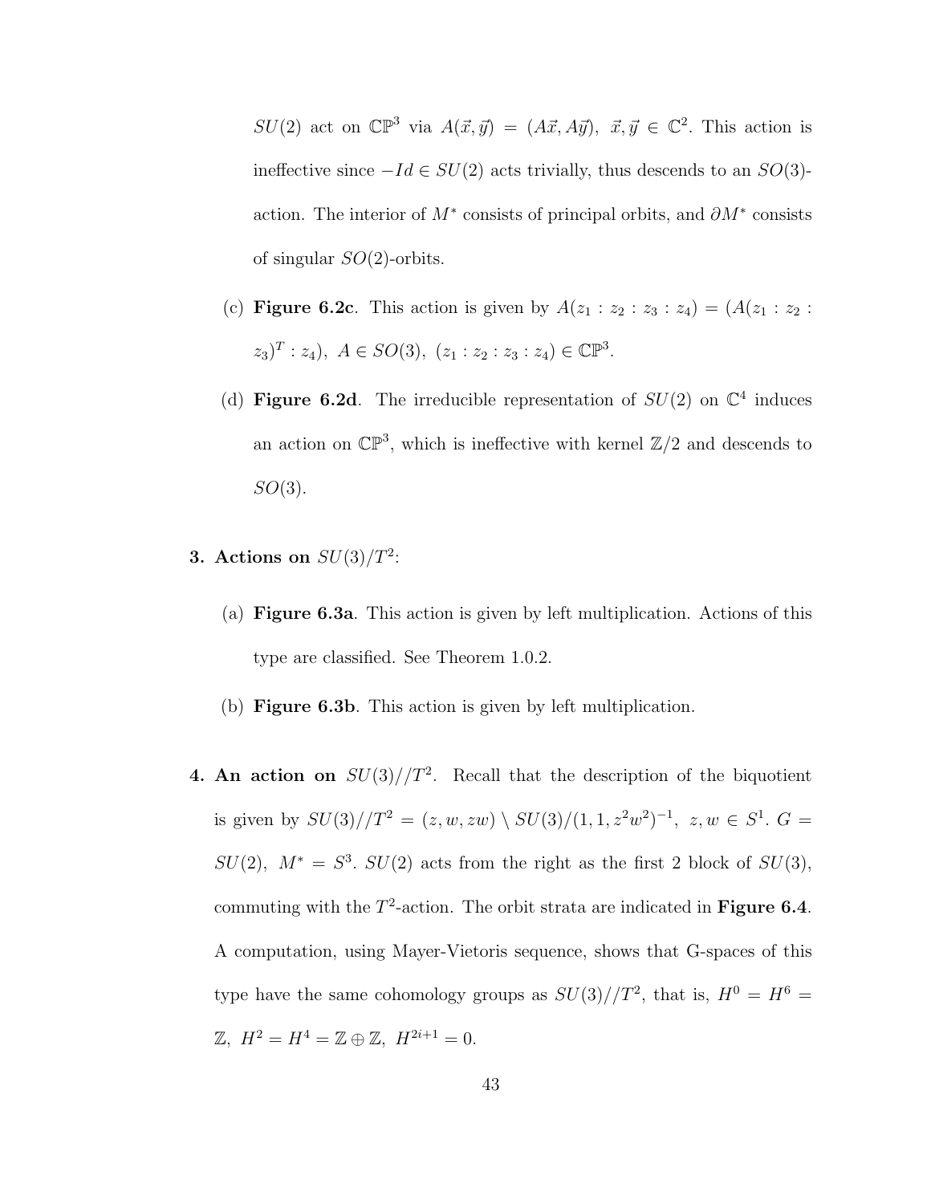$SU(2)$ act on $\mathbb{CP}^3$ via $A(\vec{x}, \vec{y}) = (A\vec{x}, A\vec{y}),\ \vec{x}, \vec{y} \in \mathbb{C}^2$. This action is ineffective since $-Id \in SU(2)$ acts trivially, thus descends to an $SO(3)$-action. The interior of $M^*$ consists of principal orbits, and $\partial M^*$ consists of singular $SO(2)$-orbits.

(c) **Figure 6.2c**. This action is given by $A(z_1 : z_2 : z_3 : z_4) = (A(z_1 : z_2 : z_3)^T : z_4),\ A \in SO(3),\ (z_1 : z_2 : z_3 : z_4) \in \mathbb{CP}^3$.

(d) **Figure 6.2d**. The irreducible representation of $SU(2)$ on $\mathbb{C}^4$ induces an action on $\mathbb{CP}^3$, which is ineffective with kernel $\mathbb{Z}/2$ and descends to $SO(3)$.

**3. Actions on $SU(3)/T^2$:**

(a) **Figure 6.3a**. This action is given by left multiplication. Actions of this type are classified. See Theorem 1.0.2.

(b) **Figure 6.3b**. This action is given by left multiplication.

**4. An action on $SU(3)//T^2$.** Recall that the description of the biquotient is given by $SU(3)//T^2 = (z, w, zw) \setminus SU(3)/(1, 1, z^2w^2)^{-1},\ z, w \in S^1$. $G = SU(2),\ M^* = S^3$. $SU(2)$ acts from the right as the first 2 block of $SU(3)$, commuting with the $T^2$-action. The orbit strata are indicated in **Figure 6.4**. A computation, using Mayer-Vietoris sequence, shows that G-spaces of this type have the same cohomology groups as $SU(3)//T^2$, that is, $H^0 = H^6 = \mathbb{Z},\ H^2 = H^4 = \mathbb{Z} \oplus \mathbb{Z},\ H^{2i+1} = 0$.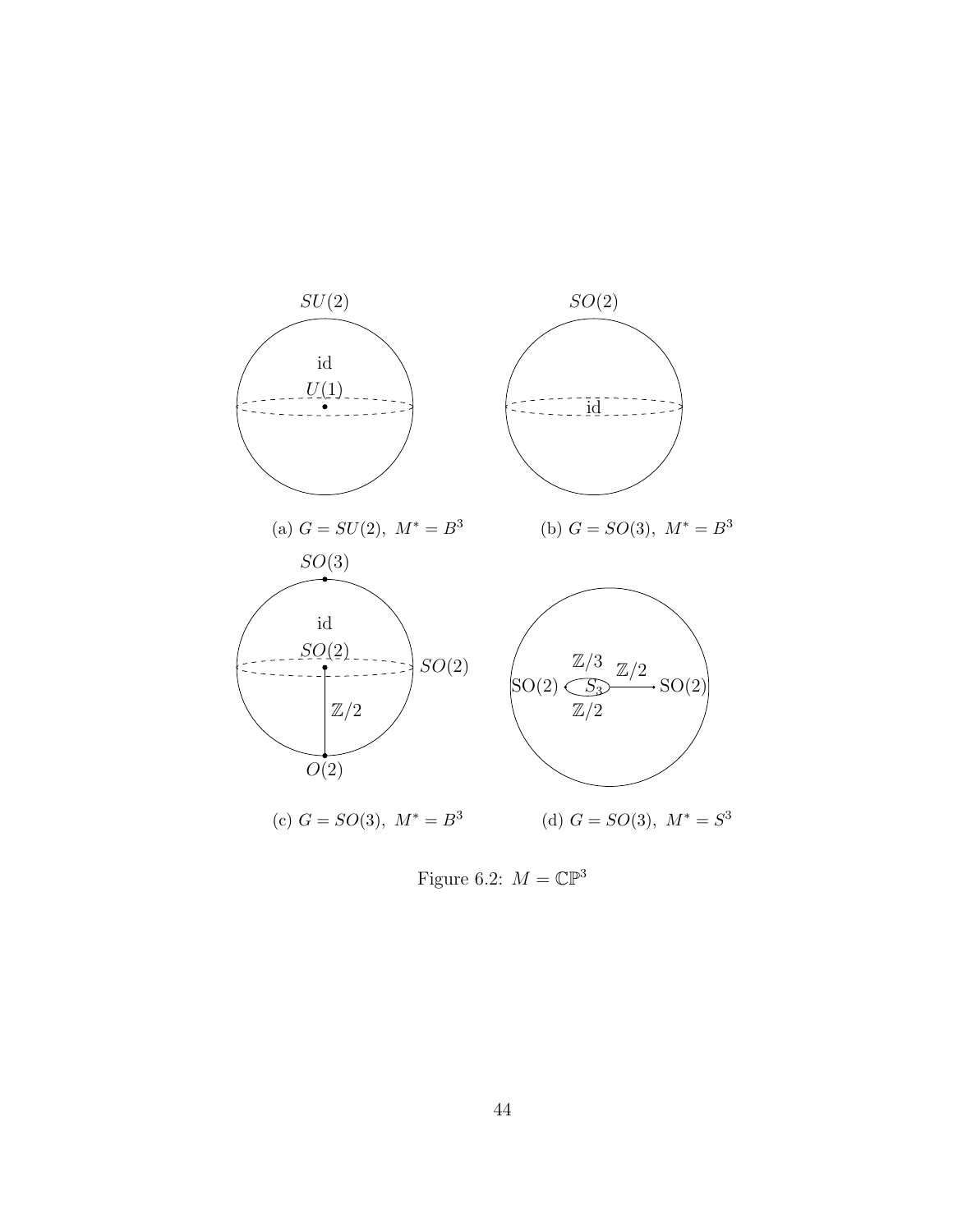(a) $G = SU(2),\ M^* = B^3$

(b) $G = SO(3),\ M^* = B^3$

(c) $G = SO(3),\ M^* = B^3$

(d) $G = SO(3),\ M^* = S^3$

Figure 6.2: $M = \mathbb{CP}^3$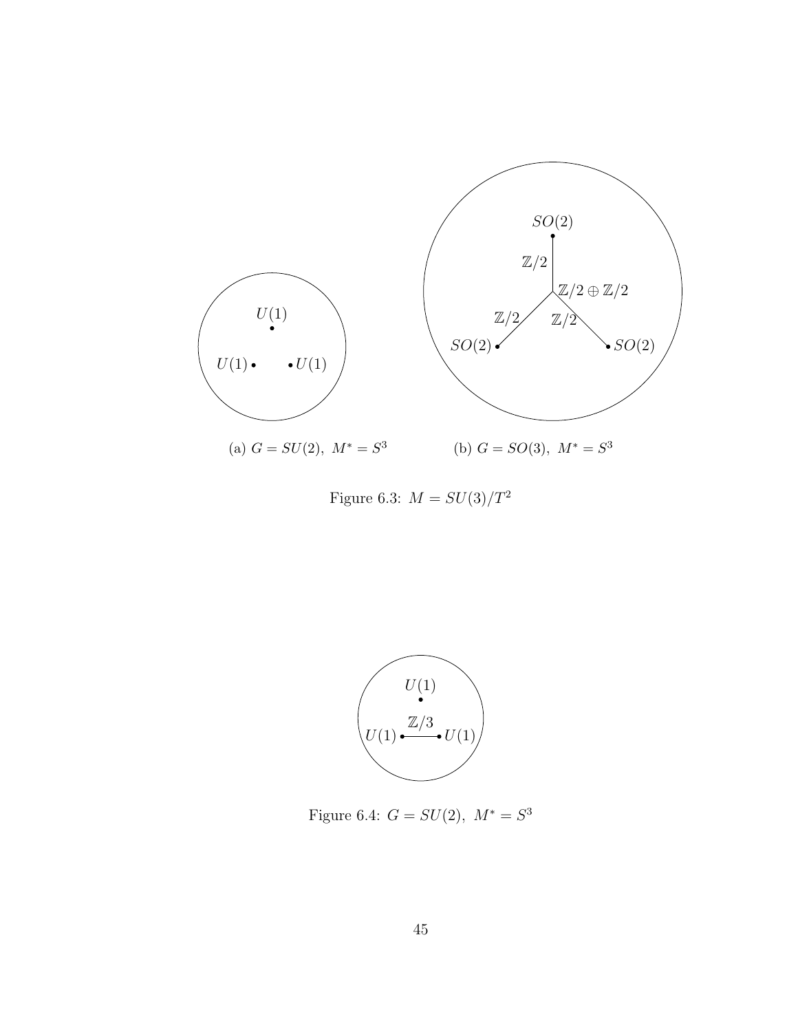(a) $G = SU(2),\ M^* = S^3$

(b) $G = SO(3),\ M^* = S^3$

Figure 6.3: $M = SU(3)/T^2$

Figure 6.4: $G = SU(2),\ M^* = S^3$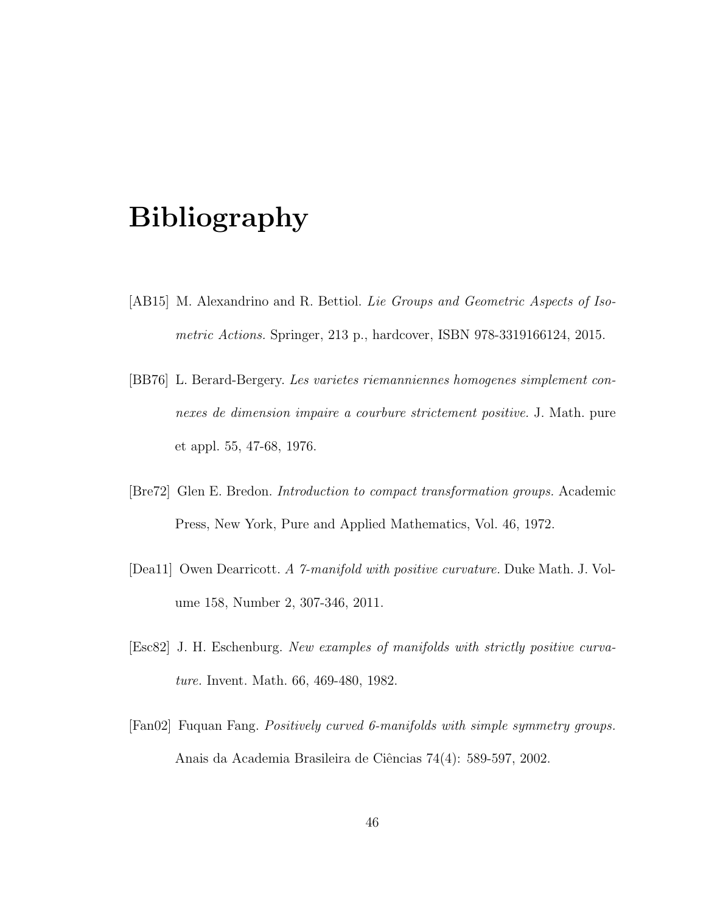# Bibliography

[AB15] M. Alexandrino and R. Bettiol. *Lie Groups and Geometric Aspects of Isometric Actions.* Springer, 213 p., hardcover, ISBN 978-3319166124, 2015.

[BB76] L. Berard-Bergery. *Les varietes riemanniennes homogenes simplement connexes de dimension impaire a courbure strictement positive.* J. Math. pure et appl. 55, 47-68, 1976.

[Bre72] Glen E. Bredon. *Introduction to compact transformation groups.* Academic Press, New York, Pure and Applied Mathematics, Vol. 46, 1972.

[Dea11] Owen Dearricott. *A 7-manifold with positive curvature.* Duke Math. J. Volume 158, Number 2, 307-346, 2011.

[Esc82] J. H. Eschenburg. *New examples of manifolds with strictly positive curvature.* Invent. Math. 66, 469-480, 1982.

[Fan02] Fuquan Fang. *Positively curved 6-manifolds with simple symmetry groups.* Anais da Academia Brasileira de Ciências 74(4): 589-597, 2002.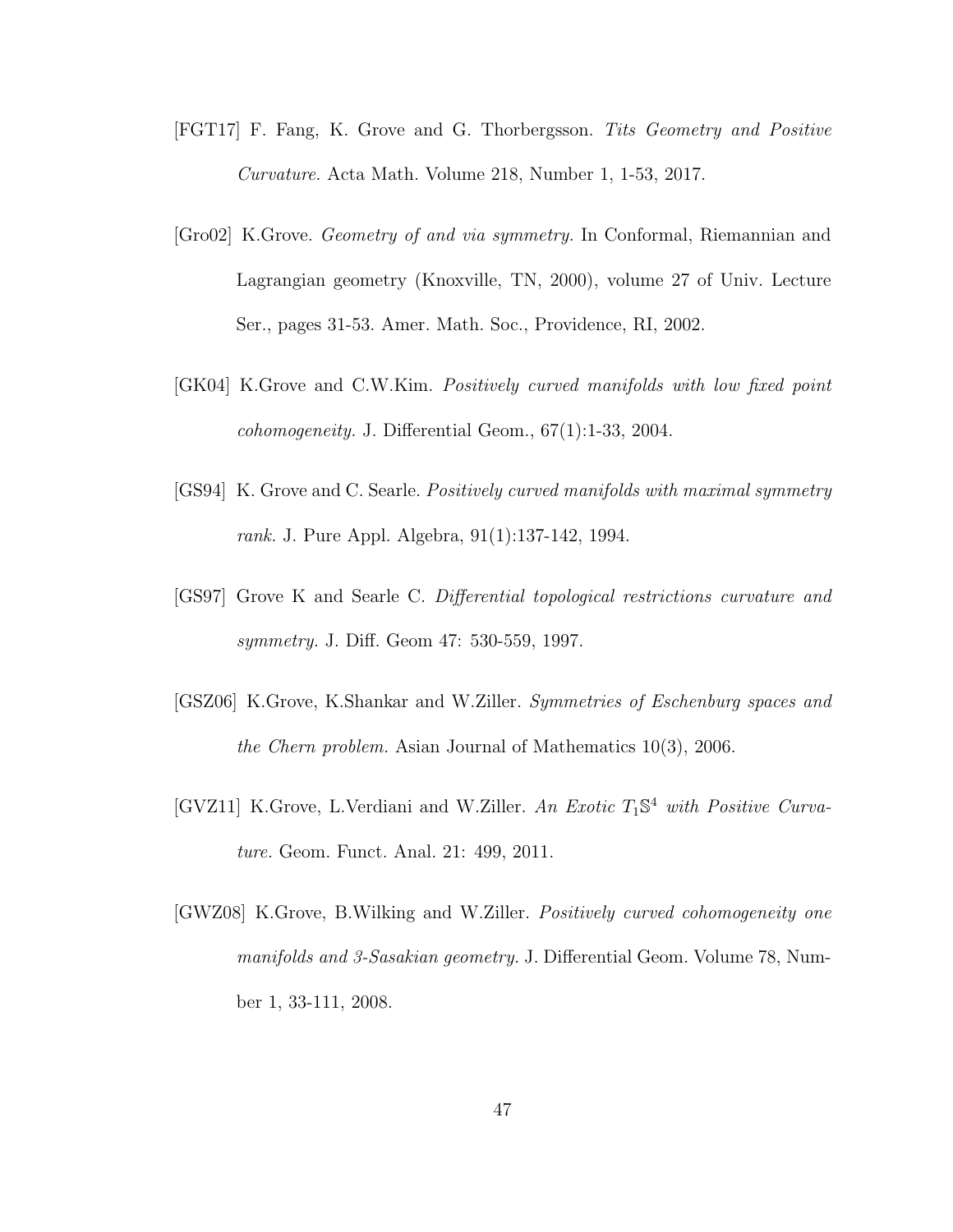[FGT17] F. Fang, K. Grove and G. Thorbergsson. *Tits Geometry and Positive Curvature.* Acta Math. Volume 218, Number 1, 1-53, 2017.

[Gro02] K.Grove. *Geometry of and via symmetry.* In Conformal, Riemannian and Lagrangian geometry (Knoxville, TN, 2000), volume 27 of Univ. Lecture Ser., pages 31-53. Amer. Math. Soc., Providence, RI, 2002.

[GK04] K.Grove and C.W.Kim. *Positively curved manifolds with low fixed point cohomogeneity.* J. Differential Geom., 67(1):1-33, 2004.

[GS94] K. Grove and C. Searle. *Positively curved manifolds with maximal symmetry rank.* J. Pure Appl. Algebra, 91(1):137-142, 1994.

[GS97] Grove K and Searle C. *Differential topological restrictions curvature and symmetry.* J. Diff. Geom 47: 530-559, 1997.

[GSZ06] K.Grove, K.Shankar and W.Ziller. *Symmetries of Eschenburg spaces and the Chern problem.* Asian Journal of Mathematics 10(3), 2006.

[GVZ11] K.Grove, L.Verdiani and W.Ziller. *An Exotic $T_1\mathbb{S}^4$ with Positive Curvature.* Geom. Funct. Anal. 21: 499, 2011.

[GWZ08] K.Grove, B.Wilking and W.Ziller. *Positively curved cohomogeneity one manifolds and 3-Sasakian geometry.* J. Differential Geom. Volume 78, Number 1, 33-111, 2008.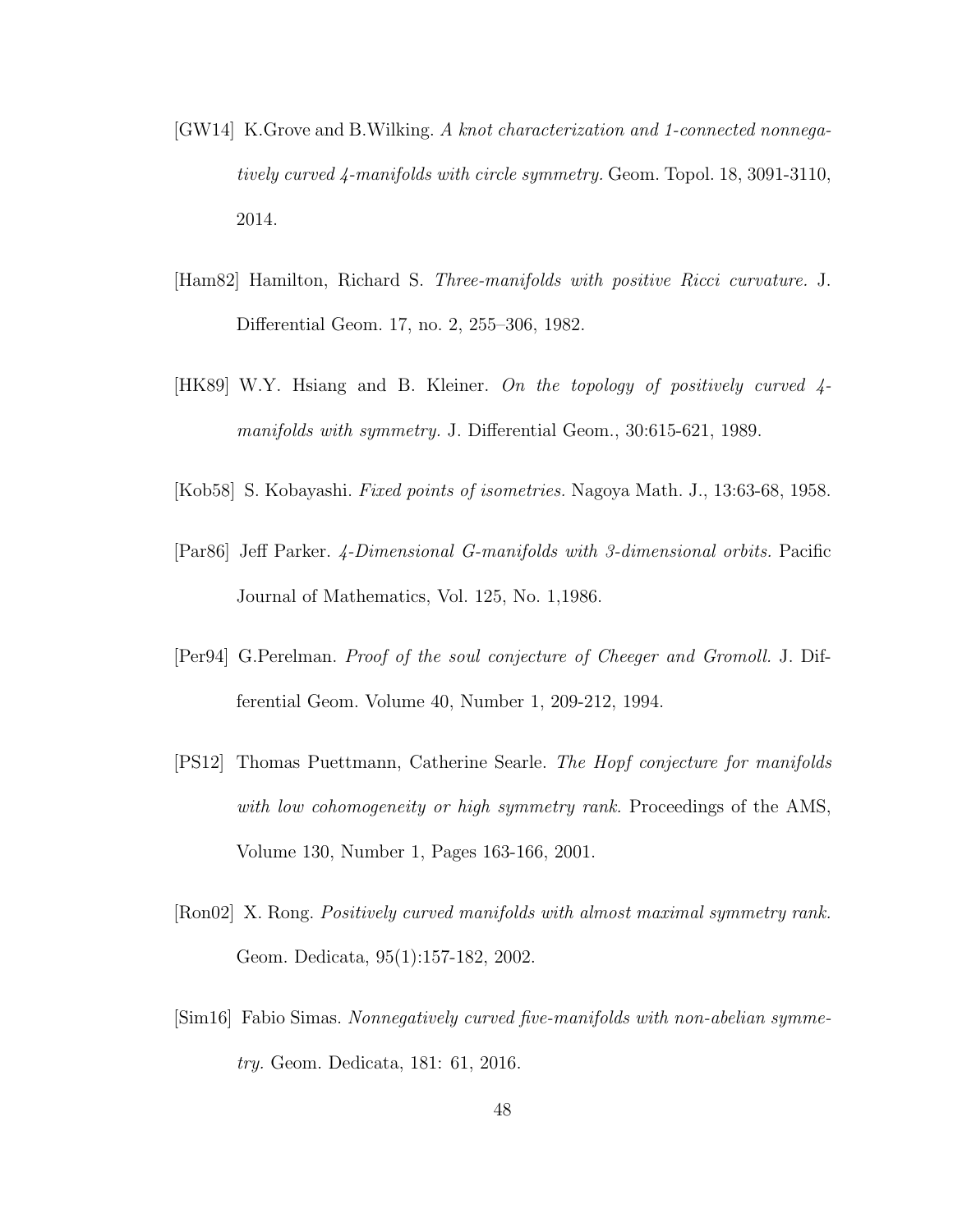[GW14] K.Grove and B.Wilking. *A knot characterization and 1-connected nonnegatively curved 4-manifolds with circle symmetry.* Geom. Topol. 18, 3091-3110, 2014.

[Ham82] Hamilton, Richard S. *Three-manifolds with positive Ricci curvature.* J. Differential Geom. 17, no. 2, 255–306, 1982.

[HK89] W.Y. Hsiang and B. Kleiner. *On the topology of positively curved 4-manifolds with symmetry.* J. Differential Geom., 30:615-621, 1989.

[Kob58] S. Kobayashi. *Fixed points of isometries.* Nagoya Math. J., 13:63-68, 1958.

[Par86] Jeff Parker. *4-Dimensional G-manifolds with 3-dimensional orbits.* Pacific Journal of Mathematics, Vol. 125, No. 1,1986.

[Per94] G.Perelman. *Proof of the soul conjecture of Cheeger and Gromoll.* J. Differential Geom. Volume 40, Number 1, 209-212, 1994.

[PS12] Thomas Puettmann, Catherine Searle. *The Hopf conjecture for manifolds with low cohomogeneity or high symmetry rank.* Proceedings of the AMS, Volume 130, Number 1, Pages 163-166, 2001.

[Ron02] X. Rong. *Positively curved manifolds with almost maximal symmetry rank.* Geom. Dedicata, 95(1):157-182, 2002.

[Sim16] Fabio Simas. *Nonnegatively curved five-manifolds with non-abelian symmetry.* Geom. Dedicata, 181: 61, 2016.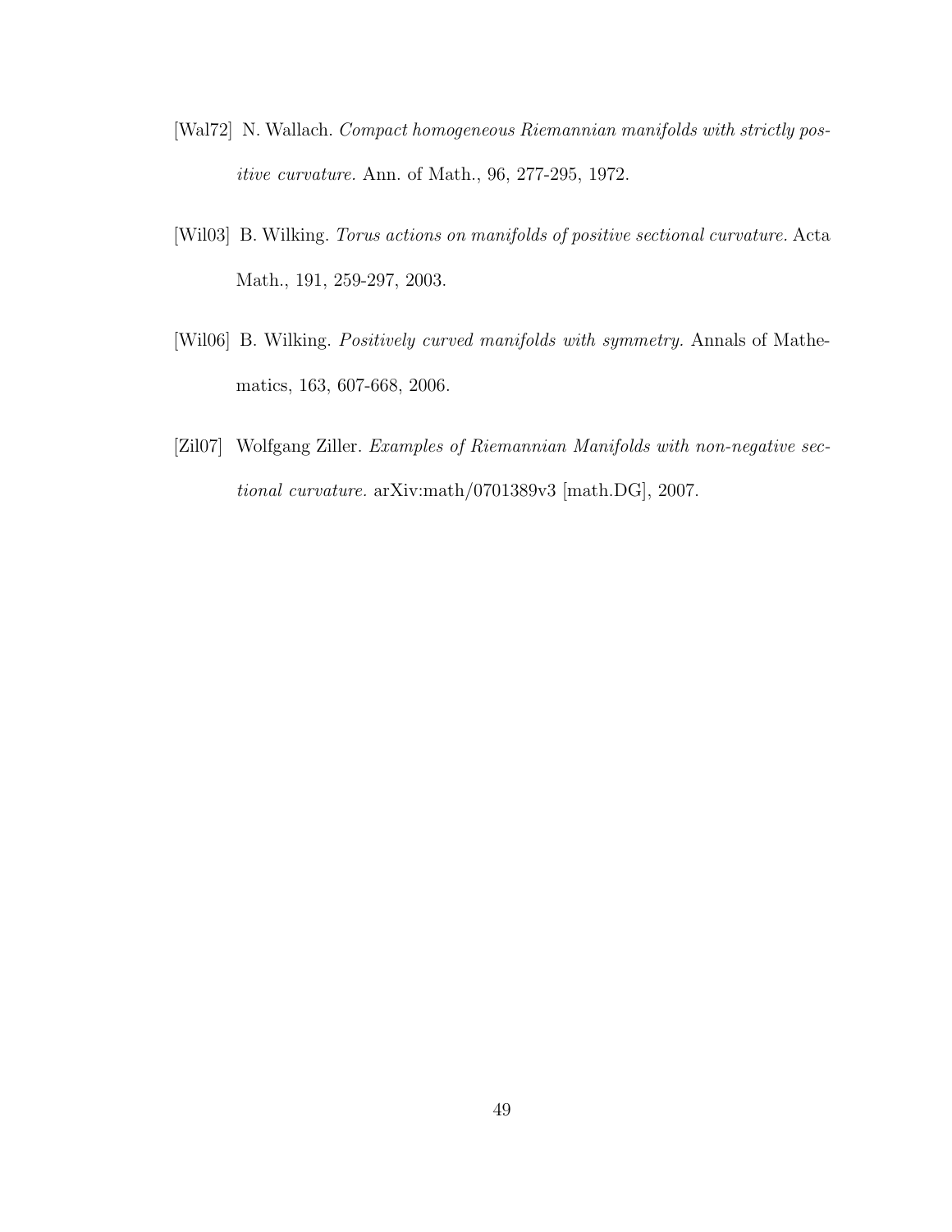[Wal72] N. Wallach. *Compact homogeneous Riemannian manifolds with strictly positive curvature.* Ann. of Math., 96, 277-295, 1972.

[Wil03] B. Wilking. *Torus actions on manifolds of positive sectional curvature.* Acta Math., 191, 259-297, 2003.

[Wil06] B. Wilking. *Positively curved manifolds with symmetry.* Annals of Mathematics, 163, 607-668, 2006.

[Zil07] Wolfgang Ziller. *Examples of Riemannian Manifolds with non-negative sectional curvature.* arXiv:math/0701389v3 [math.DG], 2007.